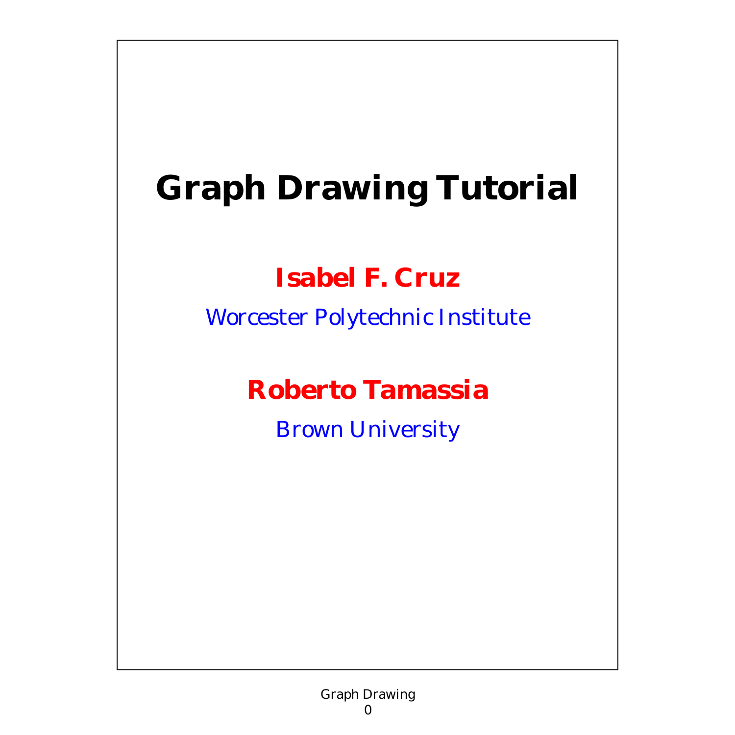# Graph Drawing Tutorial

**Isabel F. Cruz**

*Worcester Polytechnic Institute*

**Roberto Tamassia**

*Brown University*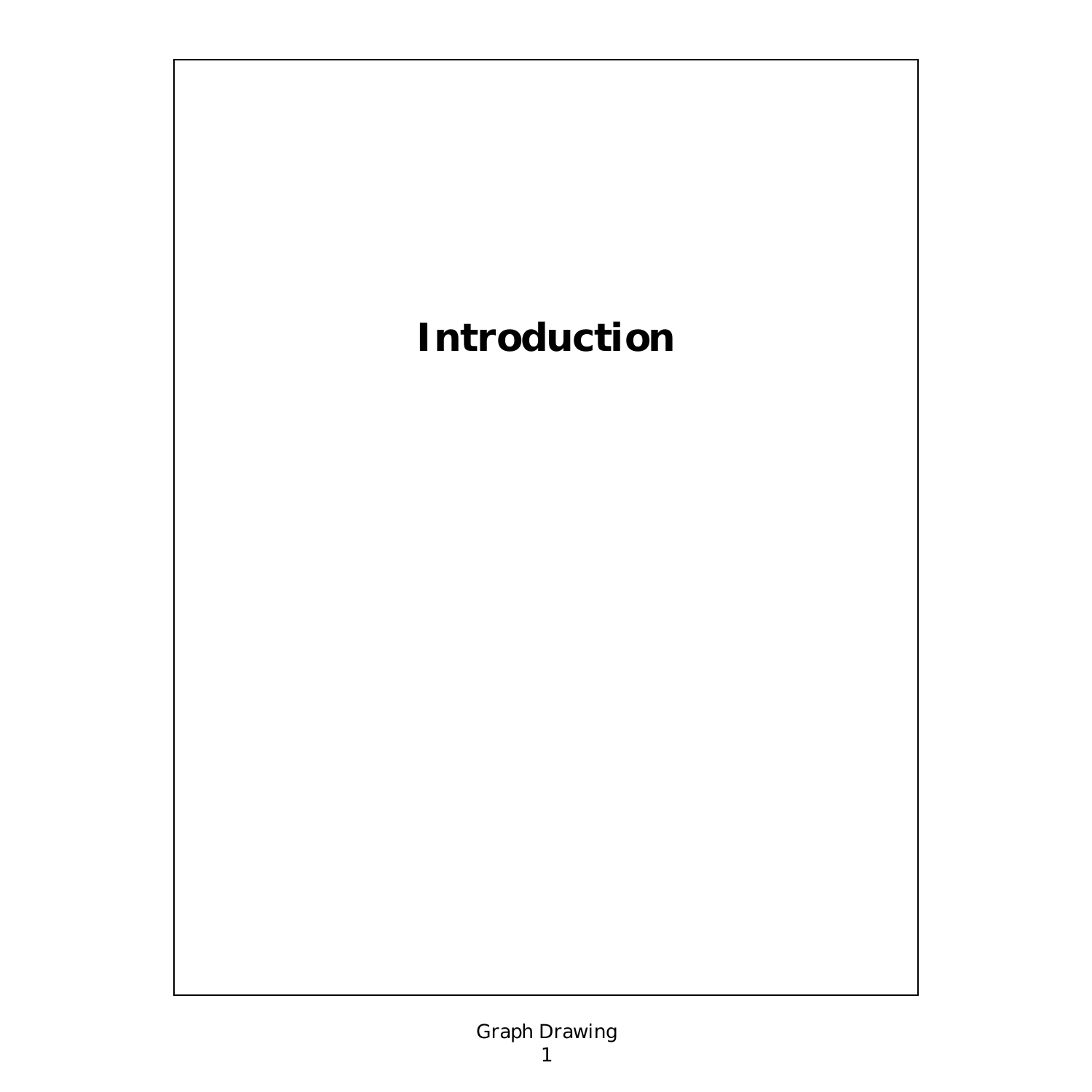# Introduction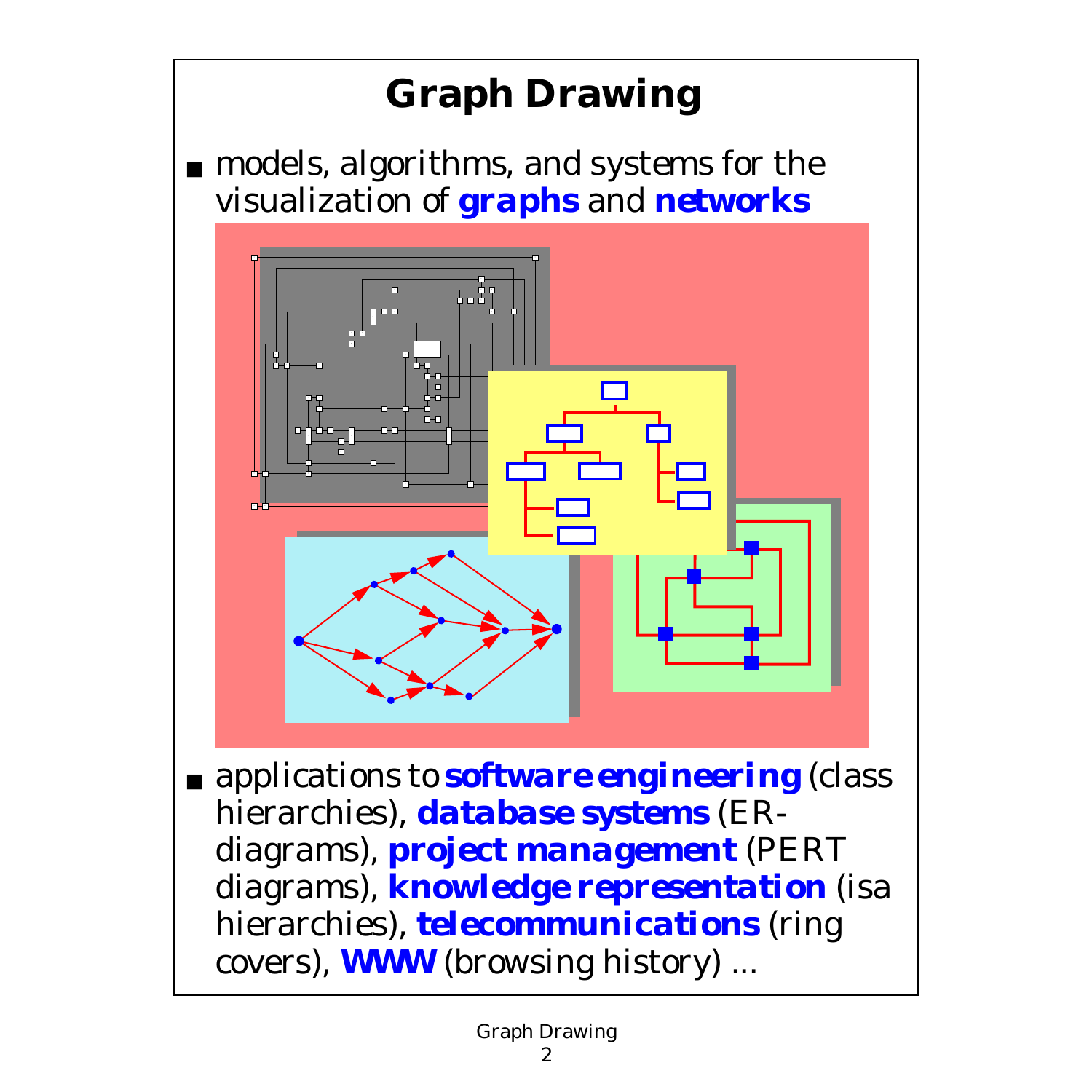# Graph Drawing

- models, algorithms, and systems for the visualization of **graphs** and **networks**

- applications to **software engineering** (class hierarchies), **database systems** (ER-diagrams), **project management** (PERT diagrams), **knowledge representation** (isa hierarchies), **telecommunications** (ring covers), **WWW** (browsing history) ...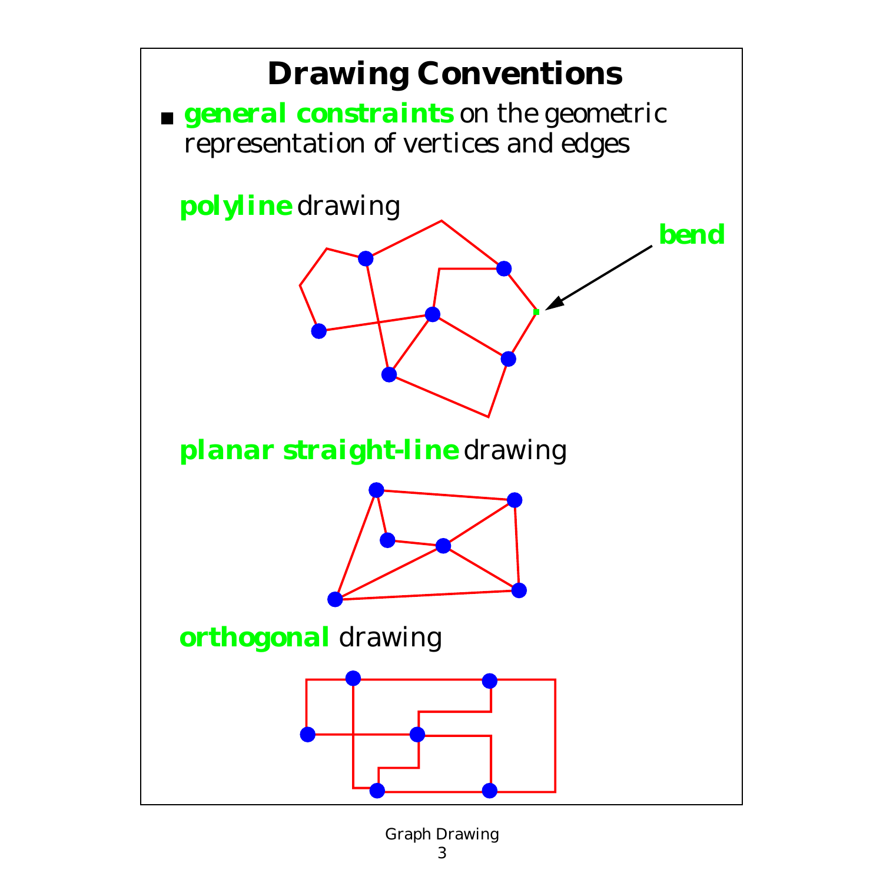# Drawing Conventions

- **general constraints** on the geometric representation of vertices and edges

**polyline** drawing

**bend**

**planar straight-line** drawing

**orthogonal** drawing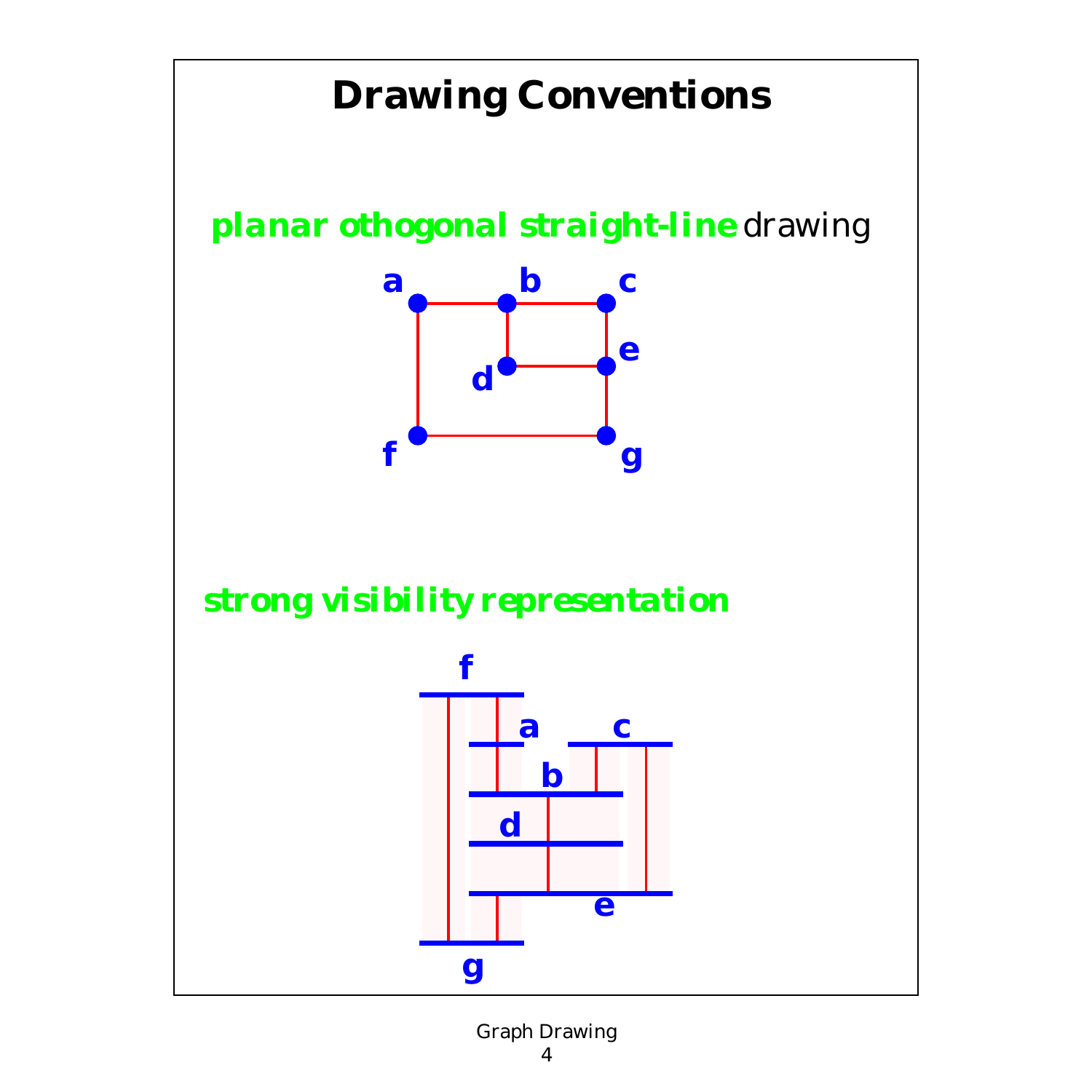# Drawing Conventions

**planar othogonal straight-line** drawing

**strong visibility representation**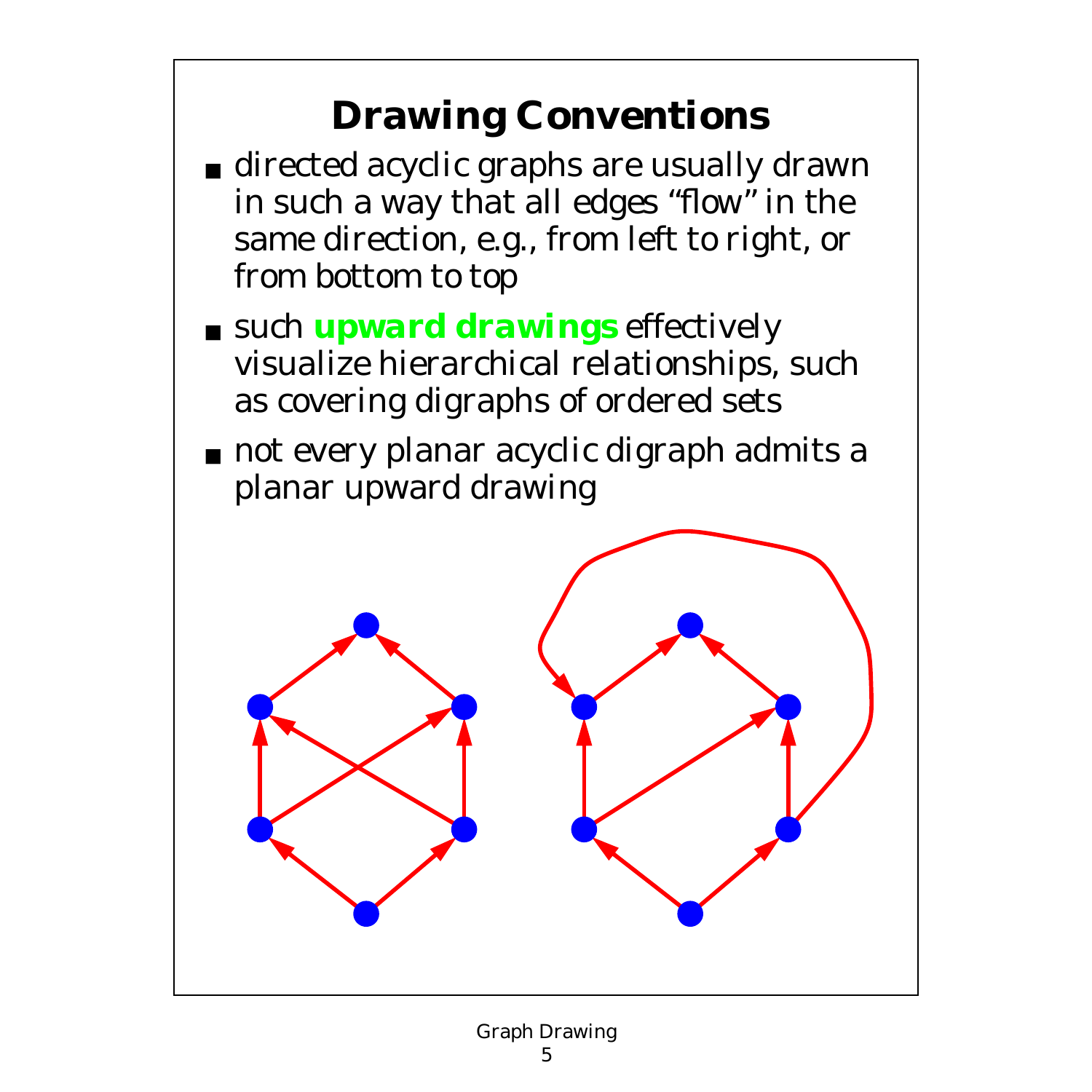# Drawing Conventions

- directed acyclic graphs are usually drawn in such a way that all edges “flow” in the same direction, e.g., from left to right, or from bottom to top
- such **upward drawings** effectively visualize hierarchical relationships, such as covering digraphs of ordered sets
- not every planar acyclic digraph admits a planar upward drawing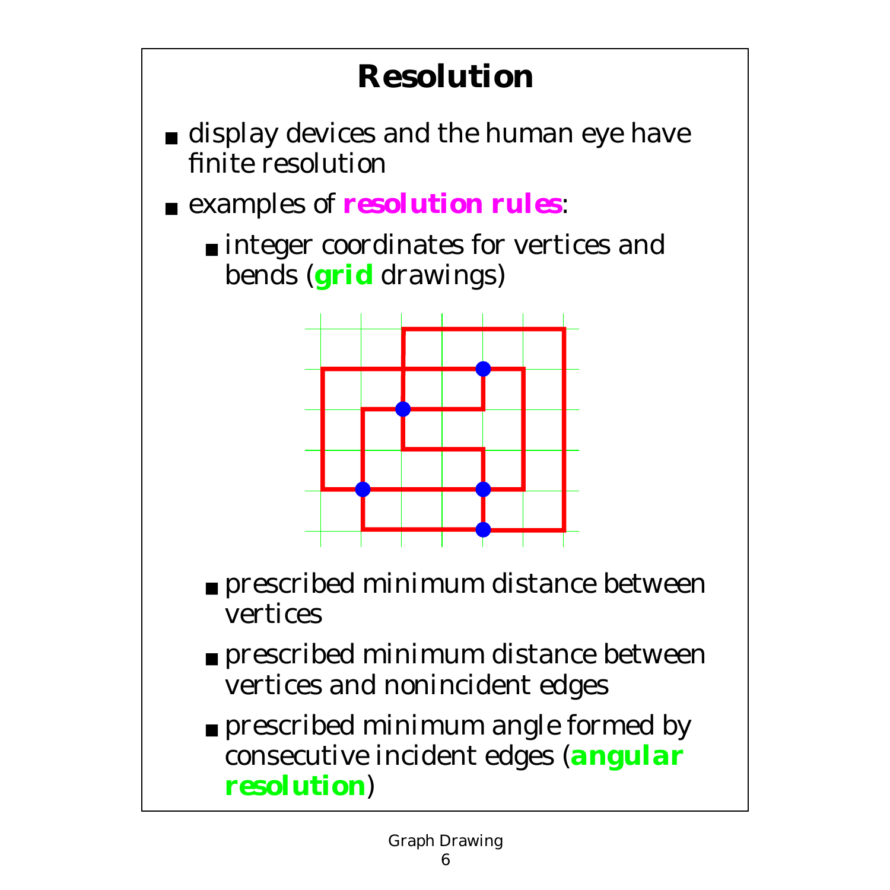# Resolution

- display devices and the human eye have finite resolution
- examples of **resolution rules**:
  - integer coordinates for vertices and bends (**grid** drawings)
  - prescribed minimum distance between vertices
  - prescribed minimum distance between vertices and nonincident edges
  - prescribed minimum angle formed by consecutive incident edges (**angular resolution**)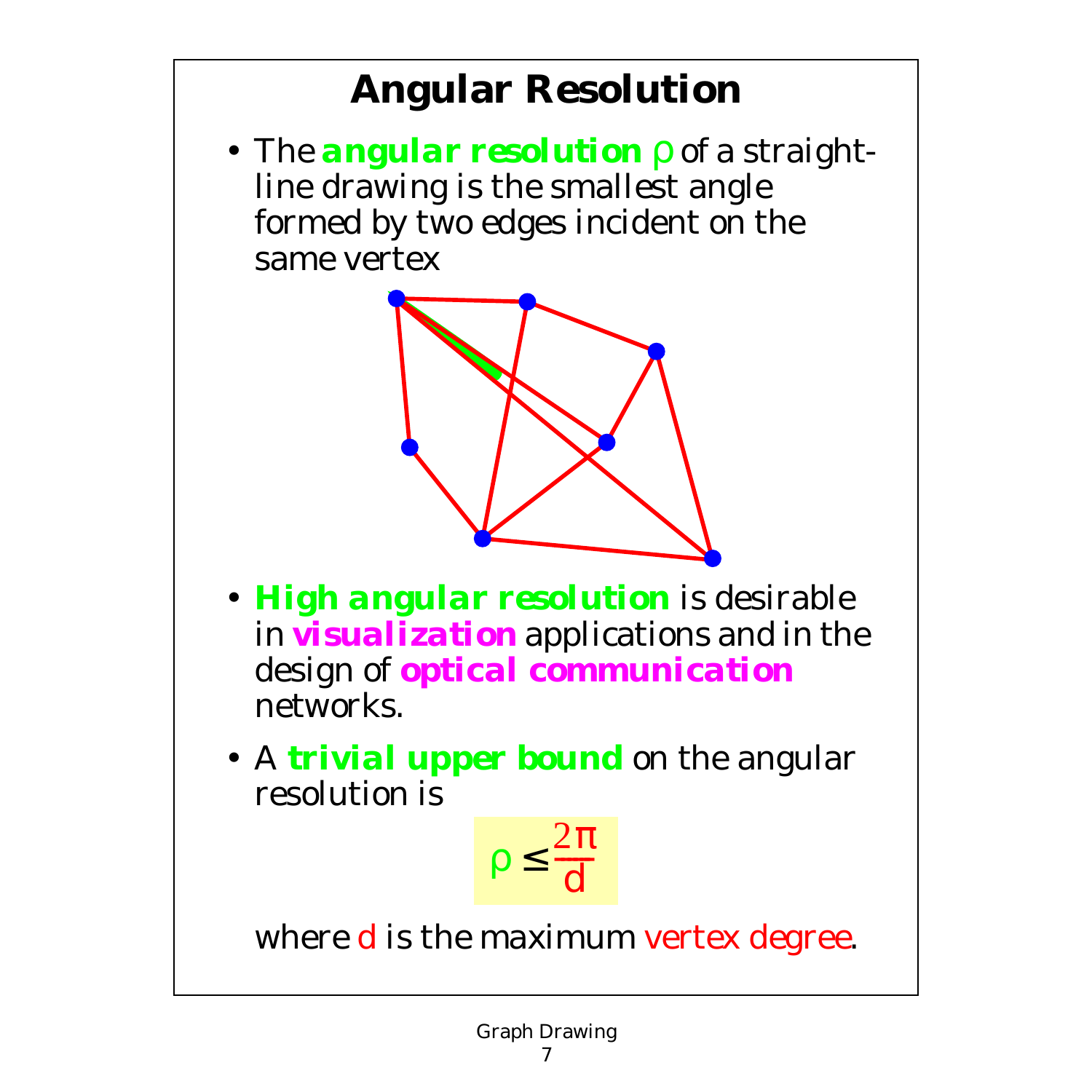# Angular Resolution

- The **angular resolution** $\rho$ of a straight-line drawing is the smallest angle formed by two edges incident on the same vertex

- **High angular resolution** is desirable in **visualization** applications and in the design of **optical communication** networks.

- A **trivial upper bound** on the angular resolution is

$$\rho \leq \frac{2\pi}{d}$$

where $d$ is the maximum vertex degree.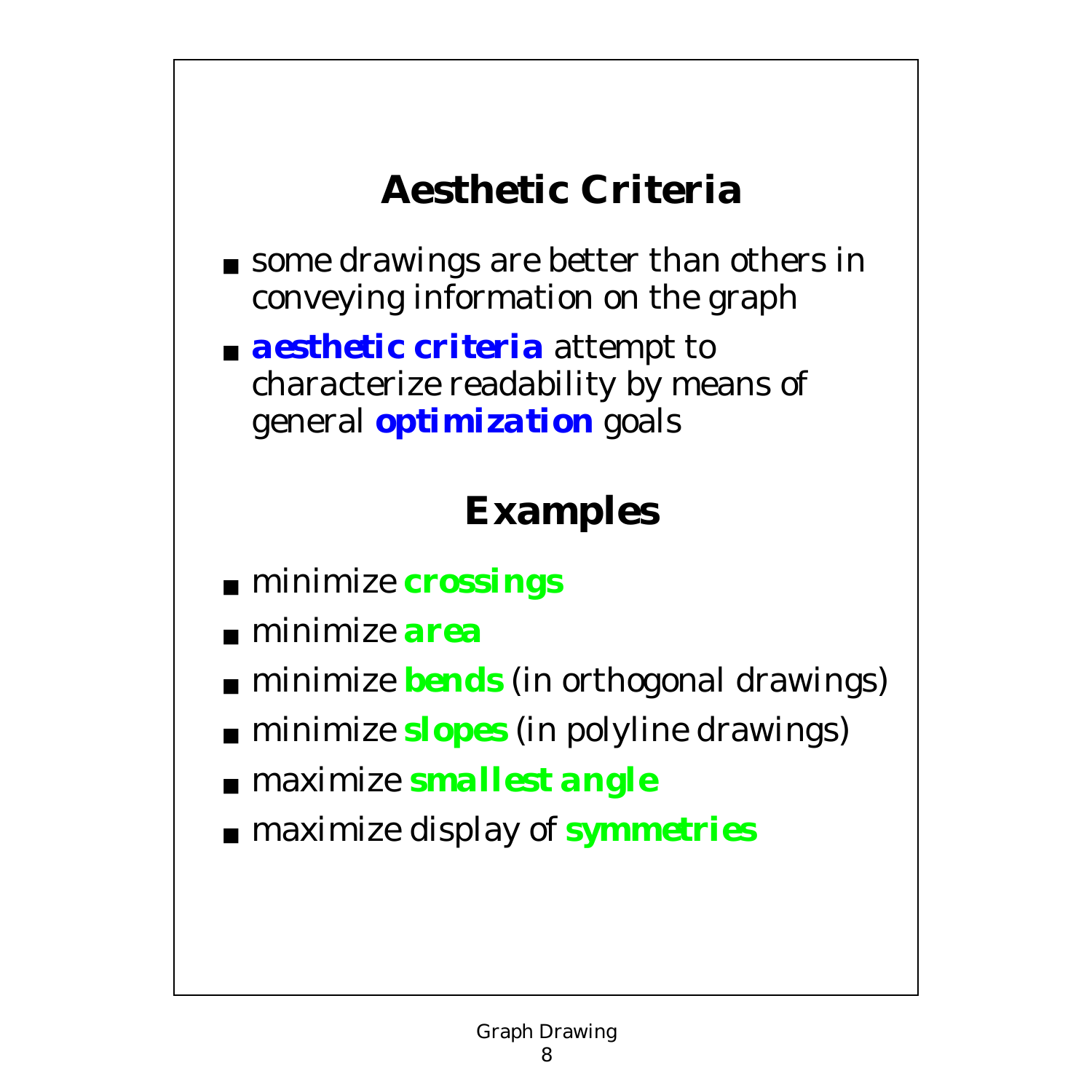# Aesthetic Criteria

- some drawings are better than others in conveying information on the graph
- ***aesthetic criteria*** attempt to characterize readability by means of general ***optimization*** goals

## Examples

- minimize ***crossings***
- minimize ***area***
- minimize ***bends*** (in orthogonal drawings)
- minimize ***slopes*** (in polyline drawings)
- maximize ***smallest angle***
- maximize display of ***symmetries***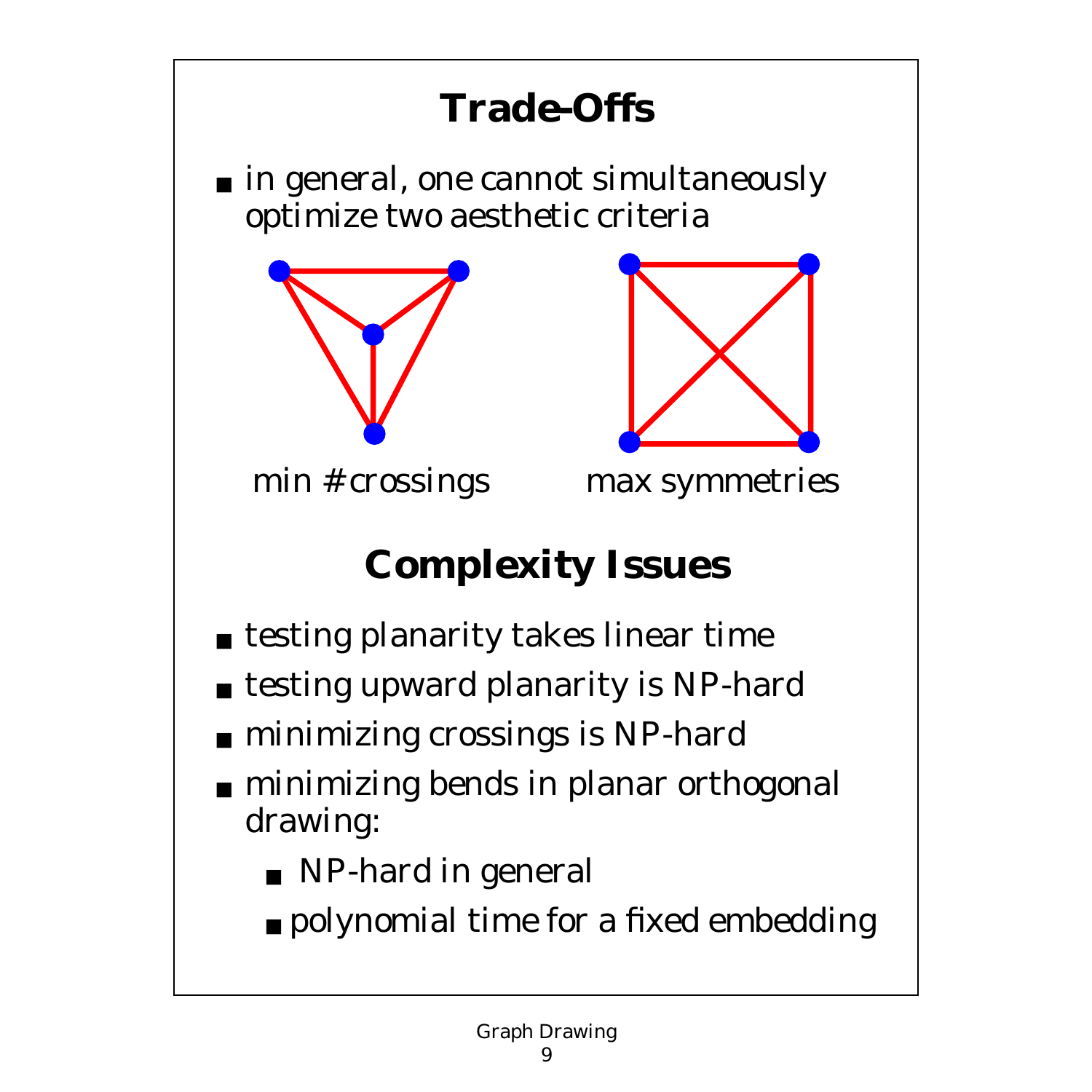## Trade-Offs

- in general, one cannot simultaneously optimize two aesthetic criteria

min # crossings        max symmetries

## Complexity Issues

- testing planarity takes linear time
- testing upward planarity is NP-hard
- minimizing crossings is NP-hard
- minimizing bends in planar orthogonal drawing:
  - NP-hard in general
  - polynomial time for a fixed embedding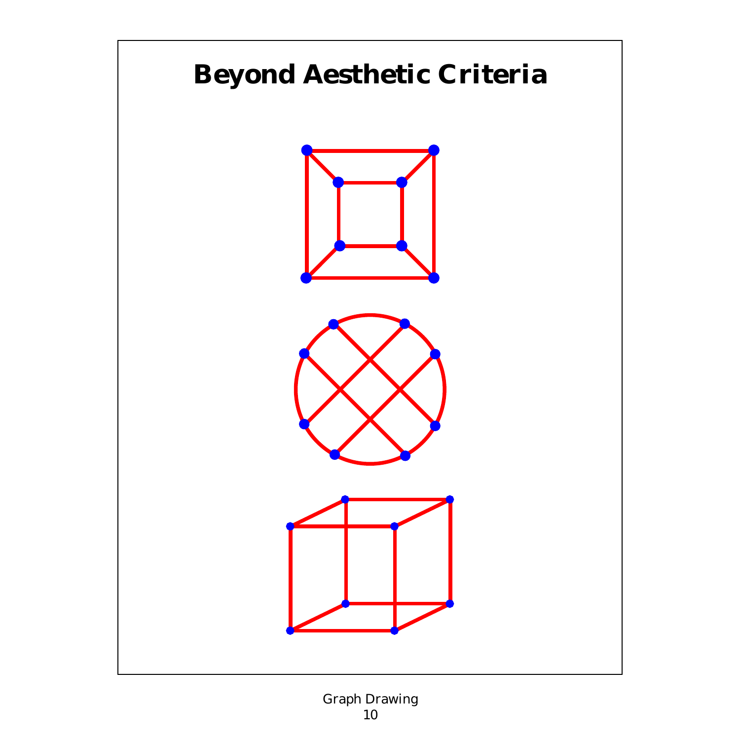# Beyond Aesthetic Criteria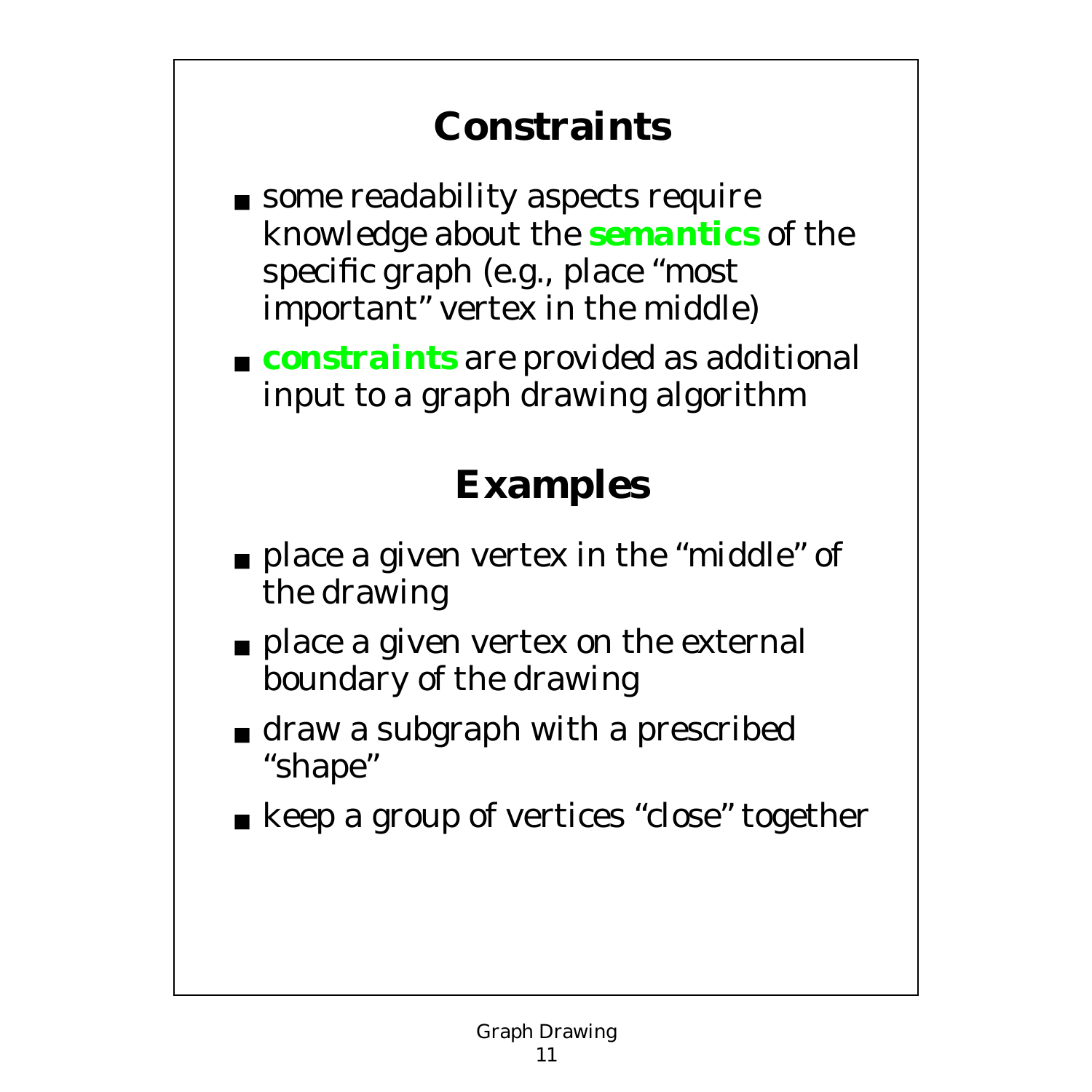# Constraints

- some readability aspects require knowledge about the **semantics** of the specific graph (e.g., place "most important" vertex in the middle)
- **constraints** are provided as additional input to a graph drawing algorithm

## Examples

- place a given vertex in the "middle" of the drawing
- place a given vertex on the external boundary of the drawing
- draw a subgraph with a prescribed "shape"
- keep a group of vertices "close" together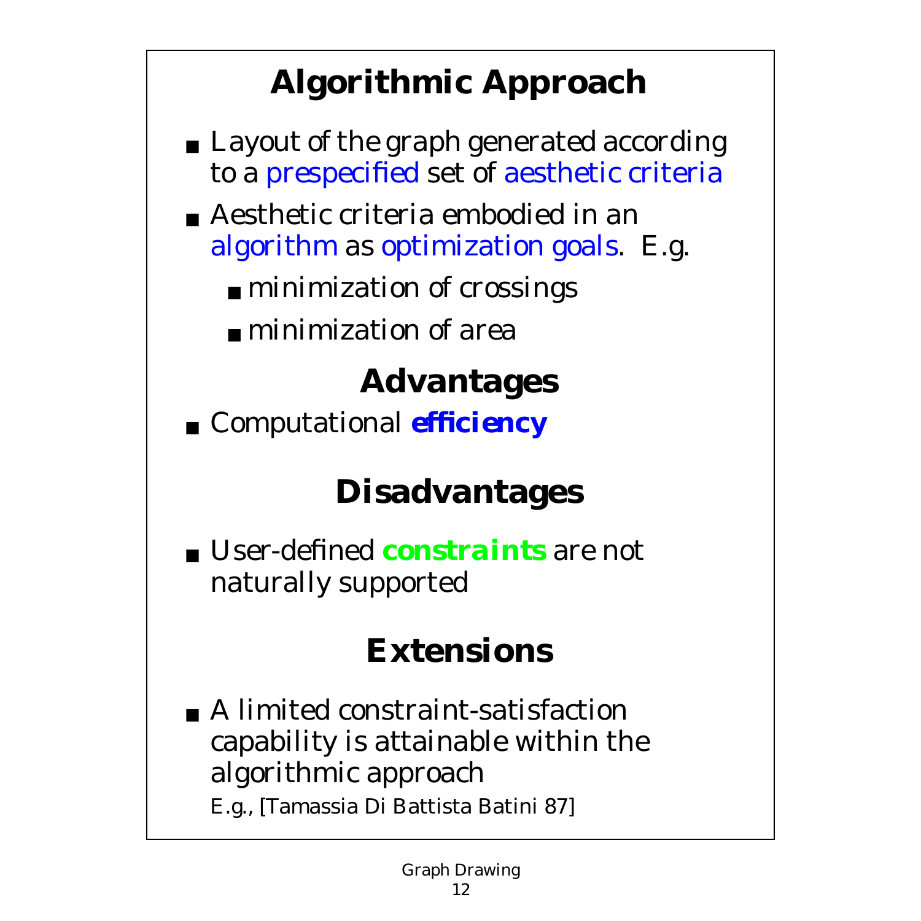# Algorithmic Approach

- Layout of the graph generated according to a prespecified set of aesthetic criteria
- Aesthetic criteria embodied in an algorithm as optimization goals. E.g.
  - minimization of crossings
  - minimization of area

## Advantages

- Computational ***efficiency***

## Disadvantages

- User-defined ***constraints*** are not naturally supported

## Extensions

- A limited constraint-satisfaction capability is attainable within the algorithmic approach

  E.g., [Tamassia Di Battista Batini 87]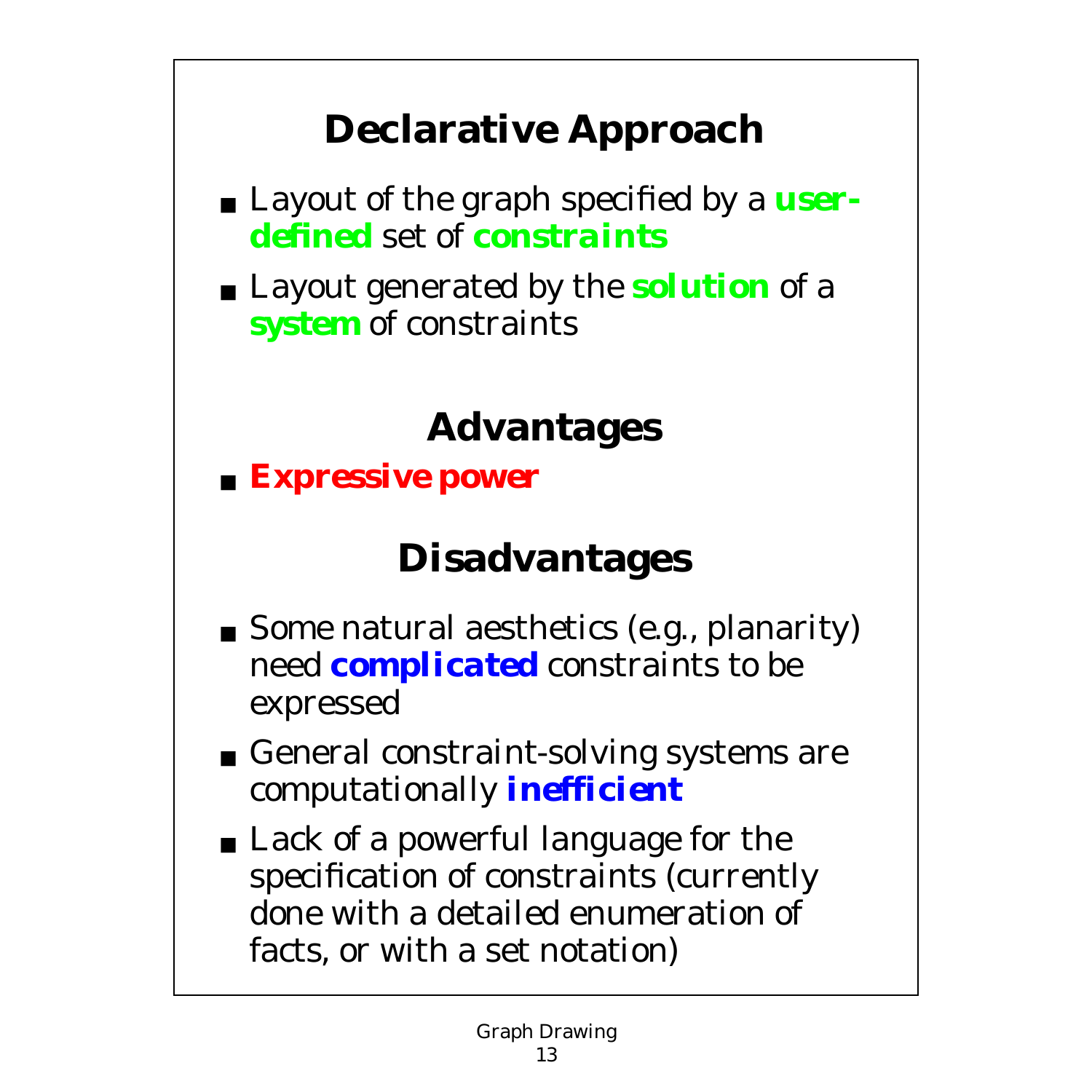# Declarative Approach

- Layout of the graph specified by a ***user-defined*** set of ***constraints***
- Layout generated by the ***solution*** of a ***system*** of constraints

## Advantages

- ***Expressive power***

## Disadvantages

- Some natural aesthetics (e.g., planarity) need ***complicated*** constraints to be expressed
- General constraint-solving systems are computationally ***inefficient***
- Lack of a powerful language for the specification of constraints (currently done with a detailed enumeration of facts, or with a set notation)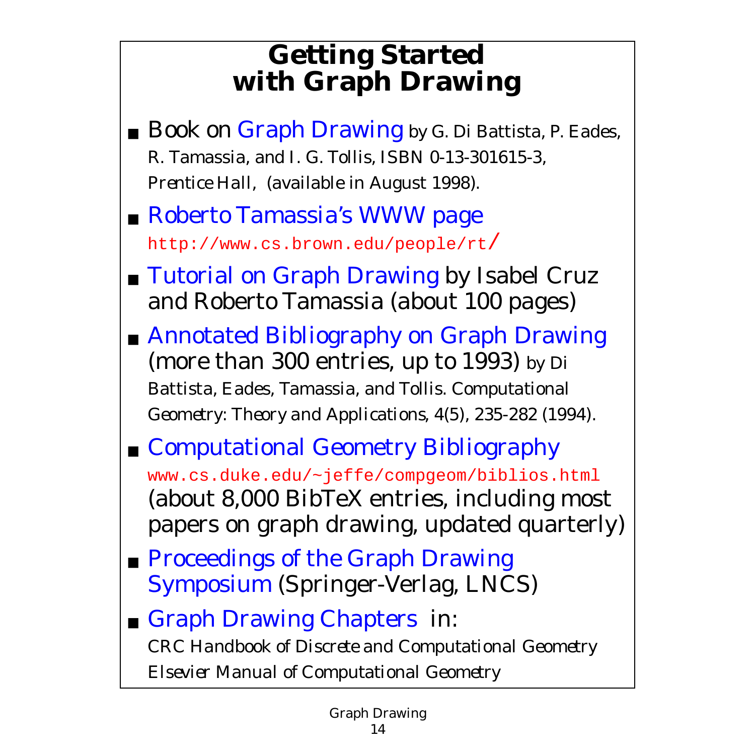# Getting Started with Graph Drawing

- Book on Graph Drawing by G. Di Battista, P. Eades, R. Tamassia, and I. G. Tollis, ISBN 0-13-301615-3, Prentice Hall, (available in August 1998).
- Roberto Tamassia's WWW page
  `http://www.cs.brown.edu/people/rt/`
- Tutorial on Graph Drawing by Isabel Cruz and Roberto Tamassia (about 100 pages)
- Annotated Bibliography on Graph Drawing (more than 300 entries, up to 1993) by Di Battista, Eades, Tamassia, and Tollis. Computational Geometry: Theory and Applications, 4(5), 235-282 (1994).
- Computational Geometry Bibliography
  `www.cs.duke.edu/~jeffe/compgeom/biblios.html`
  (about 8,000 BibTeX entries, including most papers on graph drawing, updated quarterly)
- Proceedings of the Graph Drawing Symposium (Springer-Verlag, LNCS)
- Graph Drawing Chapters in:
  *CRC Handbook of Discrete and Computational Geometry*
  *Elsevier Manual of Computational Geometry*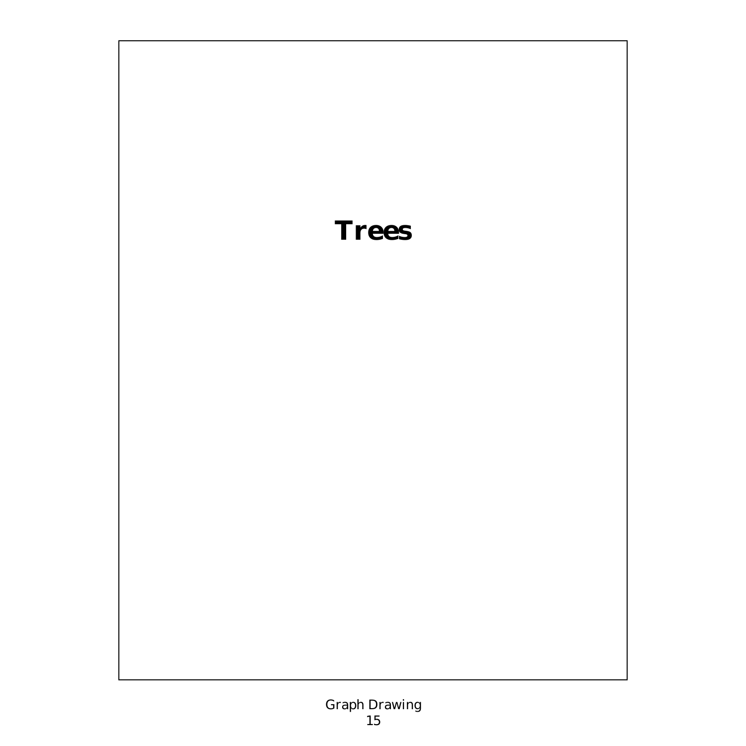# Trees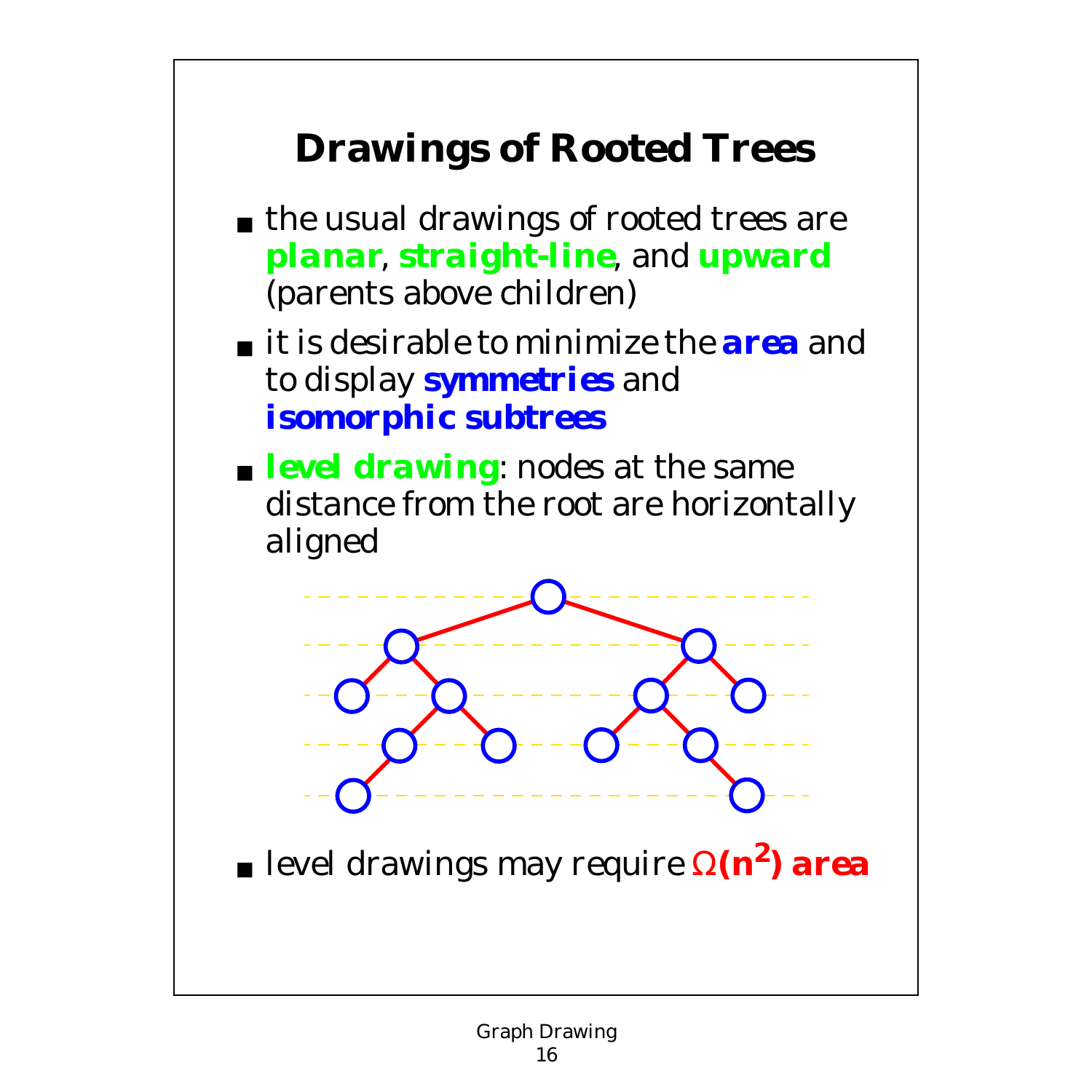# Drawings of Rooted Trees

- the usual drawings of rooted trees are **planar**, **straight-line**, and **upward** (parents above children)
- it is desirable to minimize the **area** and to display **symmetries** and **isomorphic subtrees**
- **level drawing**: nodes at the same distance from the root are horizontally aligned
- level drawings may require $\Omega(n^2)$ **area**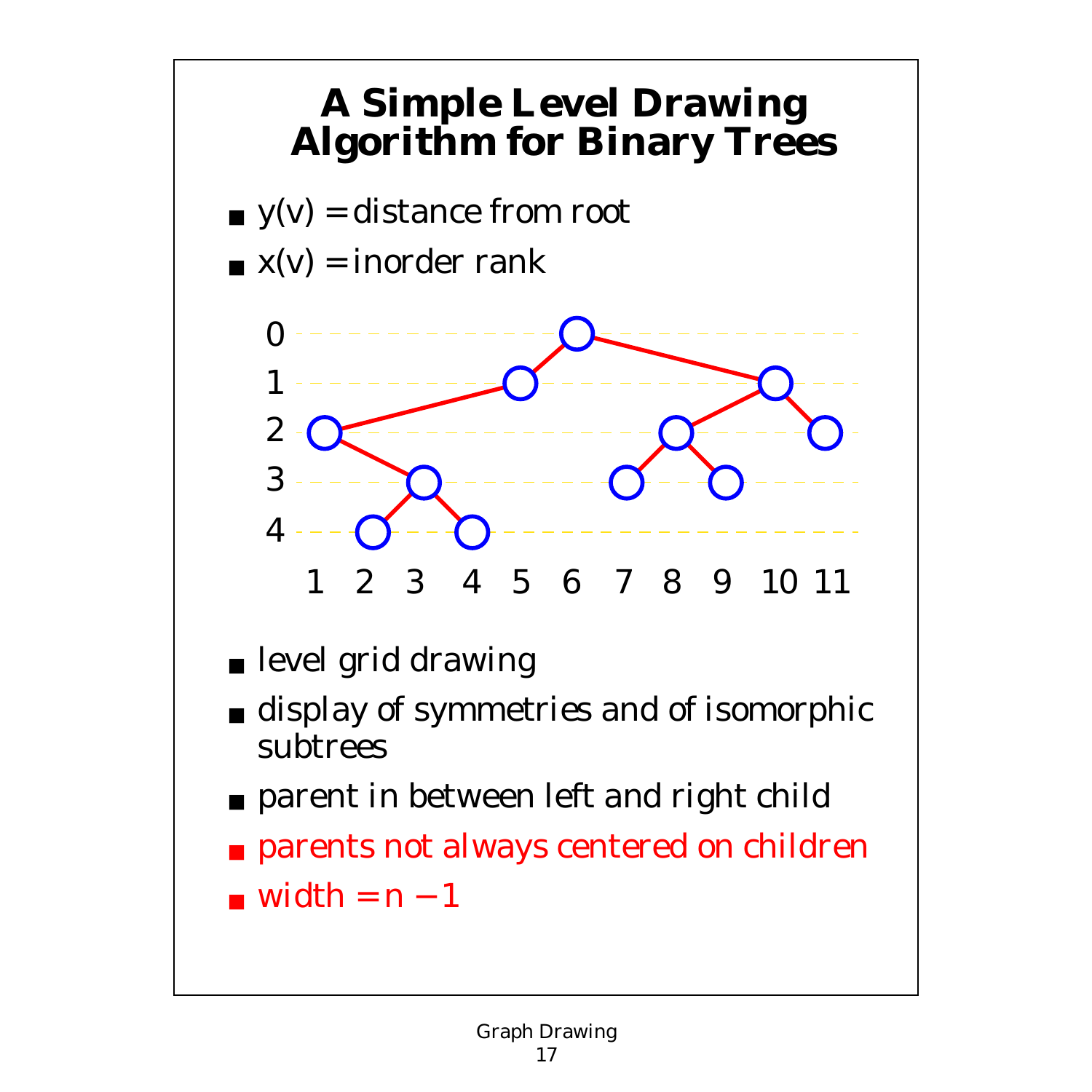# A Simple Level Drawing Algorithm for Binary Trees

- $y(v)$ = distance from root
- $x(v)$ = inorder rank

- level grid drawing
- display of symmetries and of isomorphic subtrees
- parent in between left and right child
- parents not always centered on children
- width = $n - 1$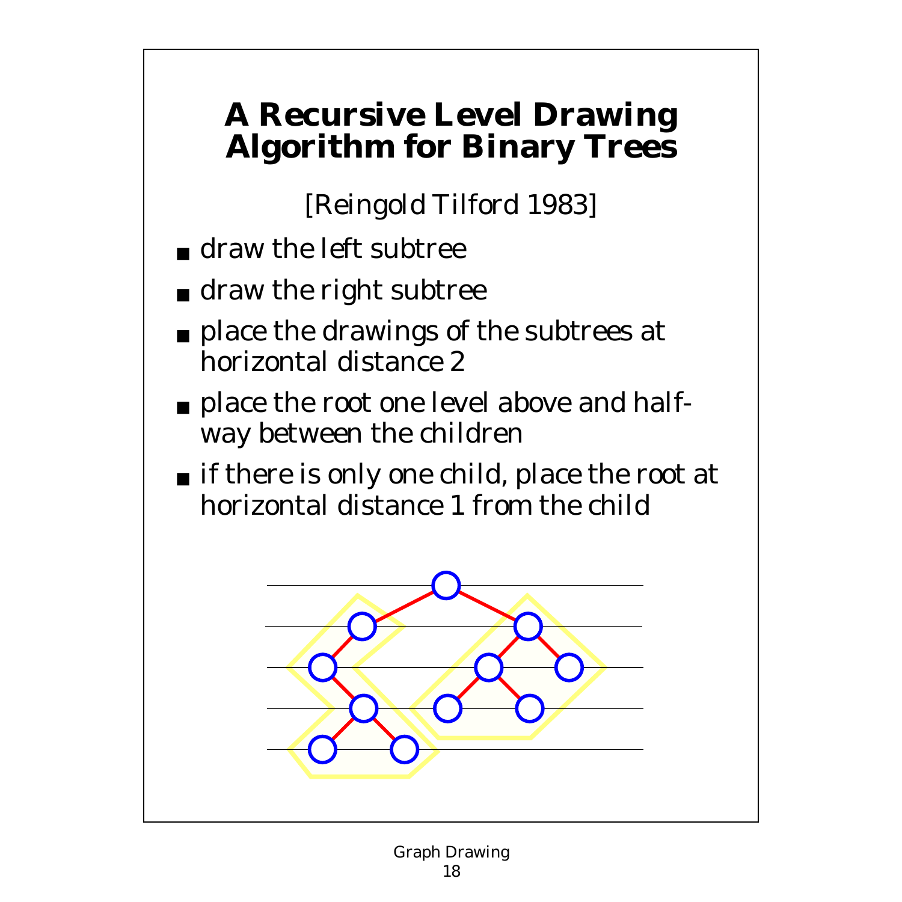# A Recursive Level Drawing Algorithm for Binary Trees

[Reingold Tilford 1983]

- draw the left subtree
- draw the right subtree
- place the drawings of the subtrees at horizontal distance 2
- place the root one level above and half-way between the children
- if there is only one child, place the root at horizontal distance 1 from the child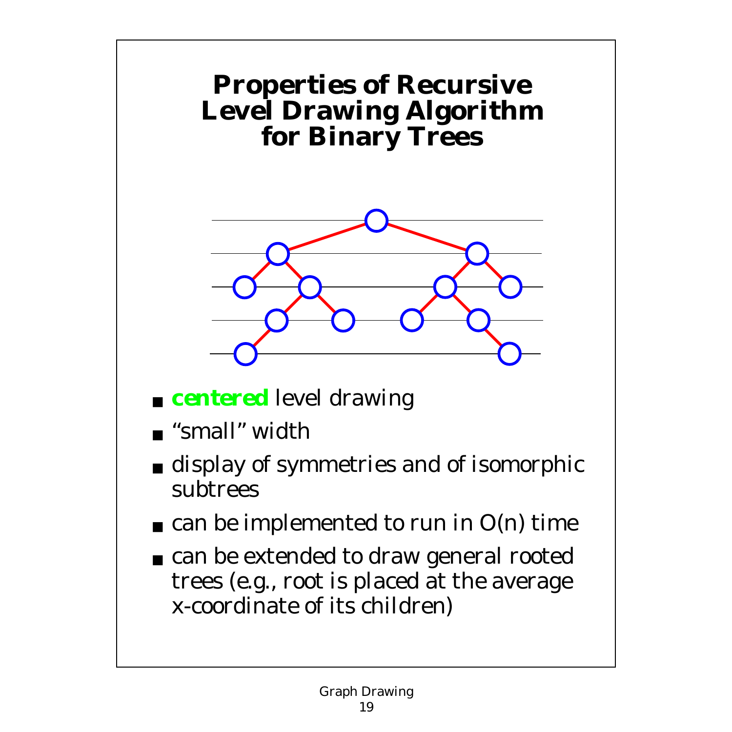# Properties of Recursive Level Drawing Algorithm for Binary Trees

- **centered** level drawing
- "small" width
- display of symmetries and of isomorphic subtrees
- can be implemented to run in O(n) time
- can be extended to draw general rooted trees (e.g., root is placed at the average x-coordinate of its children)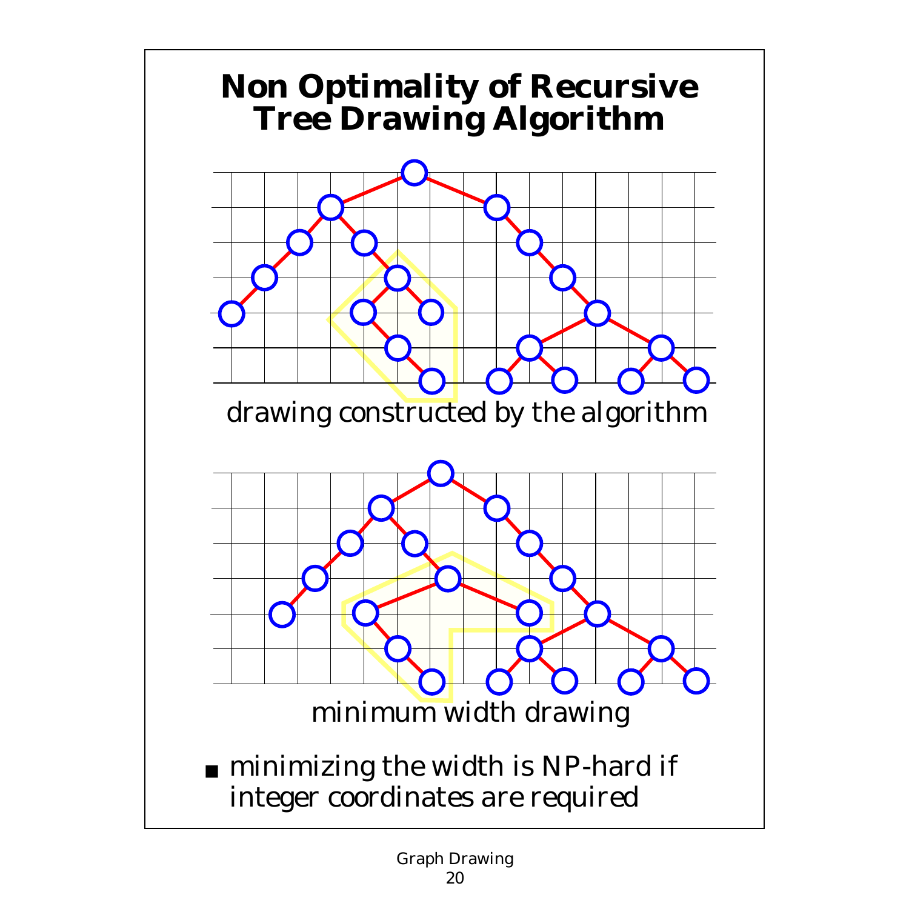# Non Optimality of Recursive Tree Drawing Algorithm

drawing constructed by the algorithm

minimum width drawing

- minimizing the width is NP-hard if integer coordinates are required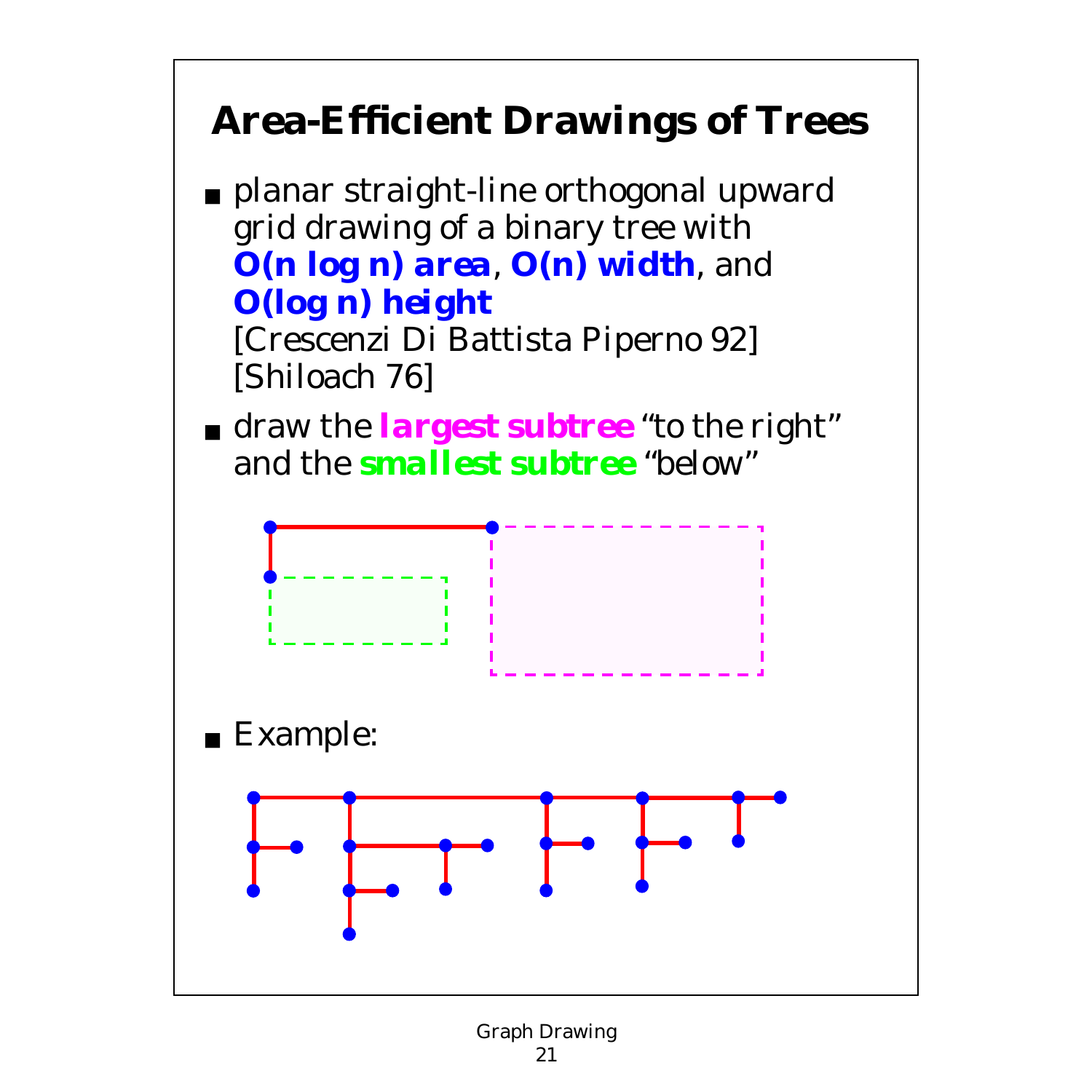# Area-Efficient Drawings of Trees

- planar straight-line orthogonal upward grid drawing of a binary tree with **O(n log n) area**, **O(n) width**, and **O(log n) height**
  [Crescenzi Di Battista Piperno 92]
  [Shiloach 76]
- draw the ***largest subtree*** "to the right" and the ***smallest subtree*** "below"
- Example: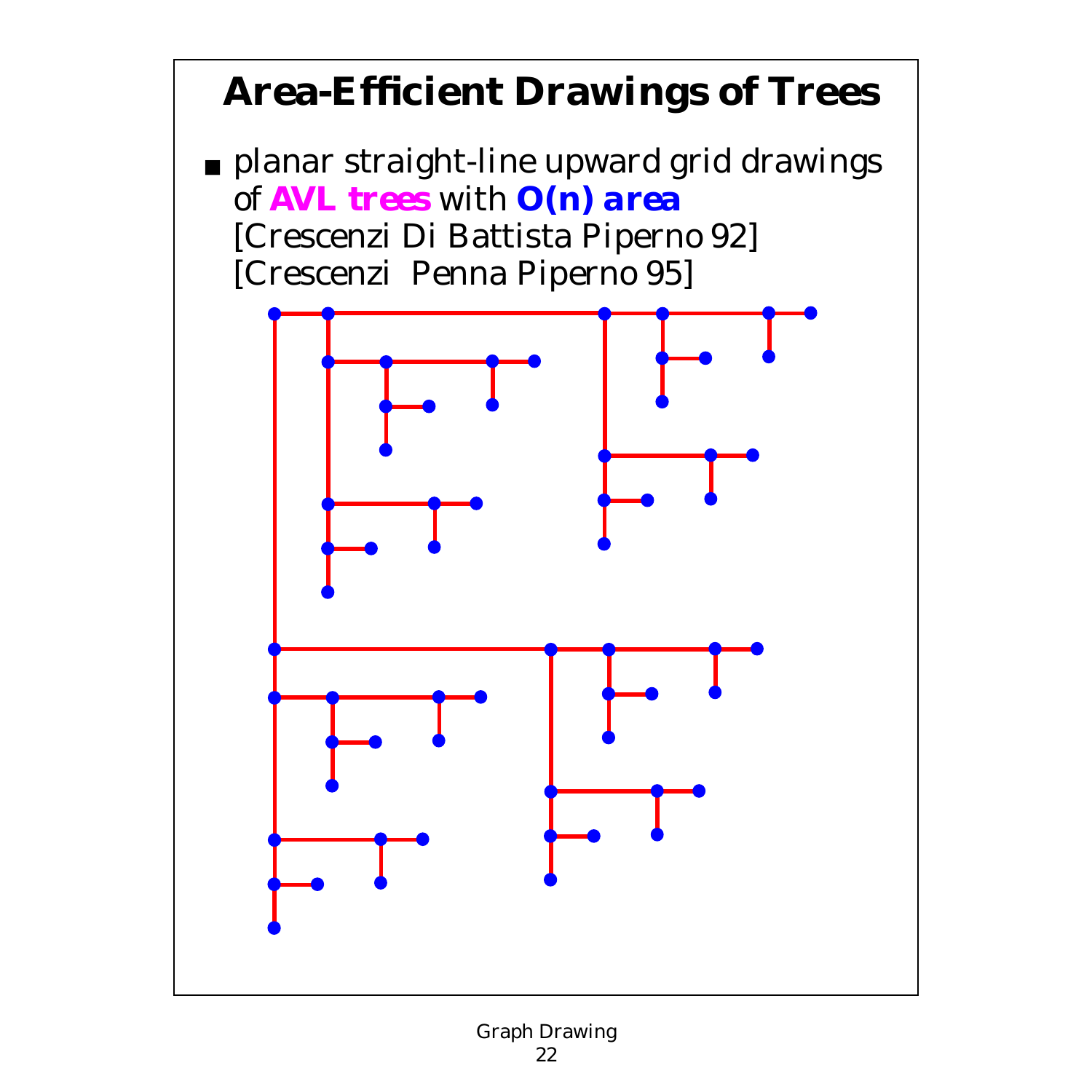# Area-Efficient Drawings of Trees

- planar straight-line upward grid drawings of **AVL trees** with **O(n) area**
  [Crescenzi Di Battista Piperno 92]
  [Crescenzi Penna Piperno 95]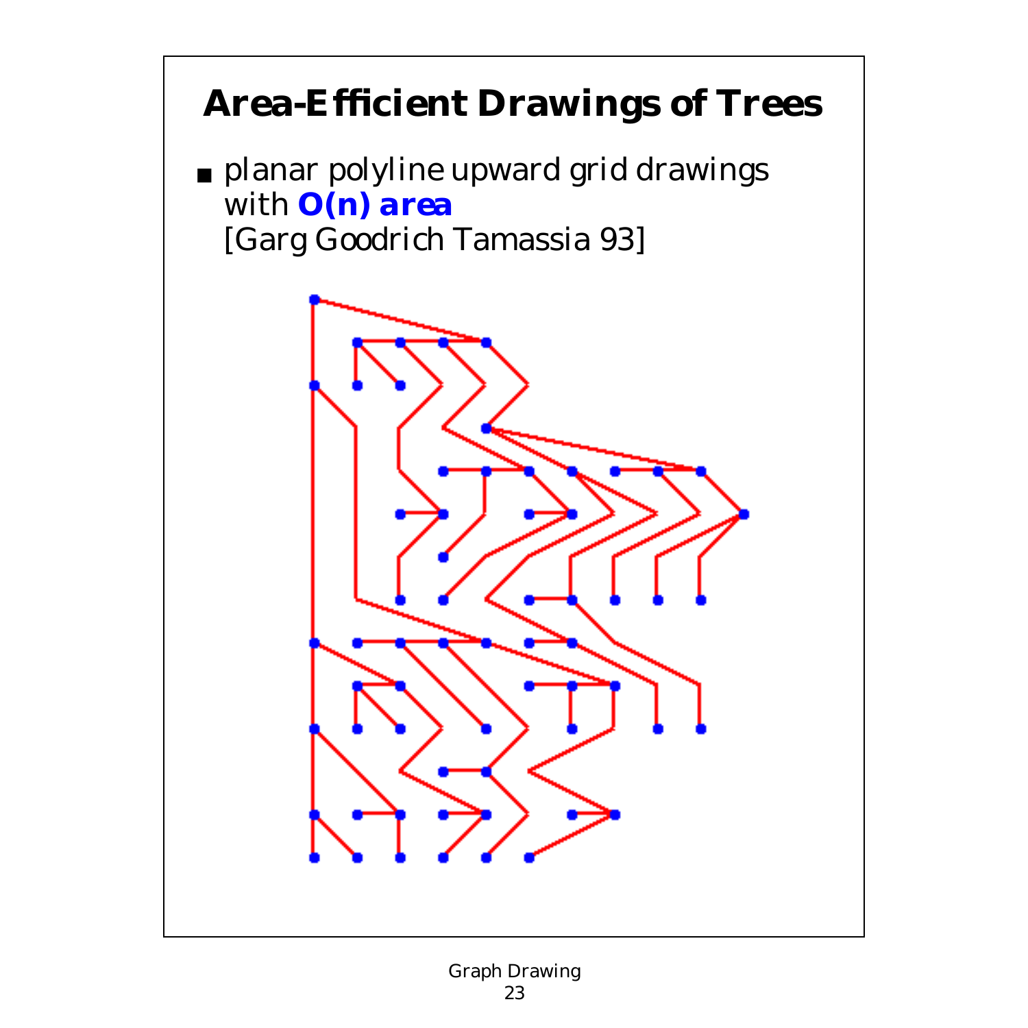# Area-Efficient Drawings of Trees

- planar polyline upward grid drawings with **O(n) area** [Garg Goodrich Tamassia 93]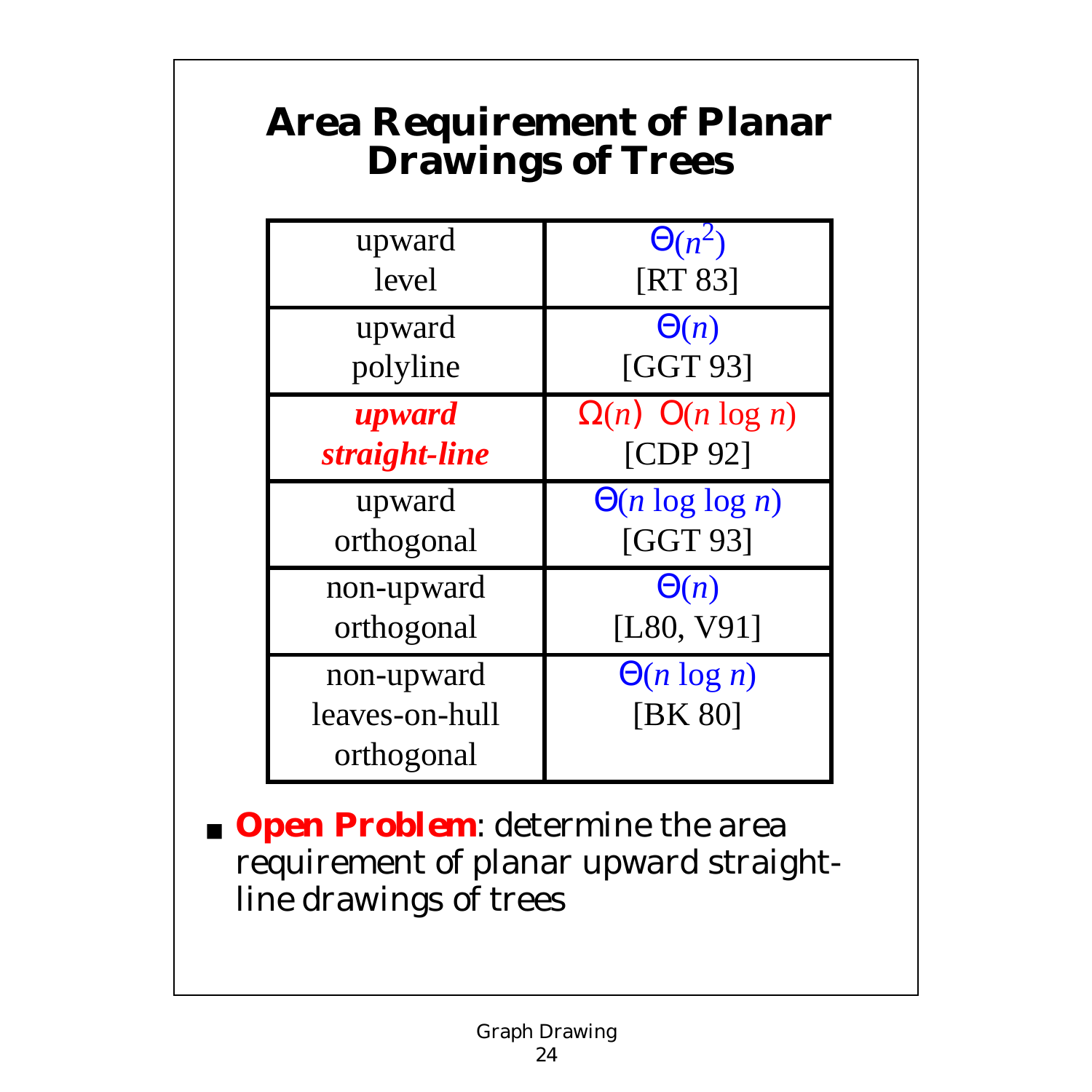# Area Requirement of Planar Drawings of Trees

| | |
|---|---|
| upward level | $\Theta(n^2)$ [RT 83] |
| upward polyline | $\Theta(n)$ [GGT 93] |
| ***upward straight-line*** | $\Omega(n)$ $O(n \log n)$ [CDP 92] |
| upward orthogonal | $\Theta(n \log \log n)$ [GGT 93] |
| non-upward orthogonal | $\Theta(n)$ [L80, V91] |
| non-upward leaves-on-hull orthogonal | $\Theta(n \log n)$ [BK 80] |

- **Open Problem**: determine the area requirement of planar upward straight-line drawings of trees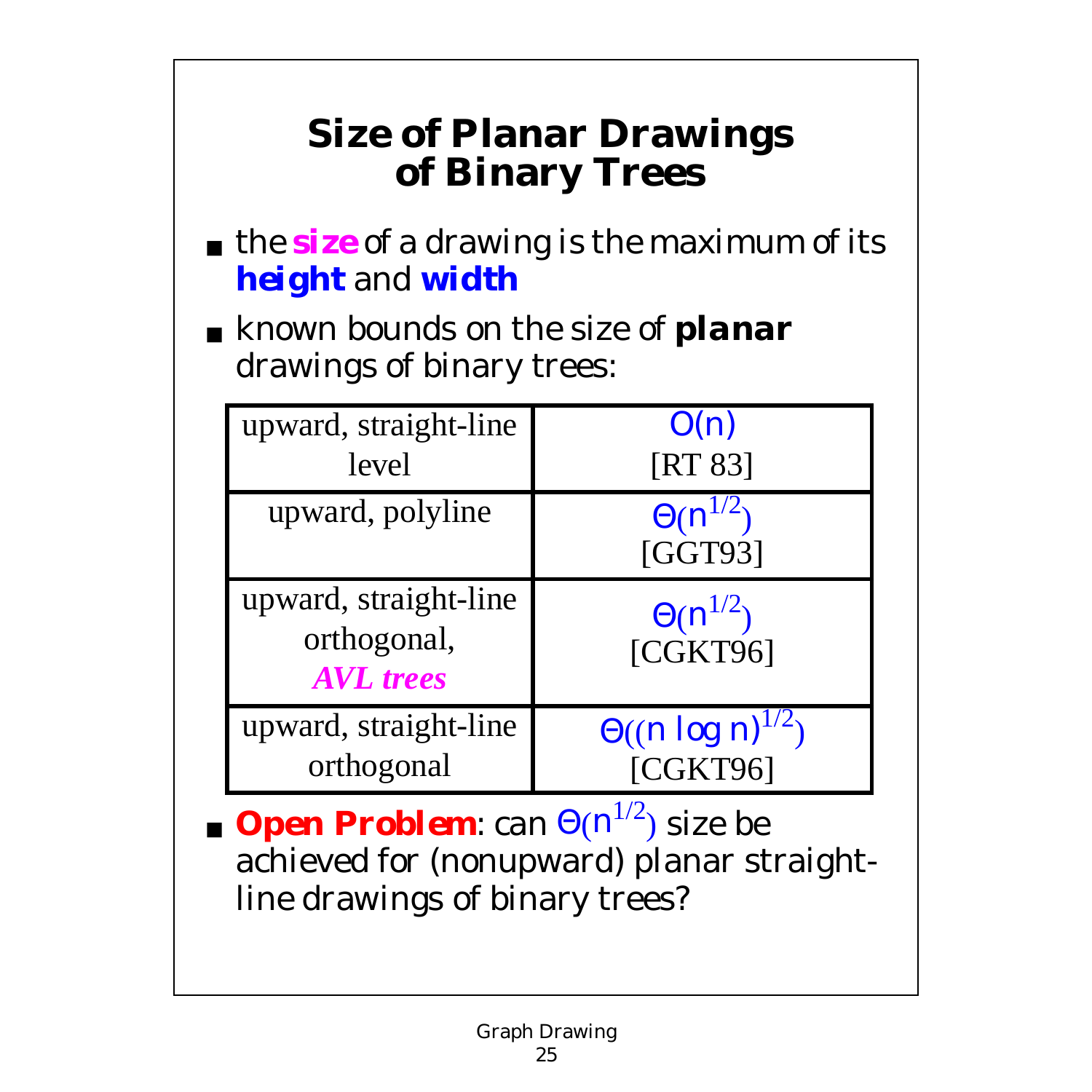# Size of Planar Drawings of Binary Trees

- the **size** of a drawing is the maximum of its **height** and **width**
- known bounds on the size of **planar** drawings of binary trees:

| | |
|---|---|
| upward, straight-line level | $O(n)$ [RT 83] |
| upward, polyline | $\Theta(n^{1/2})$ [GGT93] |
| upward, straight-line orthogonal, ***AVL trees*** | $\Theta(n^{1/2})$ [CGKT96] |
| upward, straight-line orthogonal | $\Theta((n \log n)^{1/2})$ [CGKT96] |

- **Open Problem**: can $\Theta(n^{1/2})$ size be achieved for (nonupward) planar straight-line drawings of binary trees?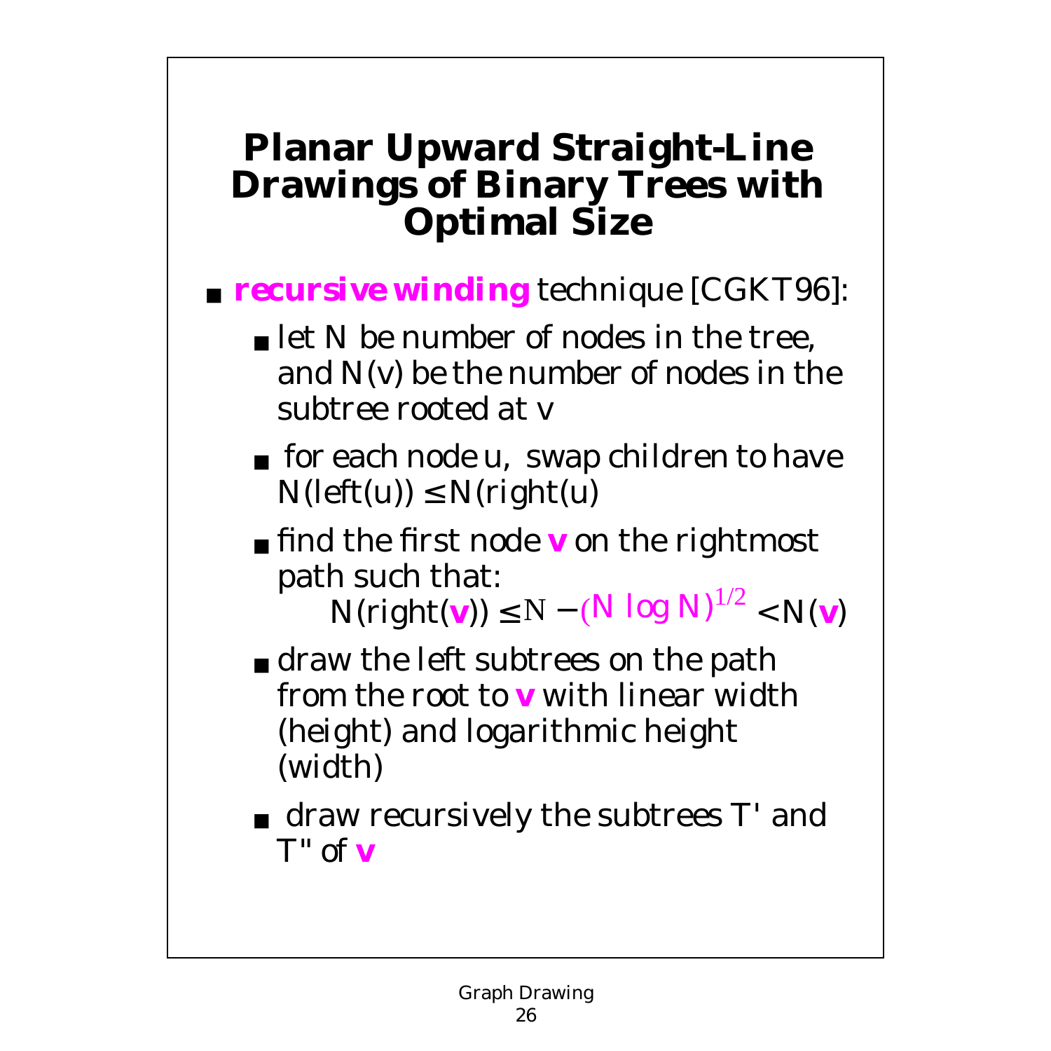# Planar Upward Straight-Line Drawings of Binary Trees with Optimal Size

- ***recursive winding*** technique [CGKT96]:
  - let N be number of nodes in the tree, and N(v) be the number of nodes in the subtree rooted at v
  - for each node u, swap children to have N(left(u)) $\leq$ N(right(u)
  - find the first node **v** on the rightmost path such that:

    $$N(right(\mathbf{v})) \leq N - (N \log N)^{1/2} < N(\mathbf{v})$$

  - draw the left subtrees on the path from the root to **v** with linear width (height) and logarithmic height (width)
  - draw recursively the subtrees T' and T" of **v**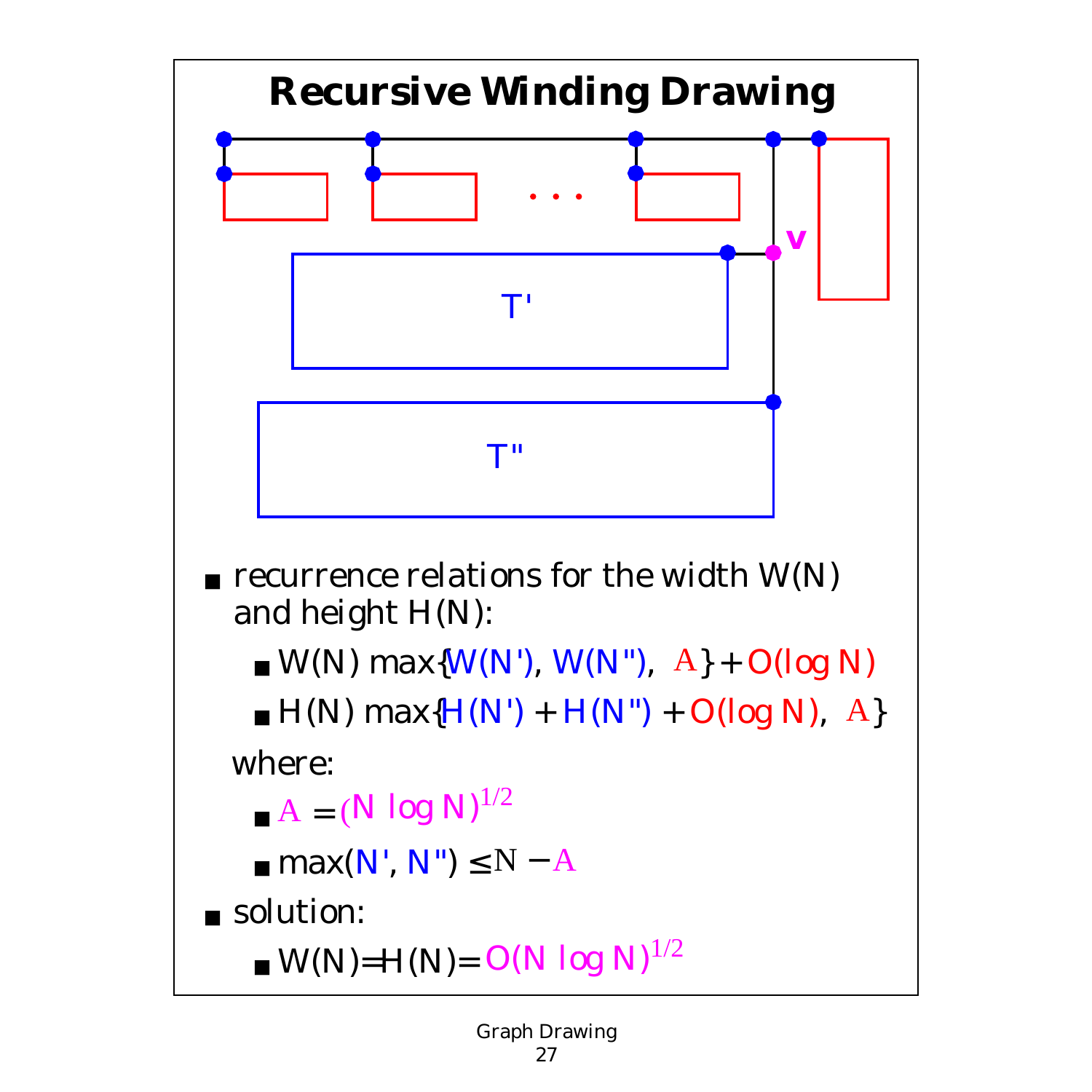# Recursive Winding Drawing

- recurrence relations for the width $W(N)$ and height $H(N)$:
  - $W(N) \max\{W(N'), W(N''), A\} + O(\log N)$
  - $H(N) \max\{H(N') + H(N'') + O(\log N), A\}$

  where:
  - $A = (N \log N)^{1/2}$
  - $\max(N', N'') \leq N - A$
- solution:
  - $W(N) = H(N) = O(N \log N)^{1/2}$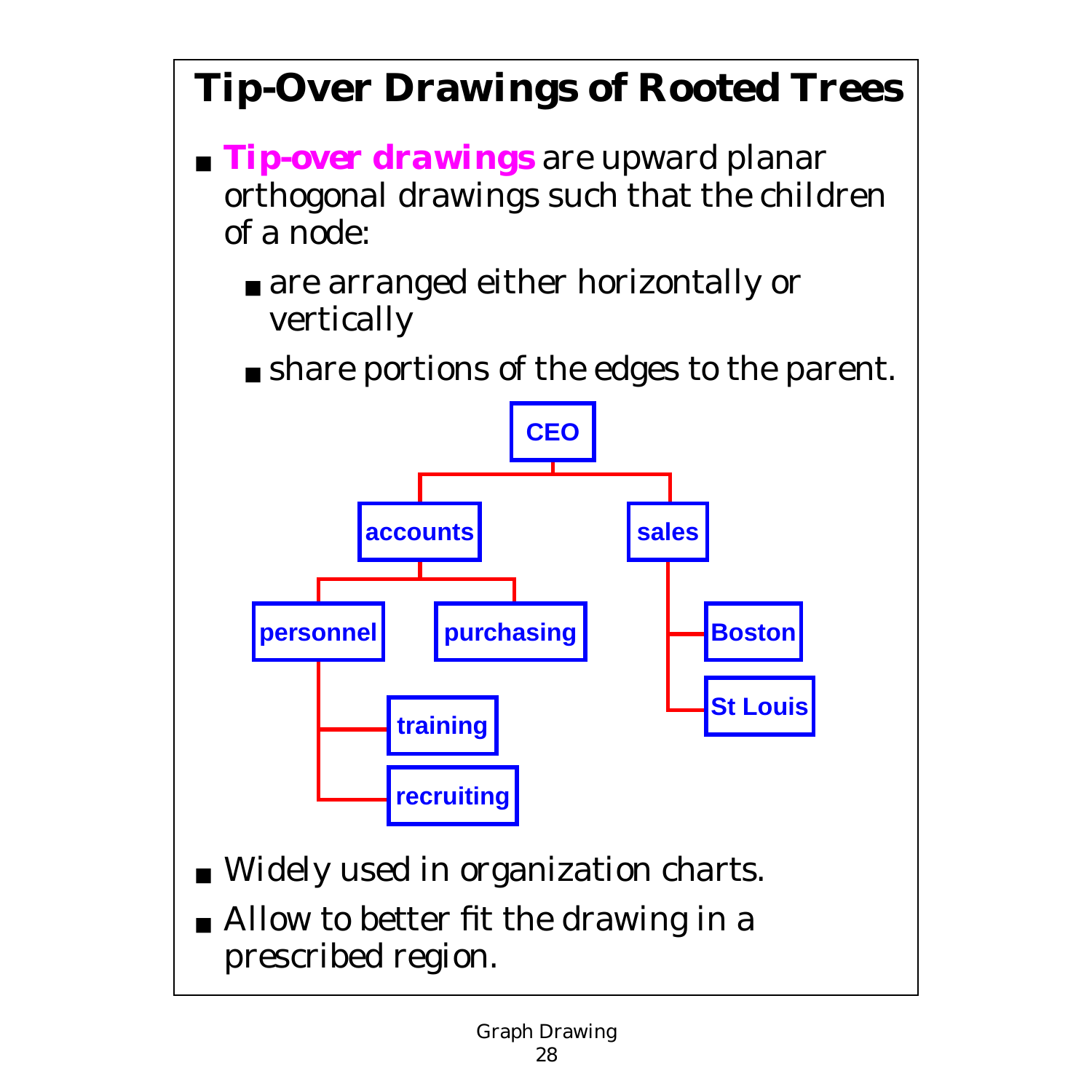# Tip-Over Drawings of Rooted Trees

- **Tip-over drawings** are upward planar orthogonal drawings such that the children of a node:
  - are arranged either horizontally or vertically
  - share portions of the edges to the parent.

- Widely used in organization charts.
- Allow to better fit the drawing in a prescribed region.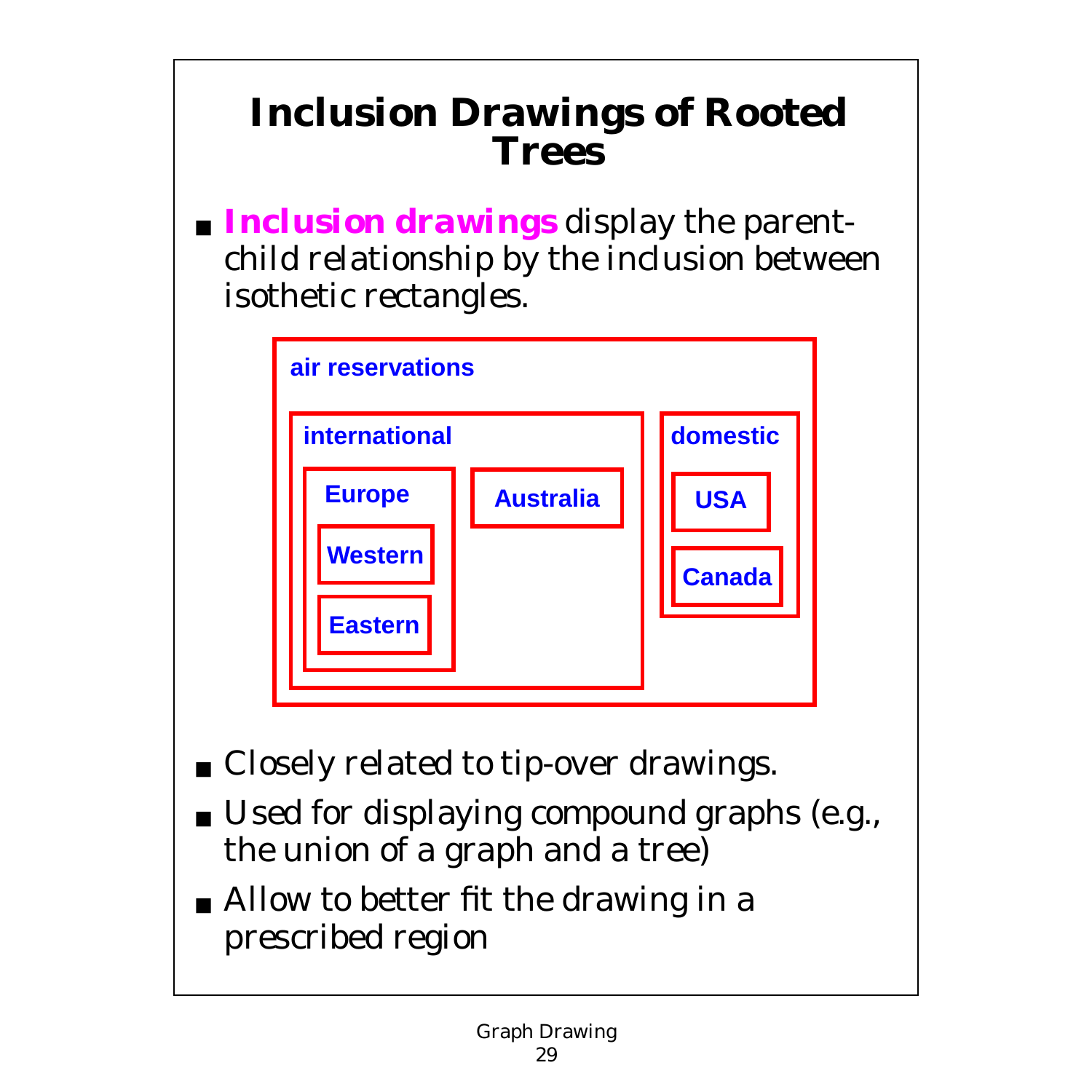# Inclusion Drawings of Rooted Trees

- **Inclusion drawings** display the parent-child relationship by the inclusion between isothetic rectangles.

air reservations

international

Europe

Western

Eastern

Australia

domestic

USA

Canada

- Closely related to tip-over drawings.
- Used for displaying compound graphs (e.g., the union of a graph and a tree)
- Allow to better fit the drawing in a prescribed region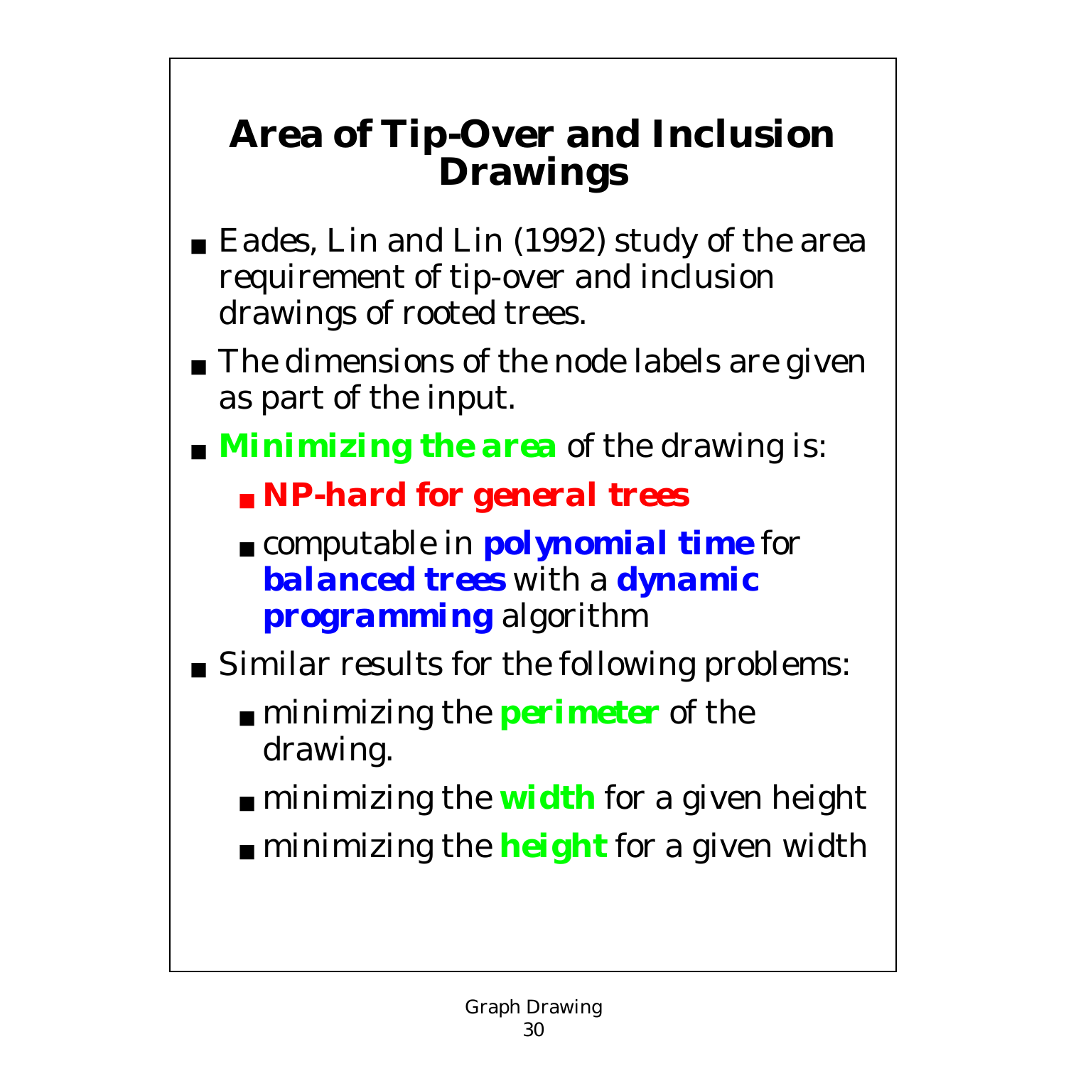# Area of Tip-Over and Inclusion Drawings

- Eades, Lin and Lin (1992) study of the area requirement of tip-over and inclusion drawings of rooted trees.
- The dimensions of the node labels are given as part of the input.
- ***Minimizing the area*** of the drawing is:
  - ***NP-hard for general trees***
  - computable in ***polynomial time*** for ***balanced trees*** with a ***dynamic programming*** algorithm
- Similar results for the following problems:
  - minimizing the ***perimeter*** of the drawing.
  - minimizing the ***width*** for a given height
  - minimizing the ***height*** for a given width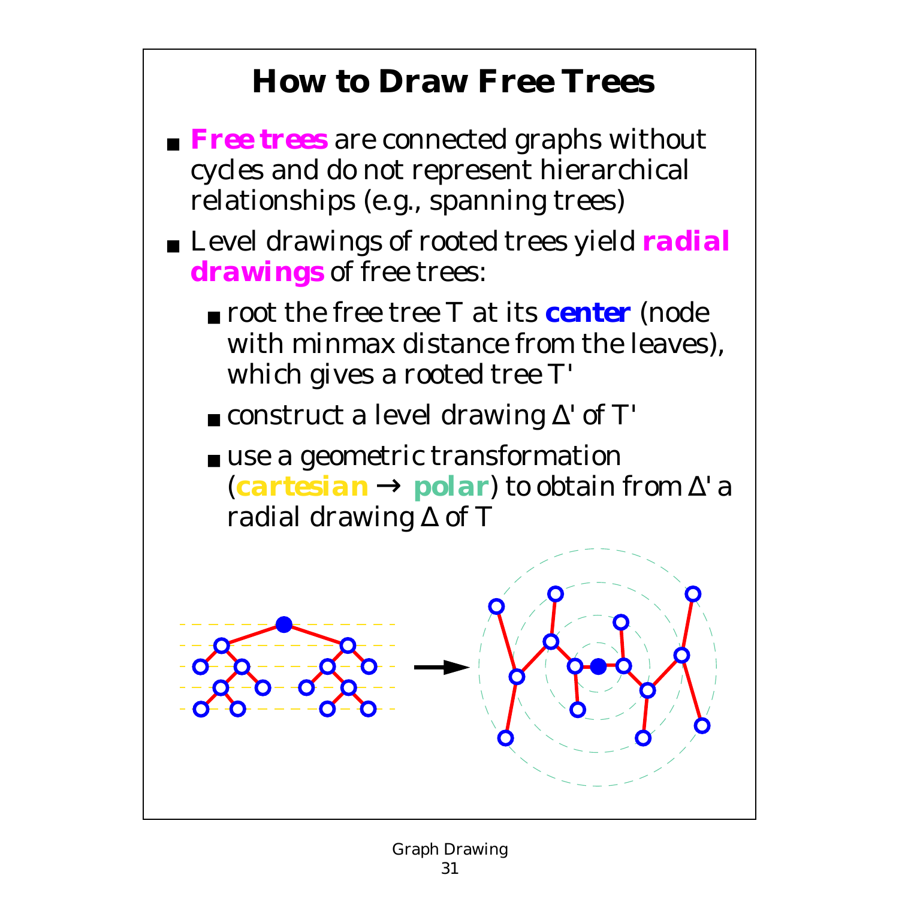# How to Draw Free Trees

- **Free trees** are connected graphs without cycles and do not represent hierarchical relationships (e.g., spanning trees)
- Level drawings of rooted trees yield **radial drawings** of free trees:
  - root the free tree T at its **center** (node with minmax distance from the leaves), which gives a rooted tree T'
  - construct a level drawing Δ' of T'
  - use a geometric transformation (**cartesian** → **polar**) to obtain from Δ' a radial drawing Δ of T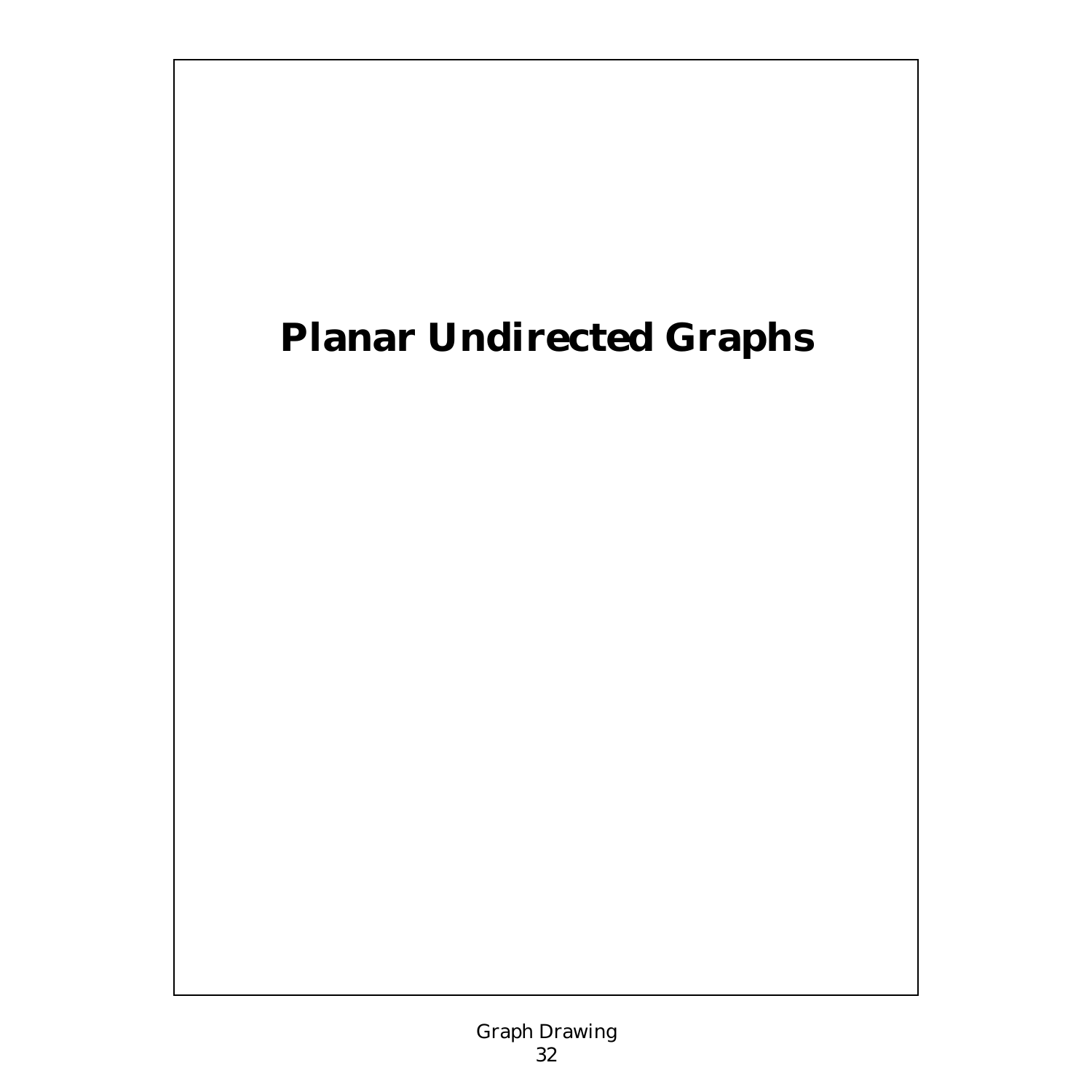# Planar Undirected Graphs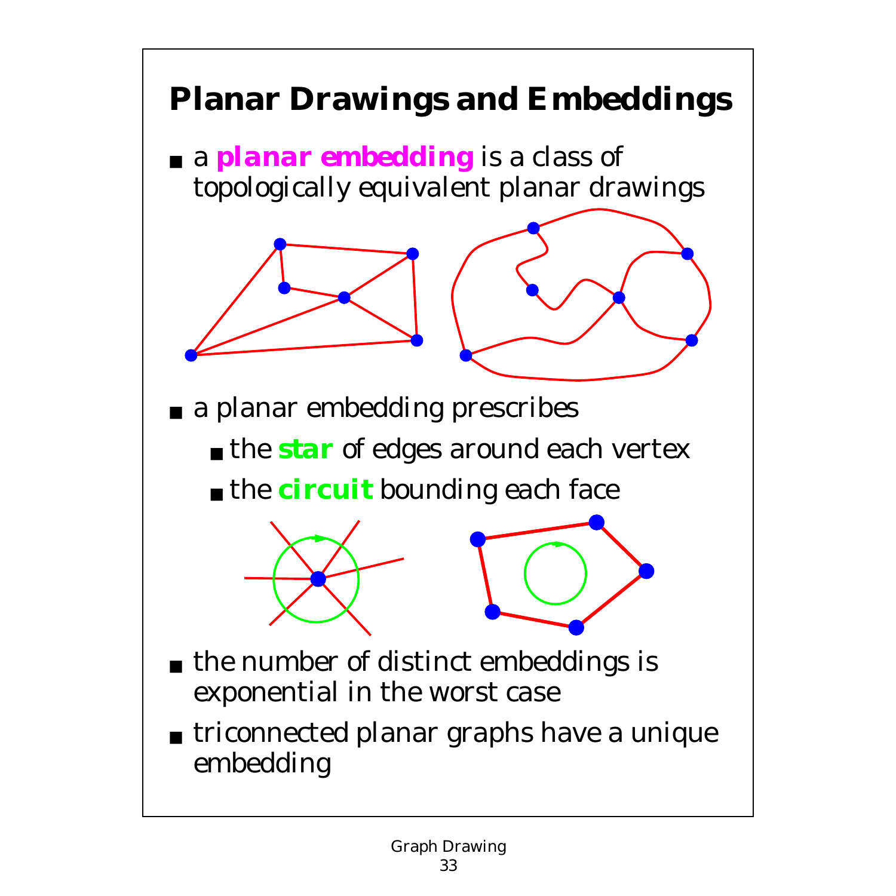# Planar Drawings and Embeddings

- a **planar embedding** is a class of topologically equivalent planar drawings

- a planar embedding prescribes
  - the **star** of edges around each vertex
  - the **circuit** bounding each face

- the number of distinct embeddings is exponential in the worst case

- triconnected planar graphs have a unique embedding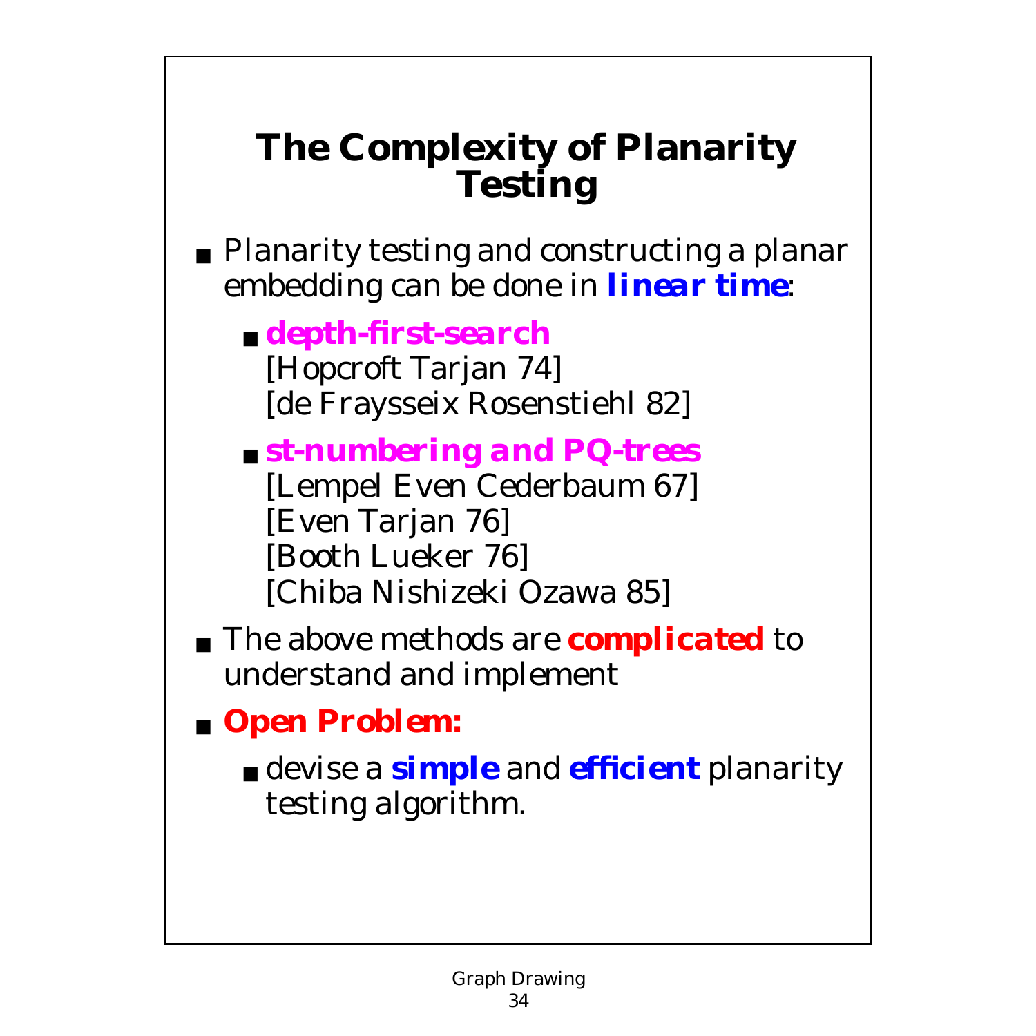# The Complexity of Planarity Testing

- Planarity testing and constructing a planar embedding can be done in ***linear time***:
  - ***depth-first-search***
    [Hopcroft Tarjan 74]
    [de Fraysseix Rosenstiehl 82]
  - ***st-numbering and PQ-trees***
    [Lempel Even Cederbaum 67]
    [Even Tarjan 76]
    [Booth Lueker 76]
    [Chiba Nishizeki Ozawa 85]
- The above methods are ***complicated*** to understand and implement
- ***Open Problem:***
  - devise a ***simple*** and ***efficient*** planarity testing algorithm.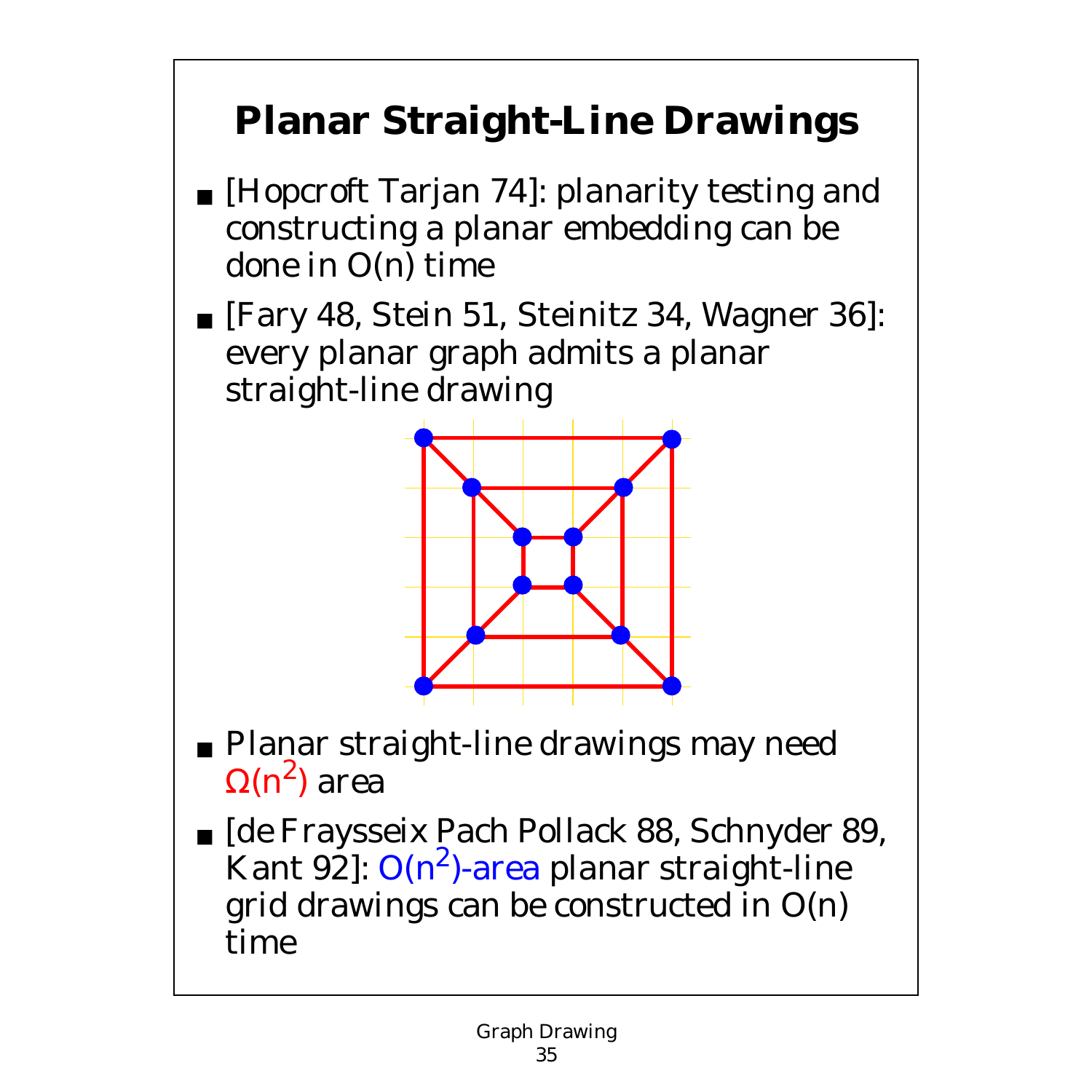# Planar Straight-Line Drawings

- [Hopcroft Tarjan 74]: planarity testing and constructing a planar embedding can be done in O(n) time
- [Fary 48, Stein 51, Steinitz 34, Wagner 36]: every planar graph admits a planar straight-line drawing
- Planar straight-line drawings may need $\Omega(n^2)$ area
- [de Fraysseix Pach Pollack 88, Schnyder 89, Kant 92]: $O(n^2)$-area planar straight-line grid drawings can be constructed in O(n) time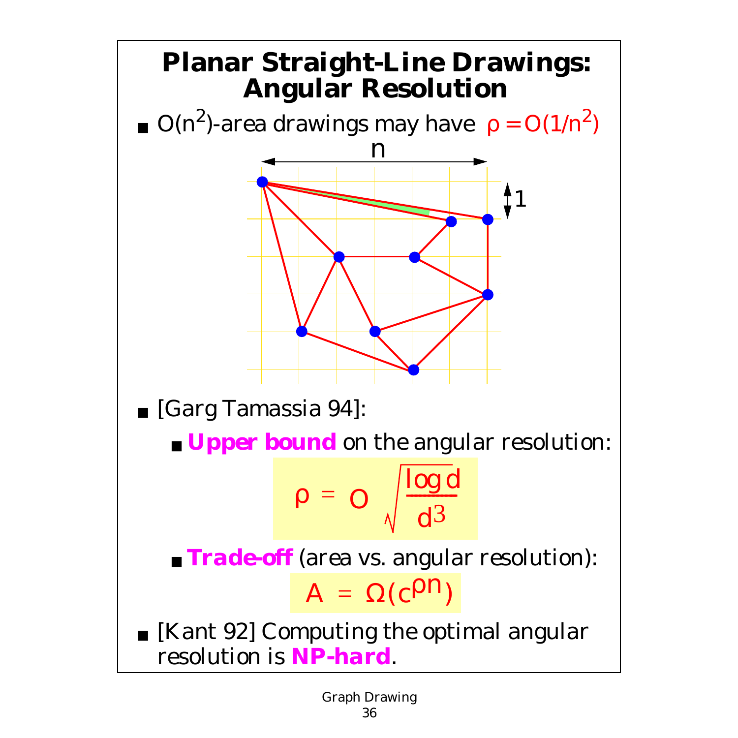# Planar Straight-Line Drawings: Angular Resolution

- $O(n^2)$-area drawings may have $\rho = O(1/n^2)$

- [Garg Tamassia 94]:
  - **Upper bound** on the angular resolution:

$$\rho = O\left(\sqrt{\frac{\log d}{d^3}}\right)$$

  - **Trade-off** (area vs. angular resolution):

$$A = \Omega(c^{\rho n})$$

- [Kant 92] Computing the optimal angular resolution is **NP-hard**.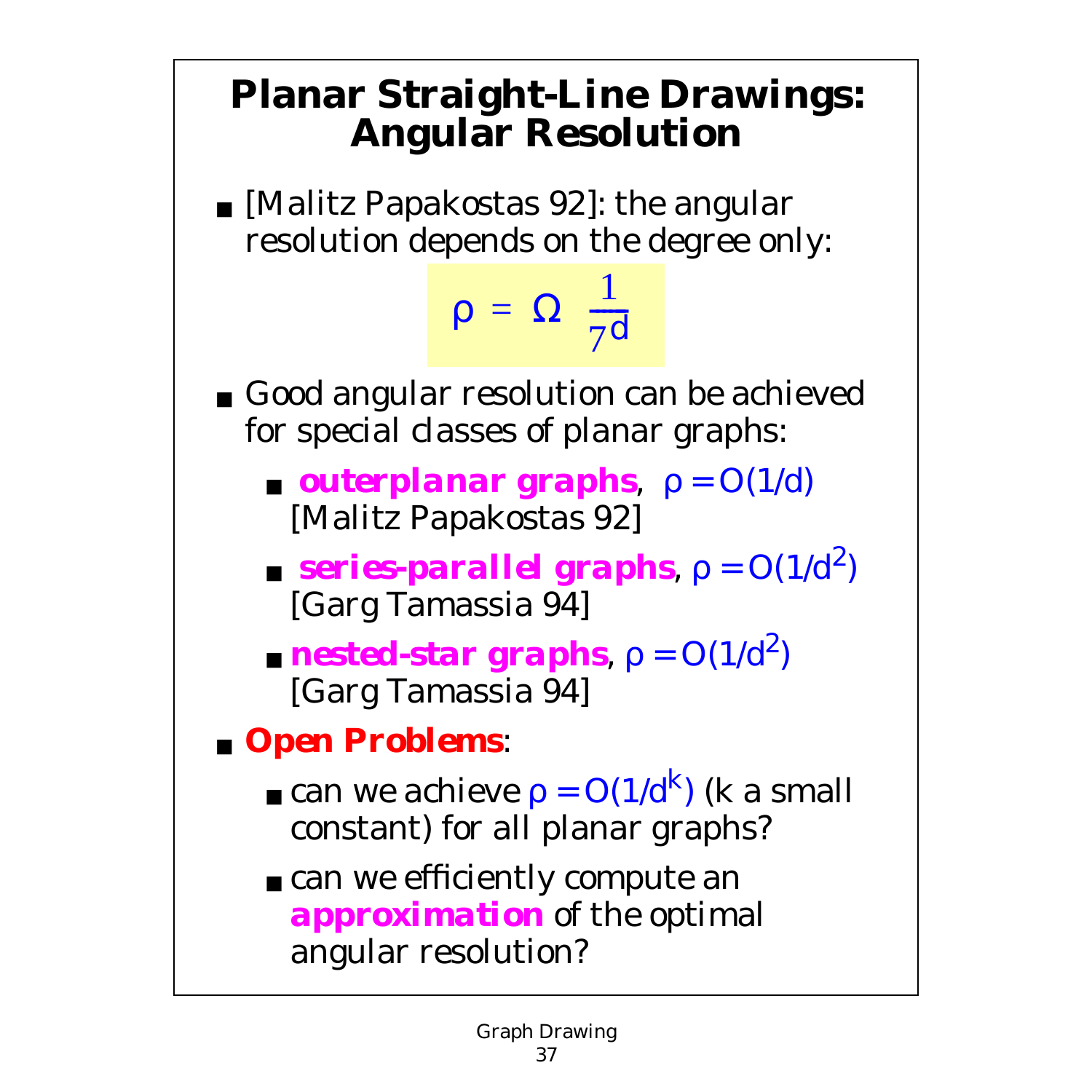# Planar Straight-Line Drawings: Angular Resolution

- [Malitz Papakostas 92]: the angular resolution depends on the degree only:

$$\rho = \Omega\left(\frac{1}{7^d}\right)$$

- Good angular resolution can be achieved for special classes of planar graphs:
  - **outerplanar graphs**, $\rho = O(1/d)$ [Malitz Papakostas 92]
  - **series-parallel graphs**, $\rho = O(1/d^2)$ [Garg Tamassia 94]
  - **nested-star graphs**, $\rho = O(1/d^2)$ [Garg Tamassia 94]
- **Open Problems**:
  - can we achieve $\rho = O(1/d^k)$ (k a small constant) for all planar graphs?
  - can we efficiently compute an **approximation** of the optimal angular resolution?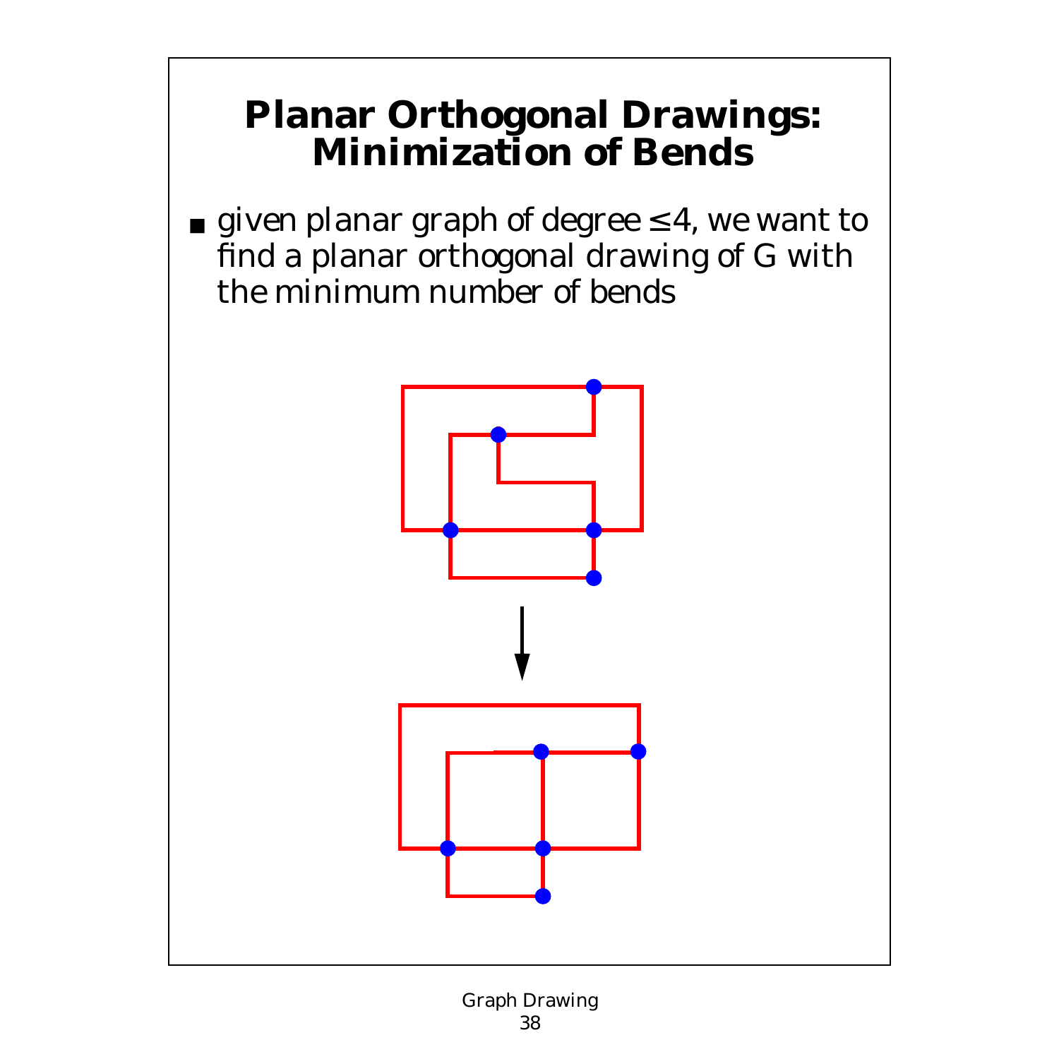# Planar Orthogonal Drawings: Minimization of Bends

- given planar graph of degree $\leq 4$, we want to find a planar orthogonal drawing of G with the minimum number of bends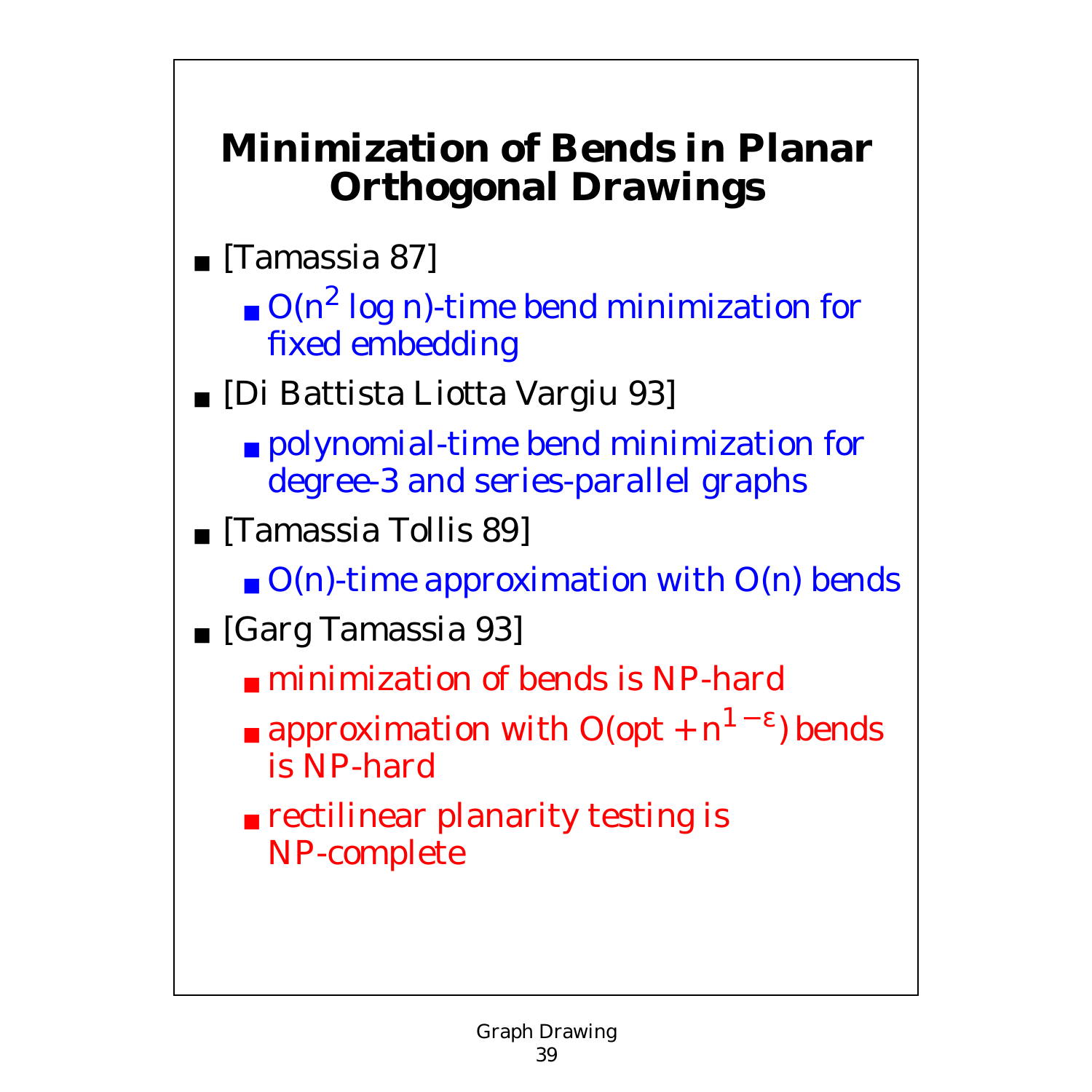# Minimization of Bends in Planar Orthogonal Drawings

- [Tamassia 87]
  - $O(n^2 \log n)$-time bend minimization for fixed embedding
- [Di Battista Liotta Vargiu 93]
  - polynomial-time bend minimization for degree-3 and series-parallel graphs
- [Tamassia Tollis 89]
  - $O(n)$-time approximation with $O(n)$ bends
- [Garg Tamassia 93]
  - minimization of bends is NP-hard
  - approximation with $O(\text{opt} + n^{1-\varepsilon})$ bends is NP-hard
  - rectilinear planarity testing is NP-complete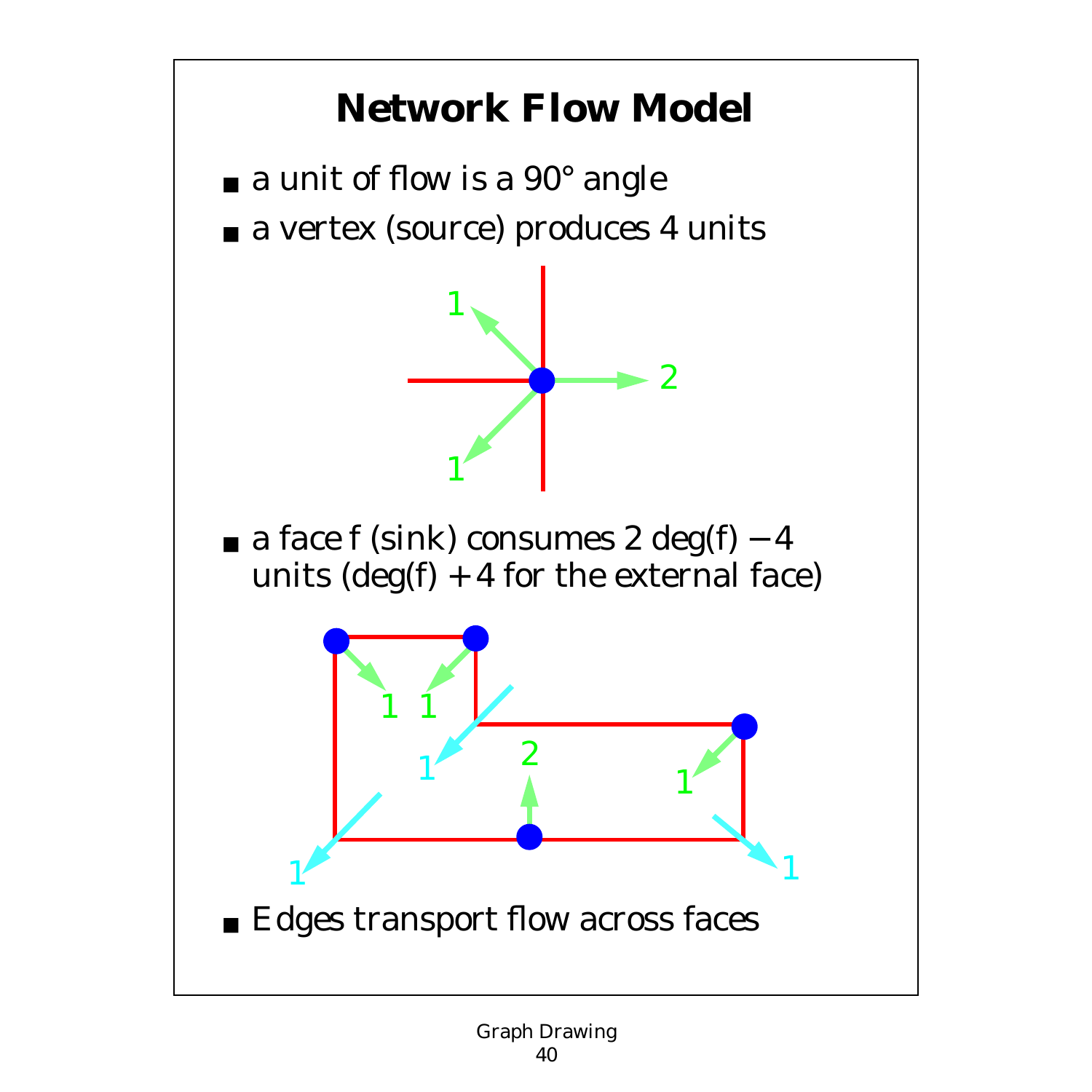# Network Flow Model

- a unit of flow is a 90° angle
- a vertex (source) produces 4 units
- a face f (sink) consumes $2\deg(f) - 4$ units ($\deg(f) + 4$ for the external face)
- Edges transport flow across faces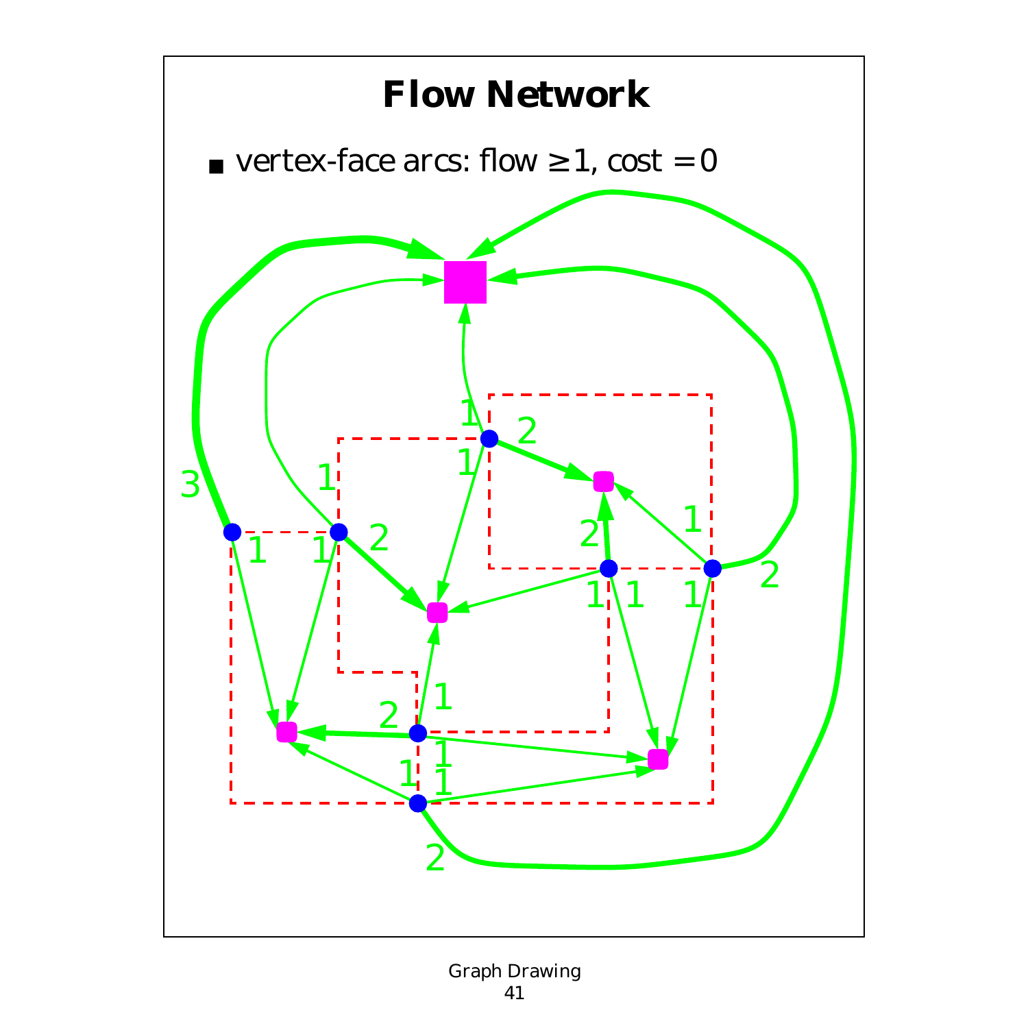# Flow Network

- vertex-face arcs: flow $\geq 1$, cost $= 0$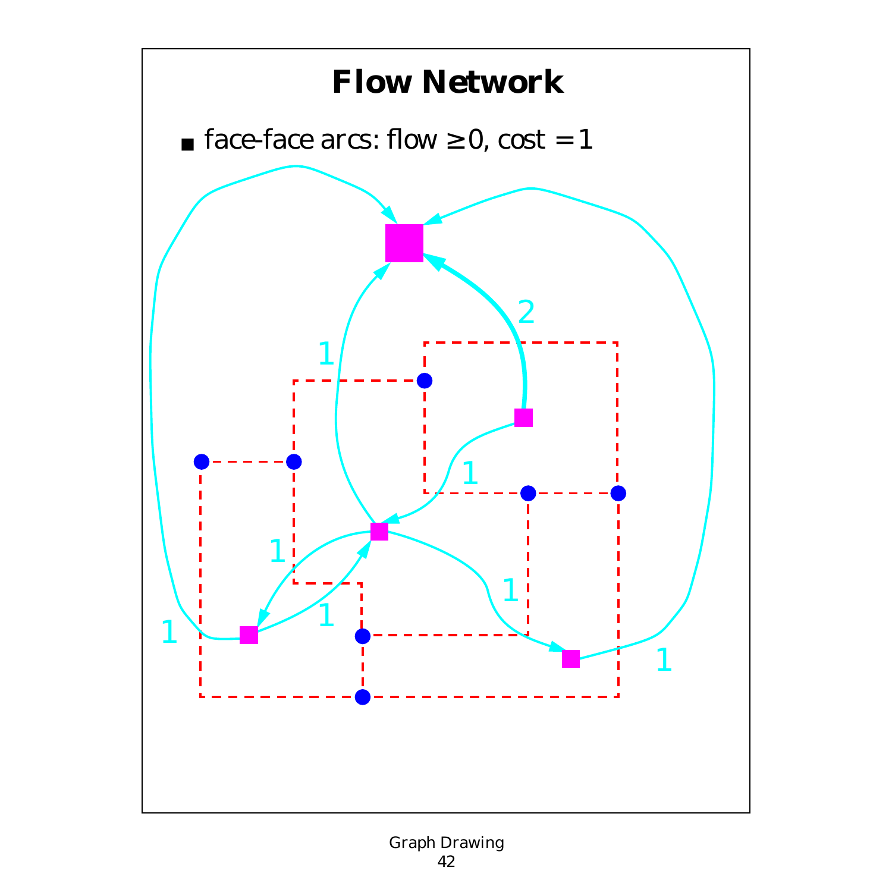# Flow Network

- face-face arcs: flow $\geq 0$, cost $= 1$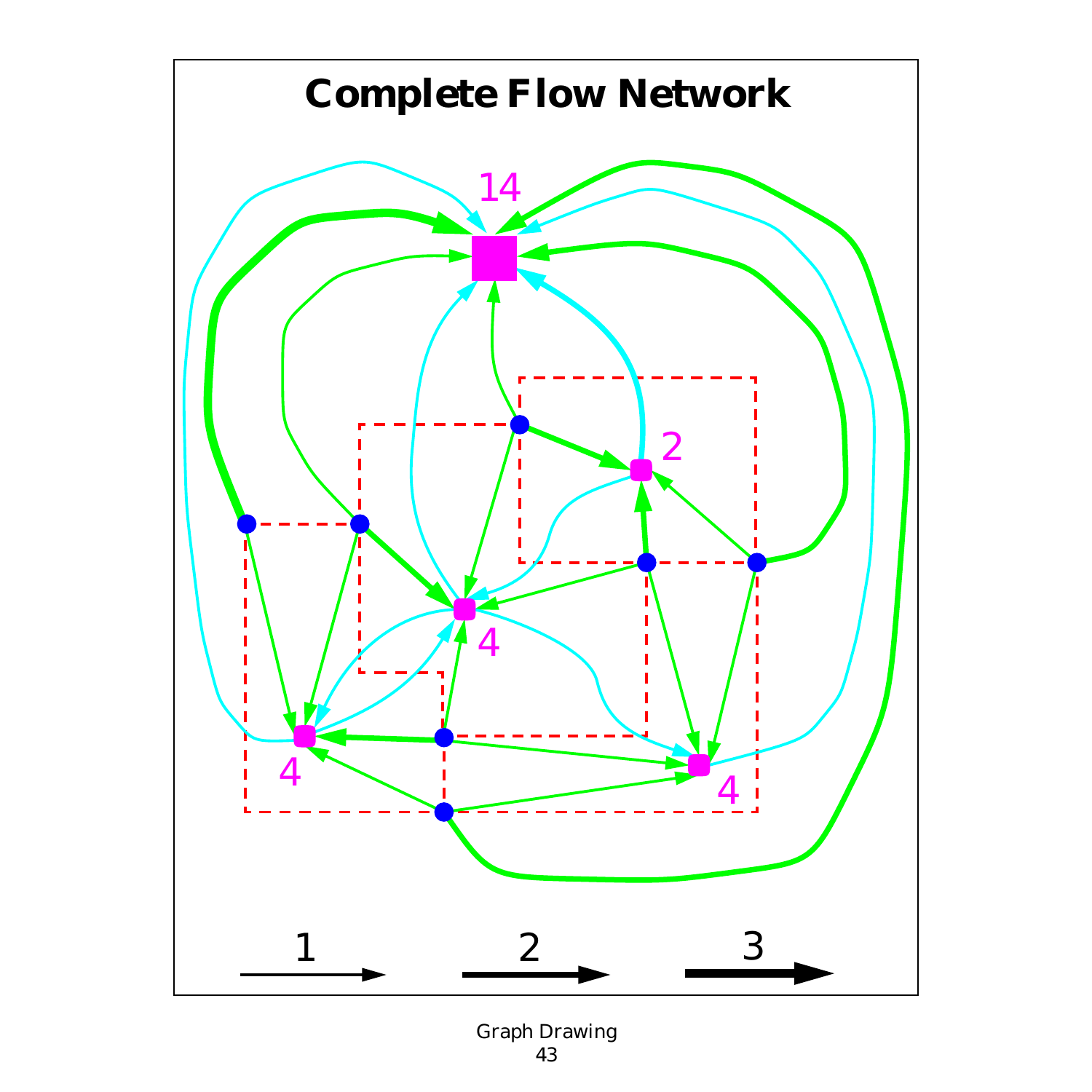# Complete Flow Network

14

2

4

4

4

1 2 3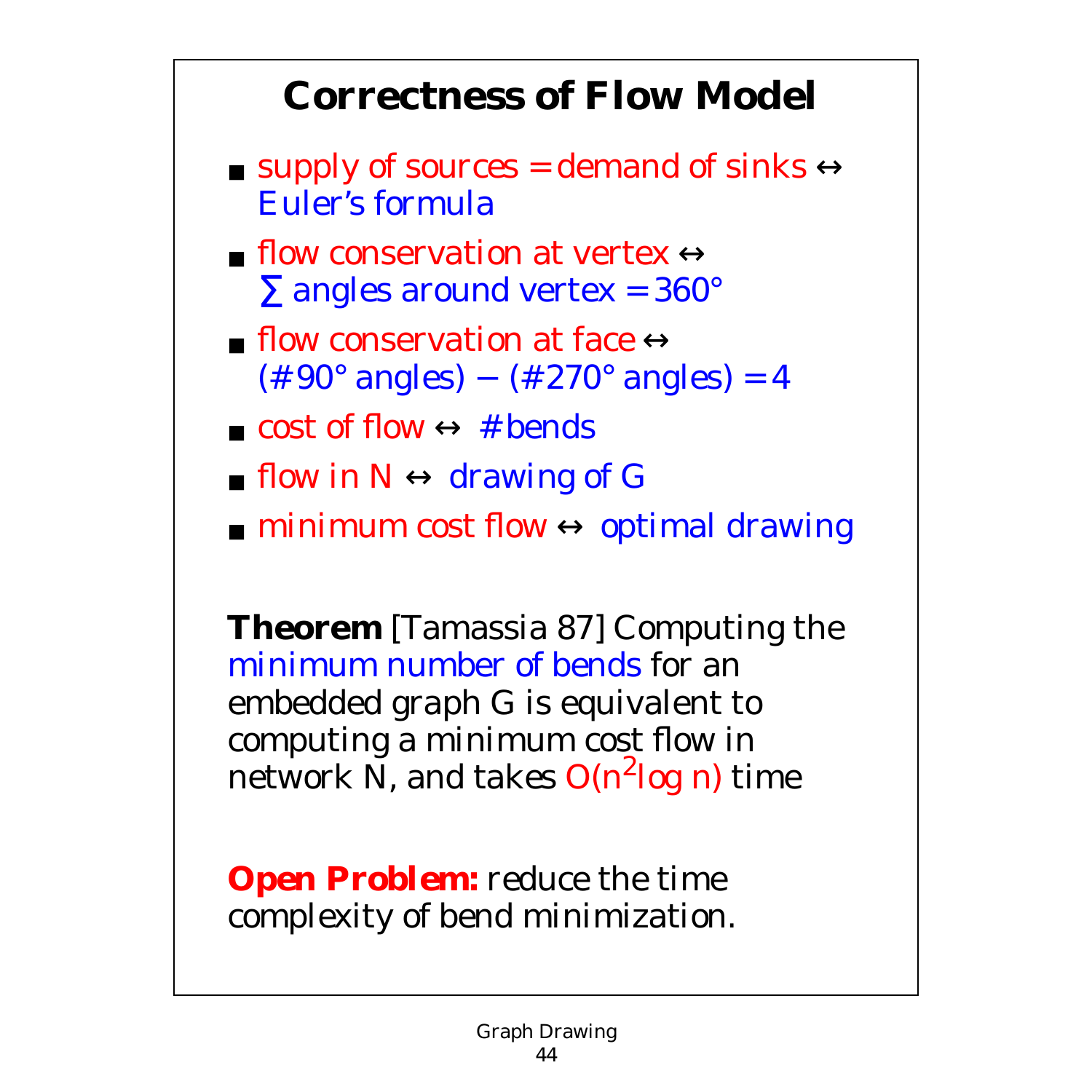# Correctness of Flow Model

- supply of sources = demand of sinks ↔ Euler's formula
- flow conservation at vertex ↔ ∑ angles around vertex = 360°
- flow conservation at face ↔ (# 90° angles) − (# 270° angles) = 4
- cost of flow ↔ # bends
- flow in N ↔ drawing of G
- minimum cost flow ↔ optimal drawing

**Theorem** [Tamassia 87] Computing the minimum number of bends for an embedded graph G is equivalent to computing a minimum cost flow in network N, and takes $O(n^2 \log n)$ time

**Open Problem:** reduce the time complexity of bend minimization.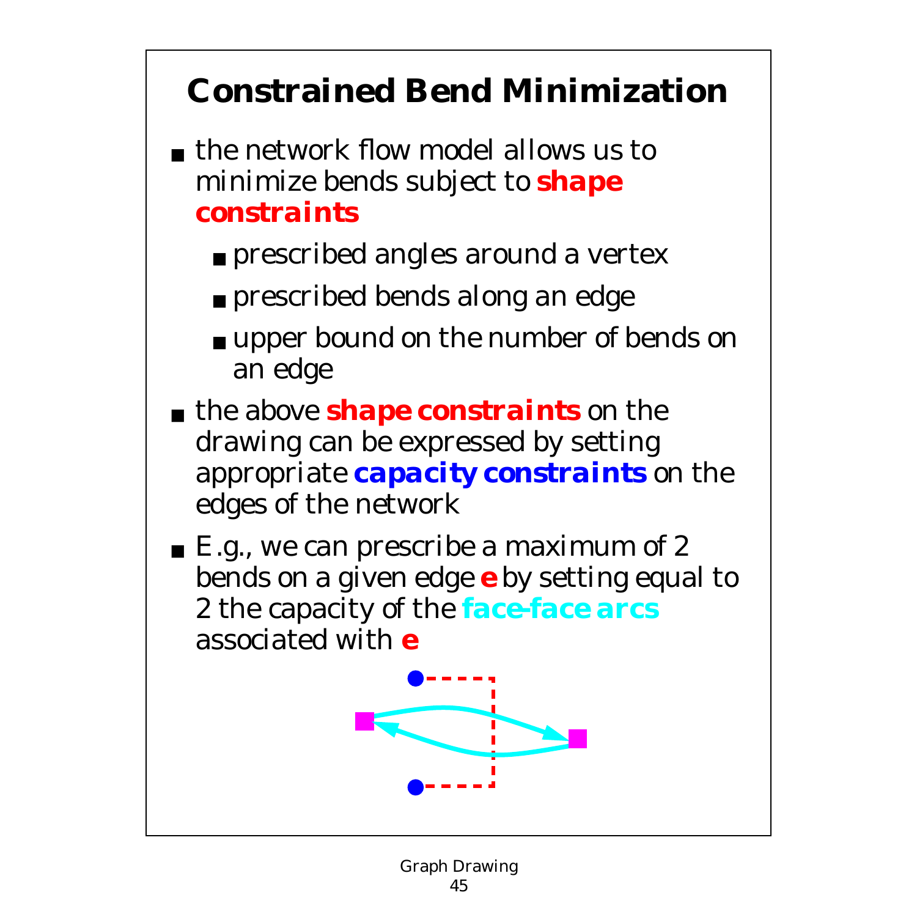# Constrained Bend Minimization

- the network flow model allows us to minimize bends subject to **shape constraints**
  - prescribed angles around a vertex
  - prescribed bends along an edge
  - upper bound on the number of bends on an edge
- the above **shape constraints** on the drawing can be expressed by setting appropriate **capacity constraints** on the edges of the network
- E.g., we can prescribe a maximum of 2 bends on a given edge **e** by setting equal to 2 the capacity of the **face-face arcs** associated with **e**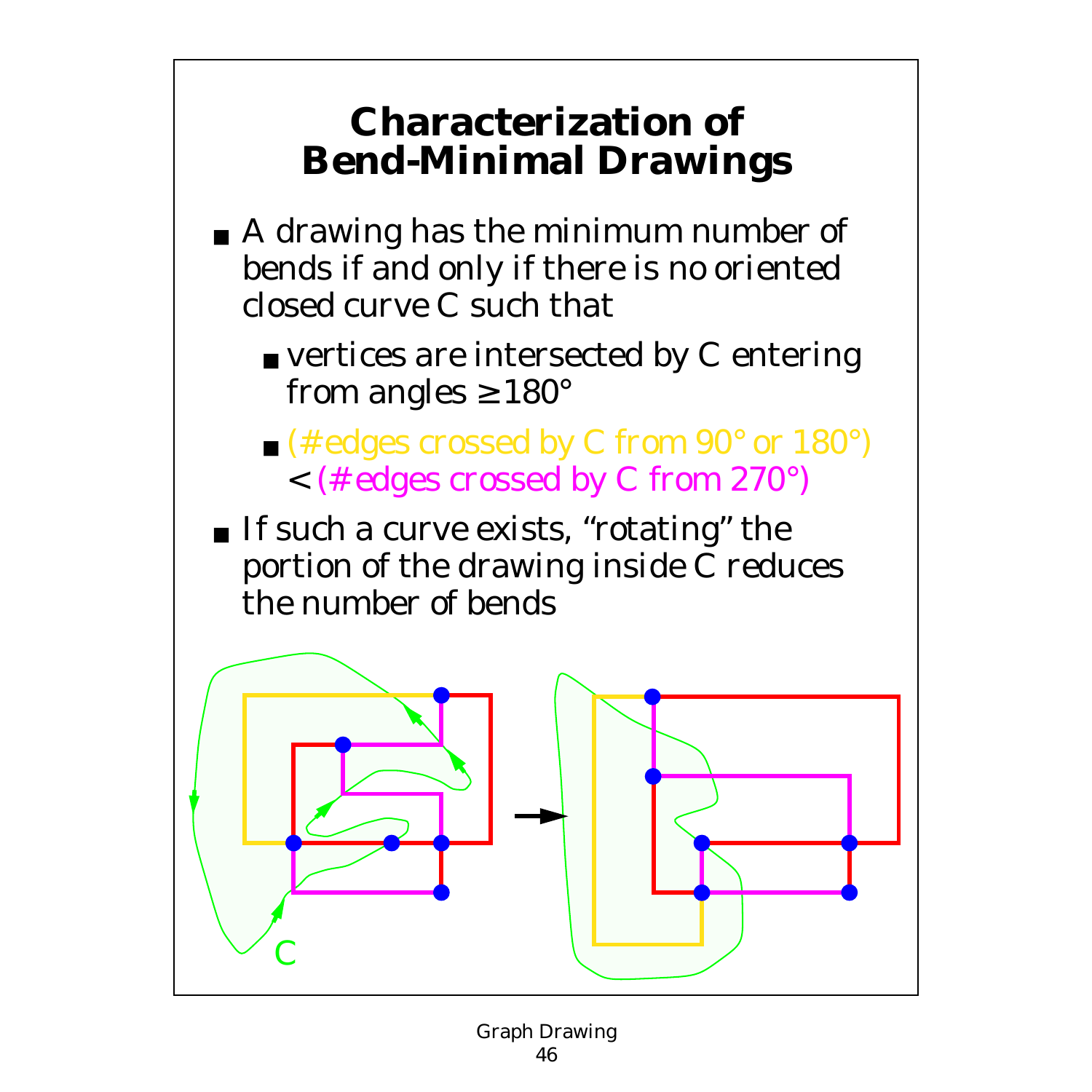# Characterization of Bend-Minimal Drawings

- A drawing has the minimum number of bends if and only if there is no oriented closed curve C such that
  - vertices are intersected by C entering from angles ≥ 180°
  - (# edges crossed by C from 90° or 180°) < (# edges crossed by C from 270°)
- If such a curve exists, "rotating" the portion of the drawing inside C reduces the number of bends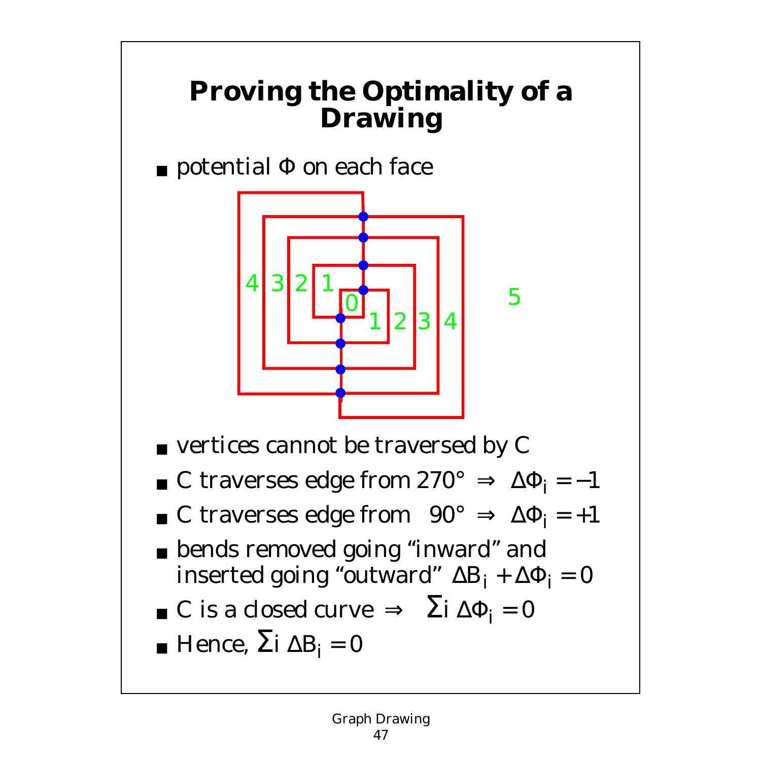# Proving the Optimality of a Drawing

- potential $\Phi$ on each face

- vertices cannot be traversed by C
- C traverses edge from 270° $\Rightarrow$ $\Delta\Phi_i = -1$
- C traverses edge from 90° $\Rightarrow$ $\Delta\Phi_i = +1$
- bends removed going "inward" and inserted going "outward" $\Delta B_i + \Delta\Phi_i = 0$
- C is a closed curve $\Rightarrow$ $\sum_i \Delta\Phi_i = 0$
- Hence, $\sum_i \Delta B_i = 0$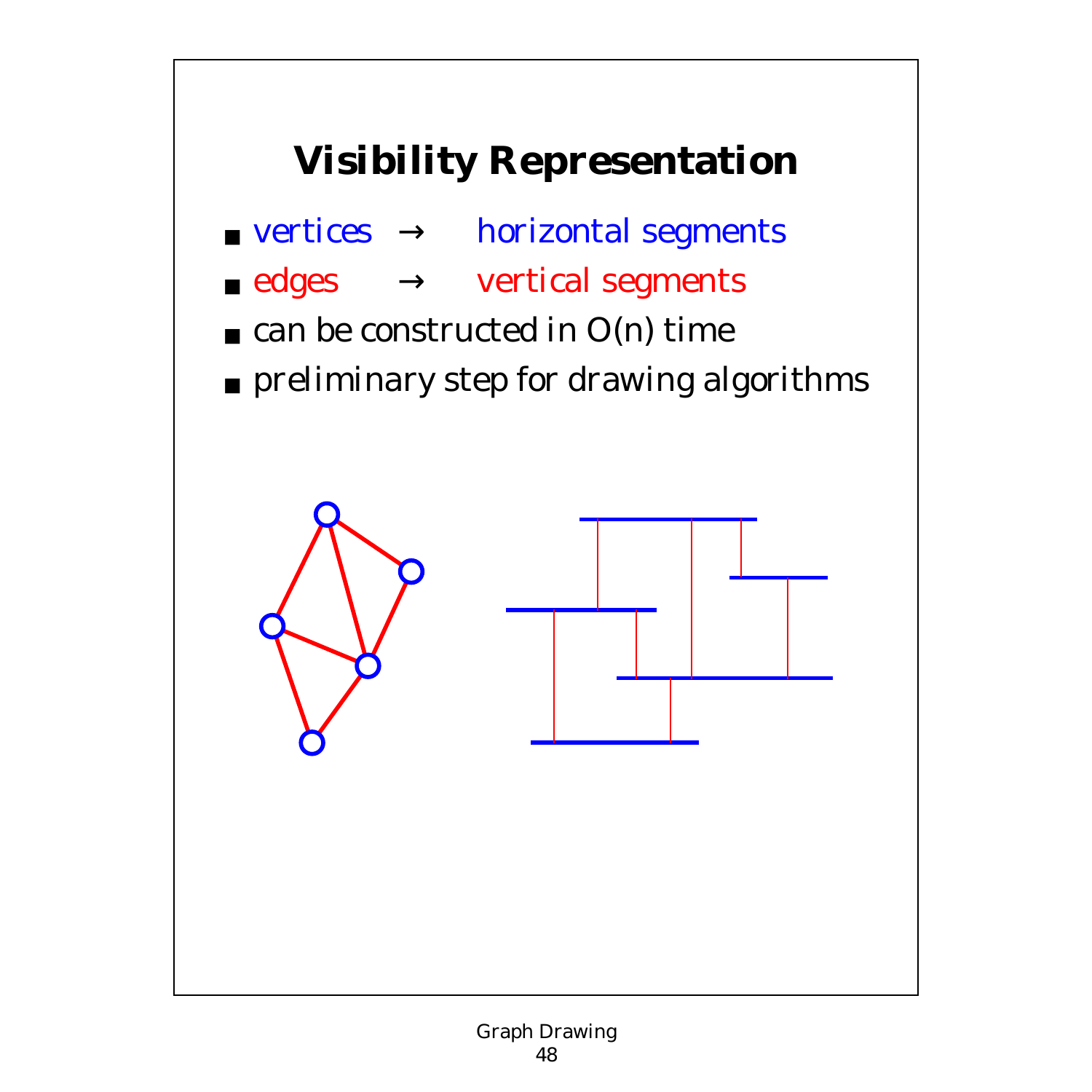# Visibility Representation

- vertices → horizontal segments
- edges → vertical segments
- can be constructed in O(n) time
- preliminary step for drawing algorithms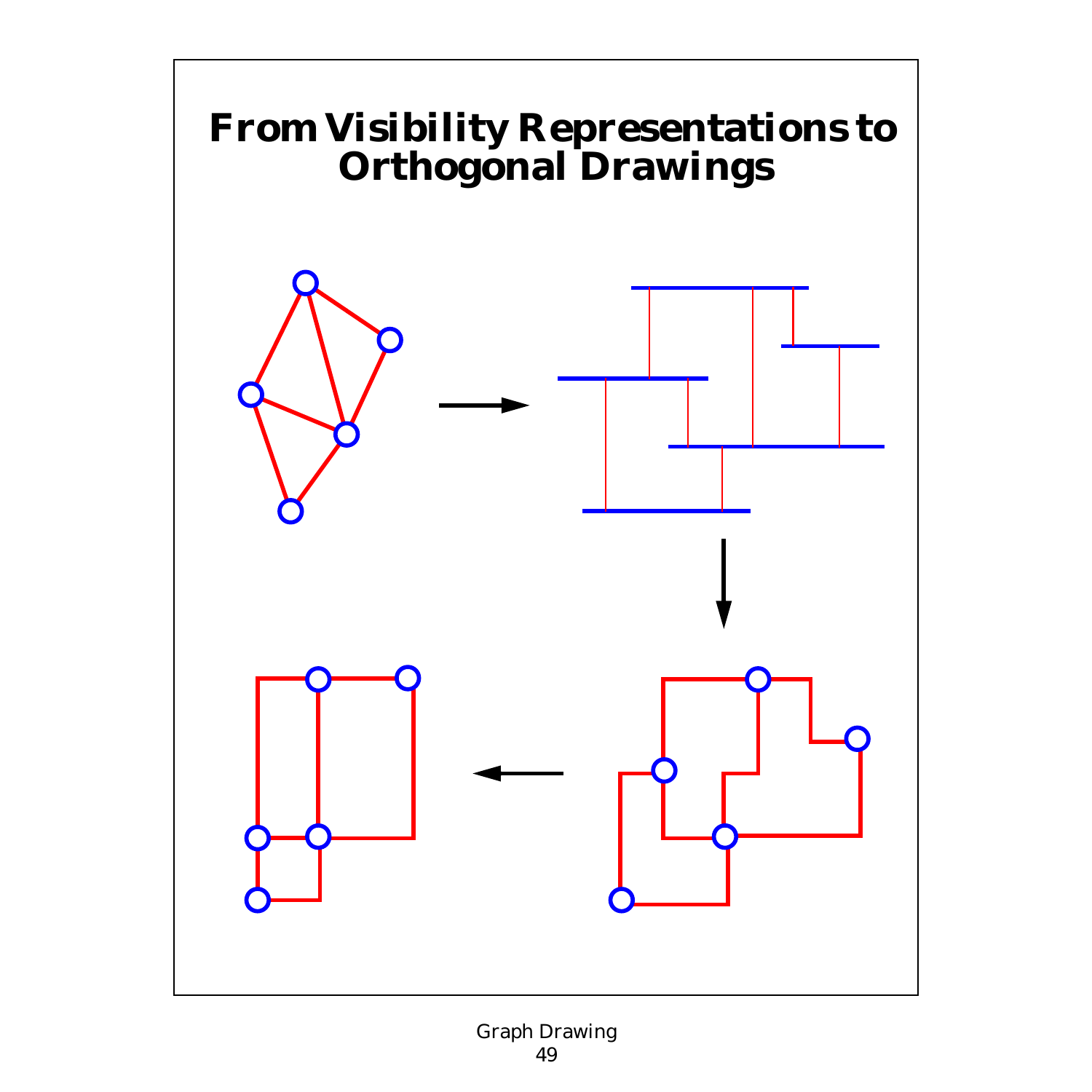# From Visibility Representations to Orthogonal Drawings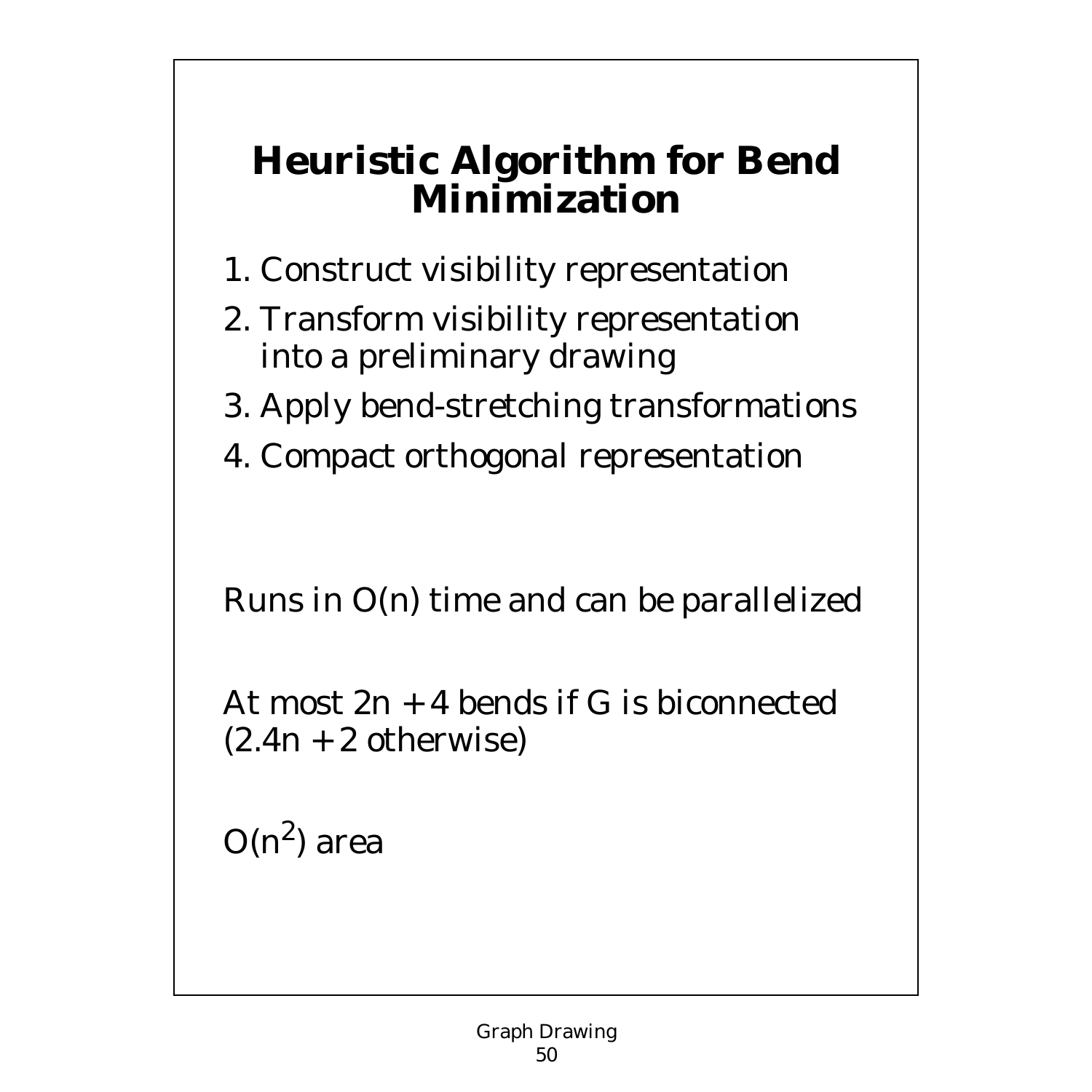# Heuristic Algorithm for Bend Minimization

1. Construct visibility representation
2. Transform visibility representation into a preliminary drawing
3. Apply bend-stretching transformations
4. Compact orthogonal representation

Runs in $O(n)$ time and can be parallelized

At most $2n + 4$ bends if G is biconnected ($2.4n + 2$ otherwise)

$O(n^2)$ area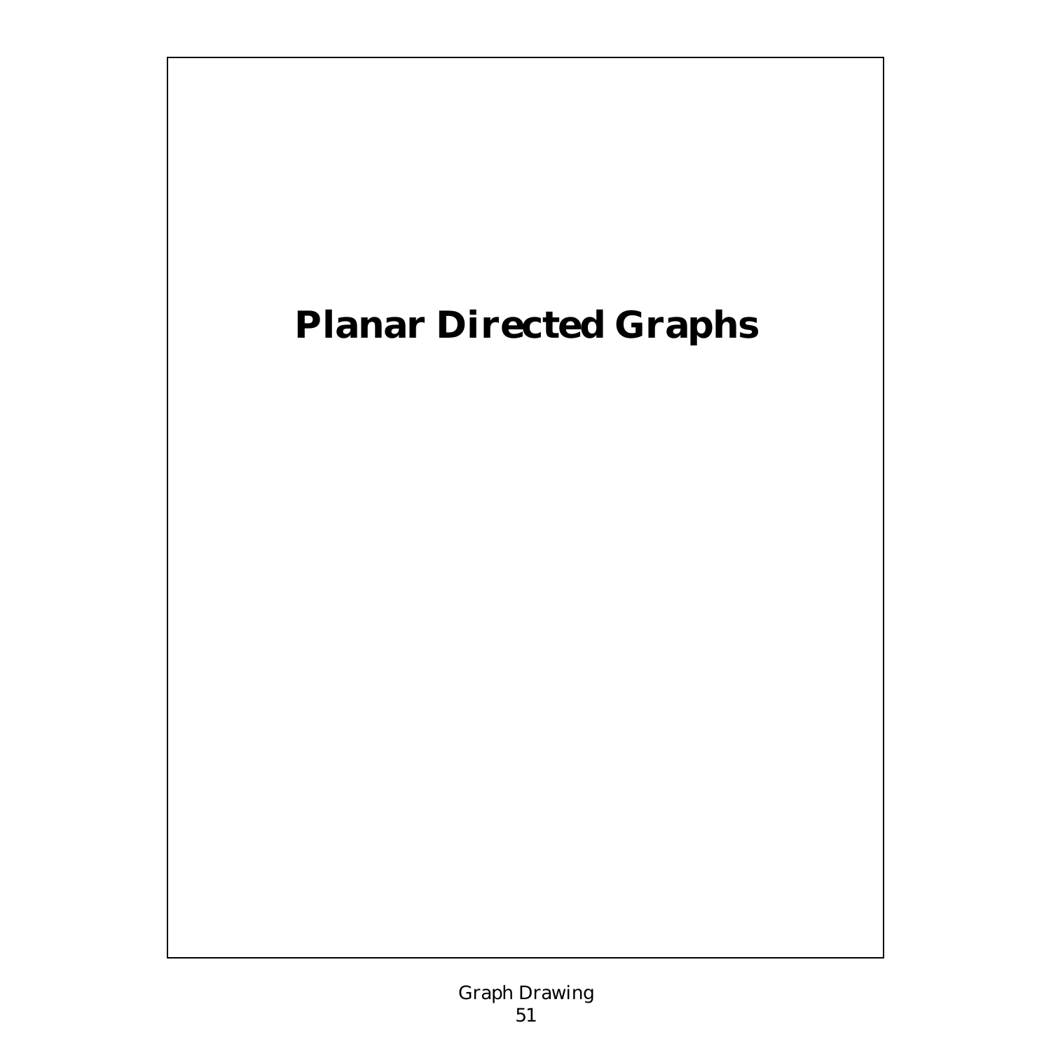# Planar Directed Graphs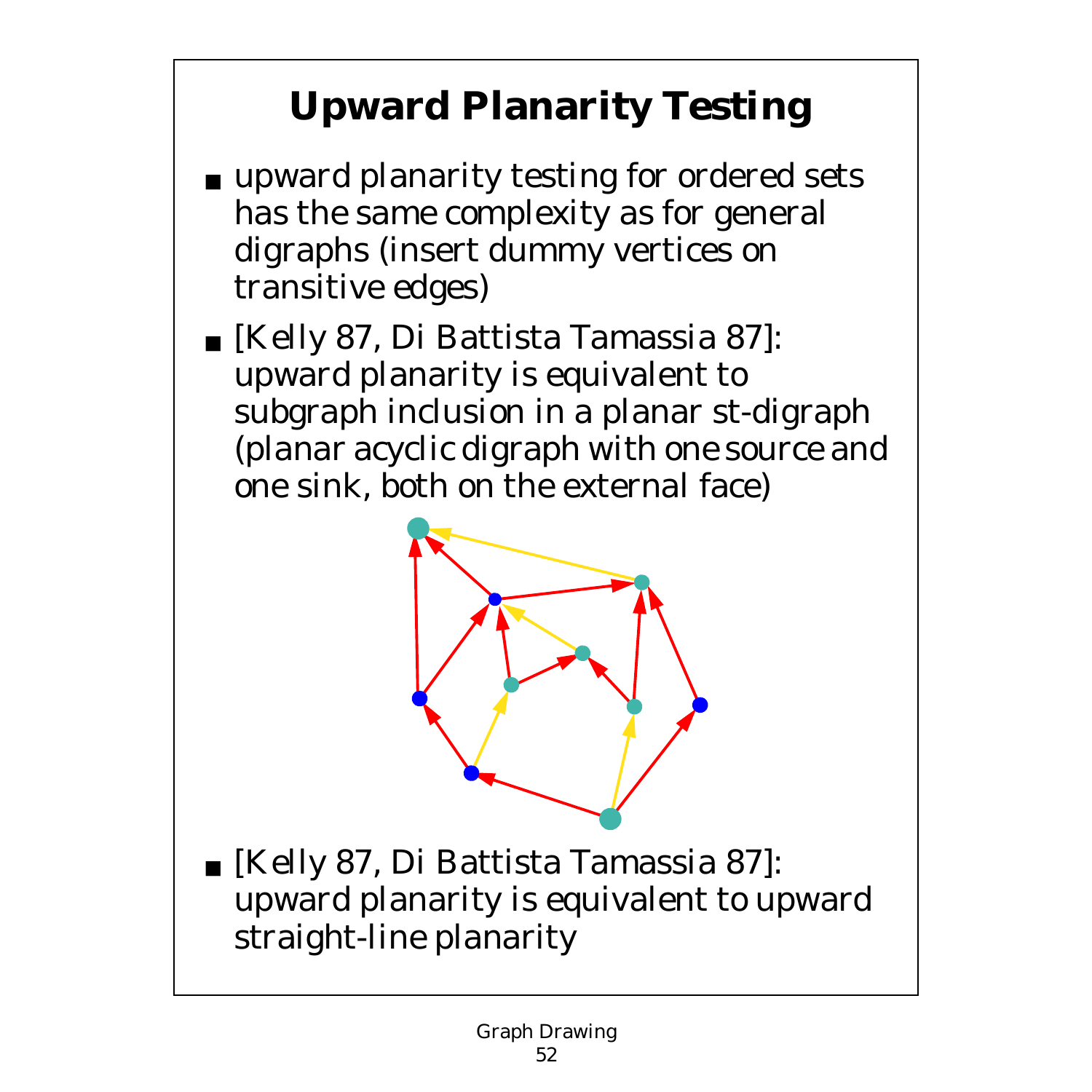# Upward Planarity Testing

- upward planarity testing for ordered sets has the same complexity as for general digraphs (insert dummy vertices on transitive edges)
- [Kelly 87, Di Battista Tamassia 87]: upward planarity is equivalent to subgraph inclusion in a planar st-digraph (planar acyclic digraph with one source and one sink, both on the external face)
- [Kelly 87, Di Battista Tamassia 87]: upward planarity is equivalent to upward straight-line planarity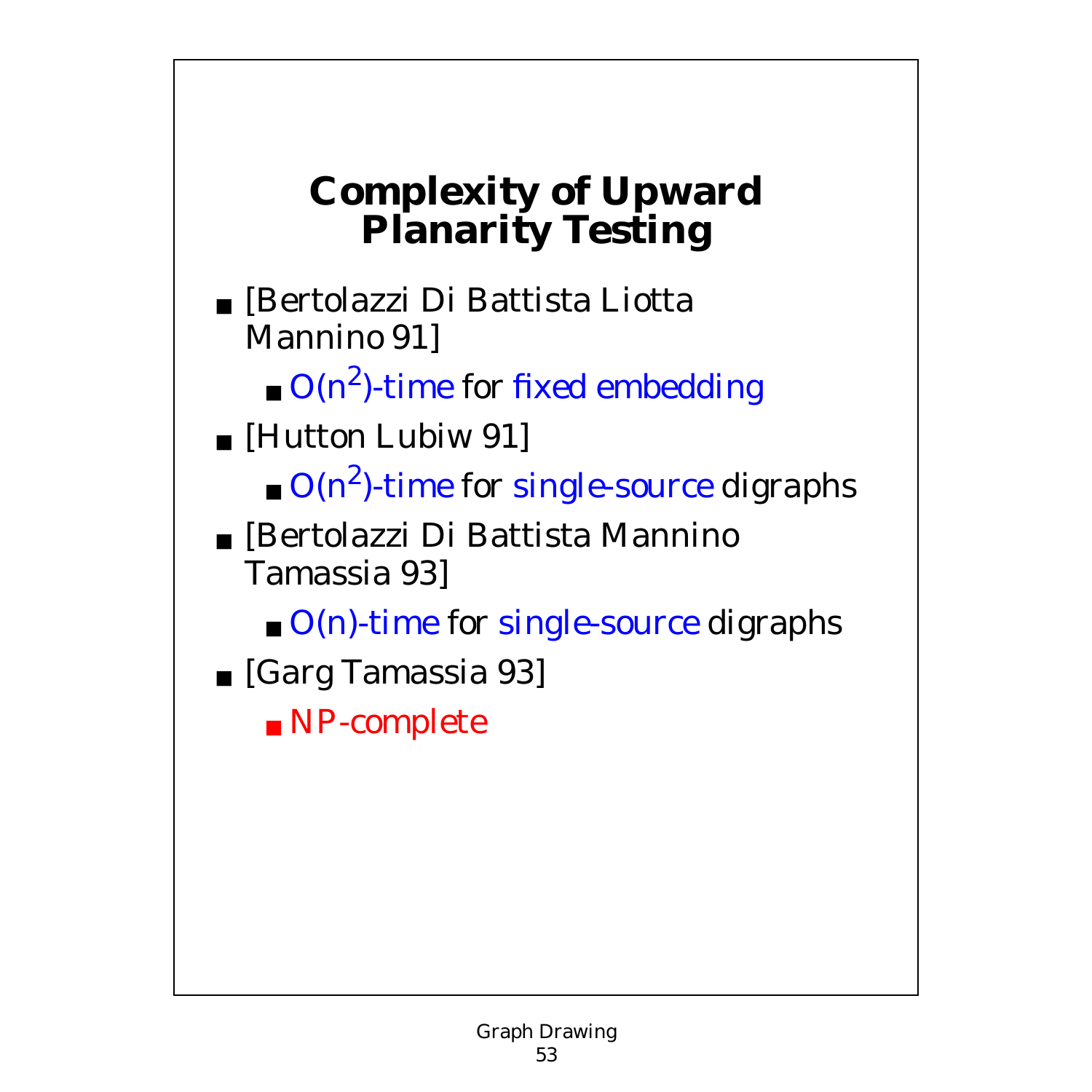# Complexity of Upward Planarity Testing

- [Bertolazzi Di Battista Liotta Mannino 91]
  - $O(n^2)$-time for fixed embedding
- [Hutton Lubiw 91]
  - $O(n^2)$-time for single-source digraphs
- [Bertolazzi Di Battista Mannino Tamassia 93]
  - $O(n)$-time for single-source digraphs
- [Garg Tamassia 93]
  - NP-complete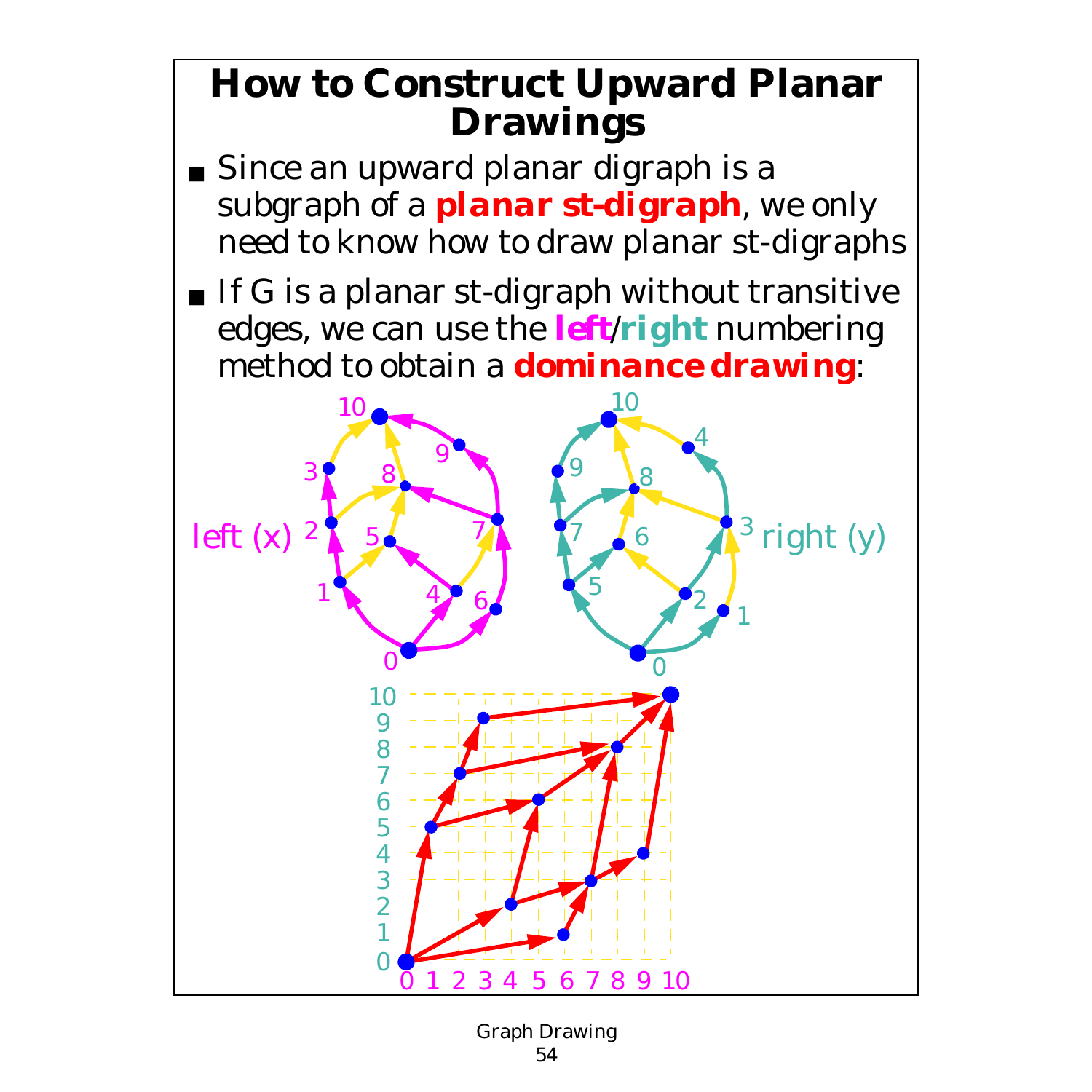# How to Construct Upward Planar Drawings

- Since an upward planar digraph is a subgraph of a **planar st-digraph**, we only need to know how to draw planar st-digraphs
- If G is a planar st-digraph without transitive edges, we can use the **left**/**right** numbering method to obtain a **dominance drawing**: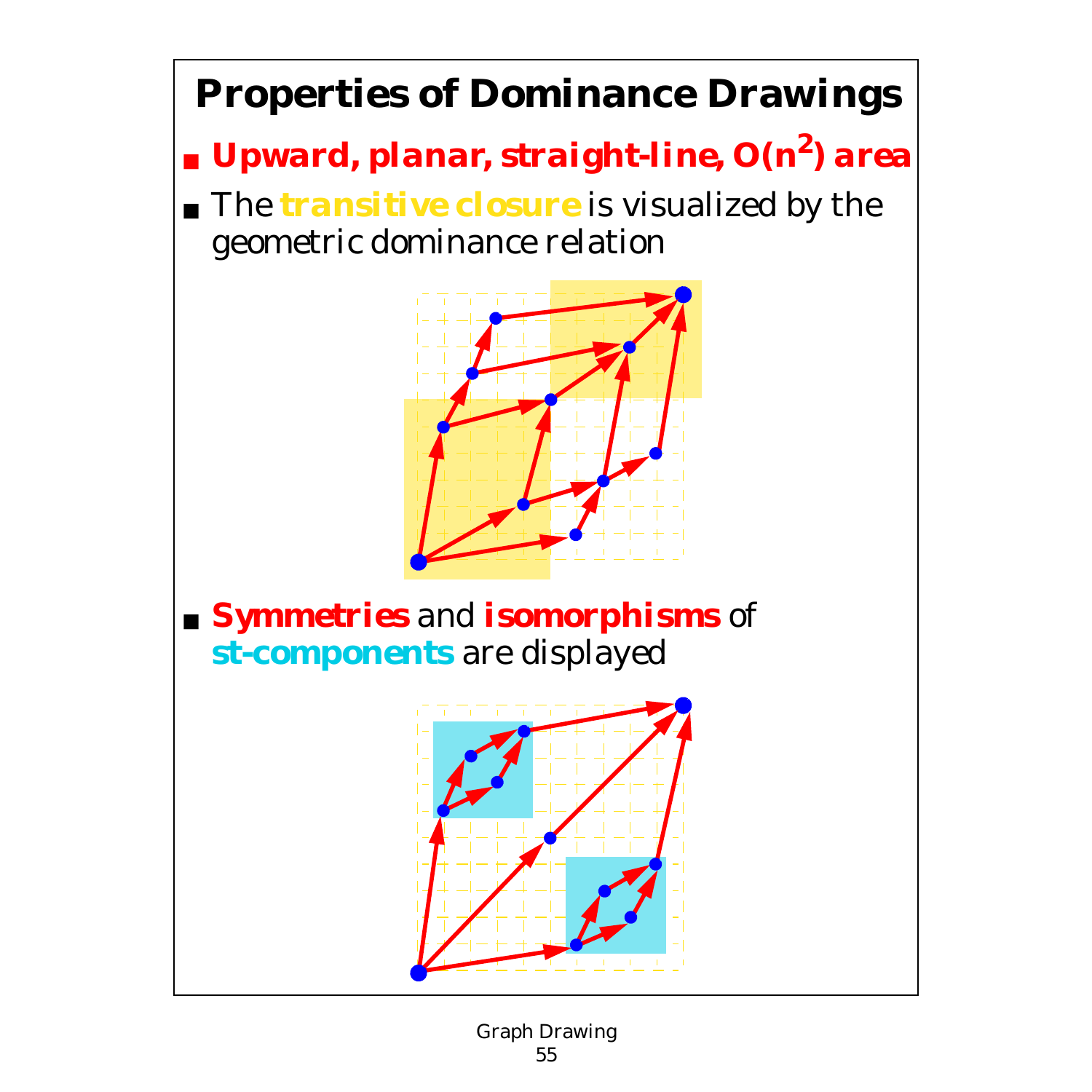# Properties of Dominance Drawings

- **Upward, planar, straight-line, $O(n^2)$ area**
- The **transitive closure** is visualized by the geometric dominance relation
- **Symmetries** and **isomorphisms** of **st-components** are displayed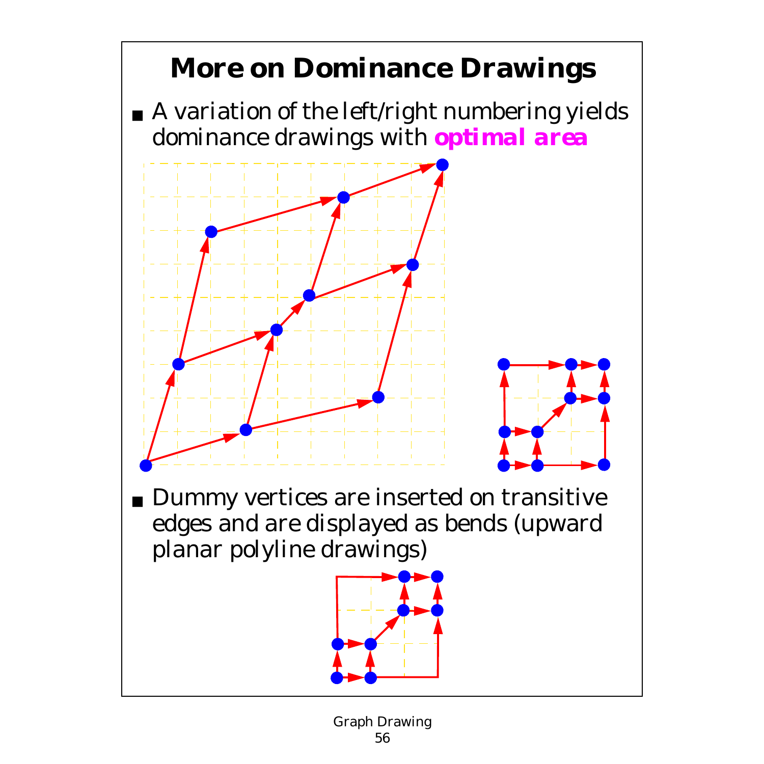# More on Dominance Drawings

- A variation of the left/right numbering yields dominance drawings with **optimal area**

- Dummy vertices are inserted on transitive edges and are displayed as bends (upward planar polyline drawings)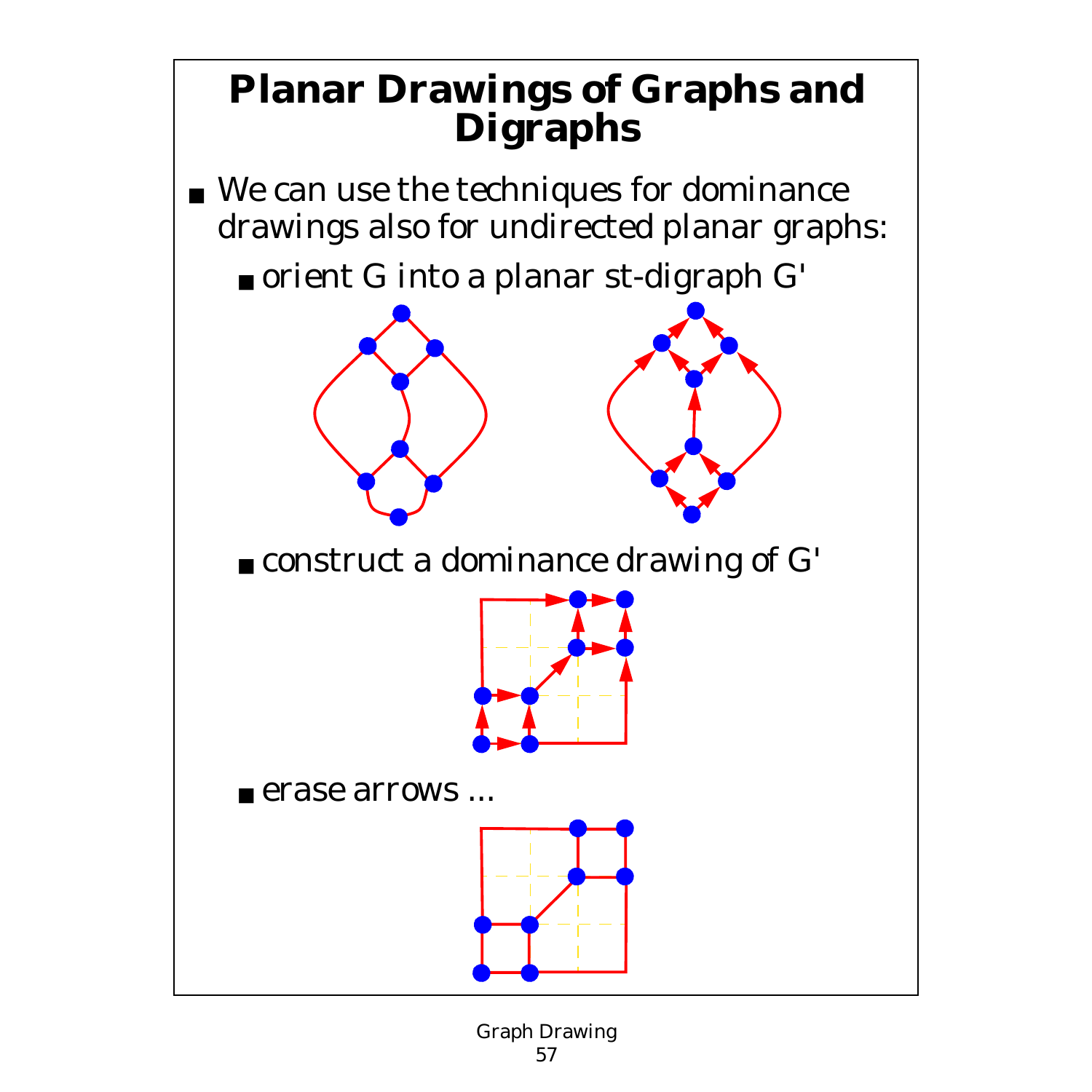# Planar Drawings of Graphs and Digraphs

- We can use the techniques for dominance drawings also for undirected planar graphs:
  - orient G into a planar st-digraph G'
  - construct a dominance drawing of G'
  - erase arrows ...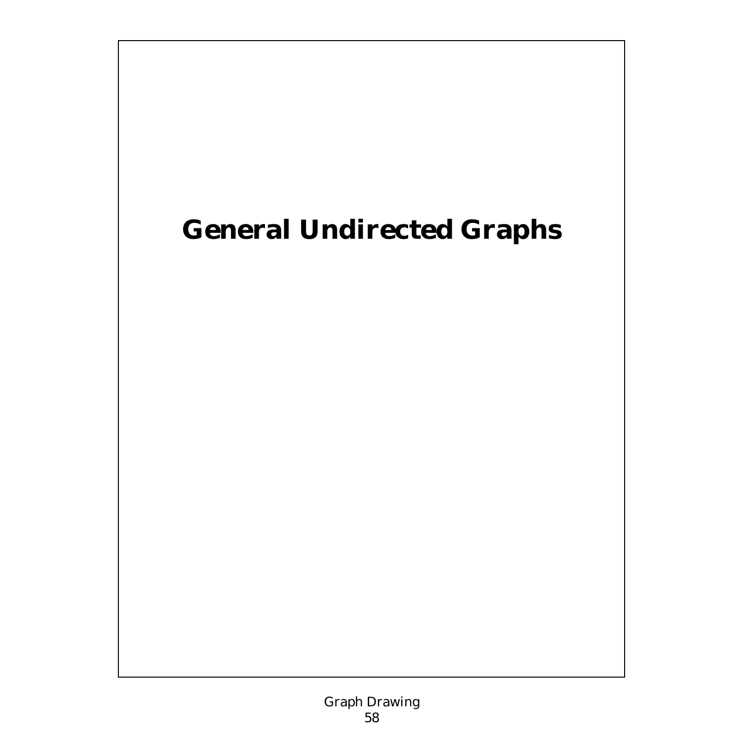# General Undirected Graphs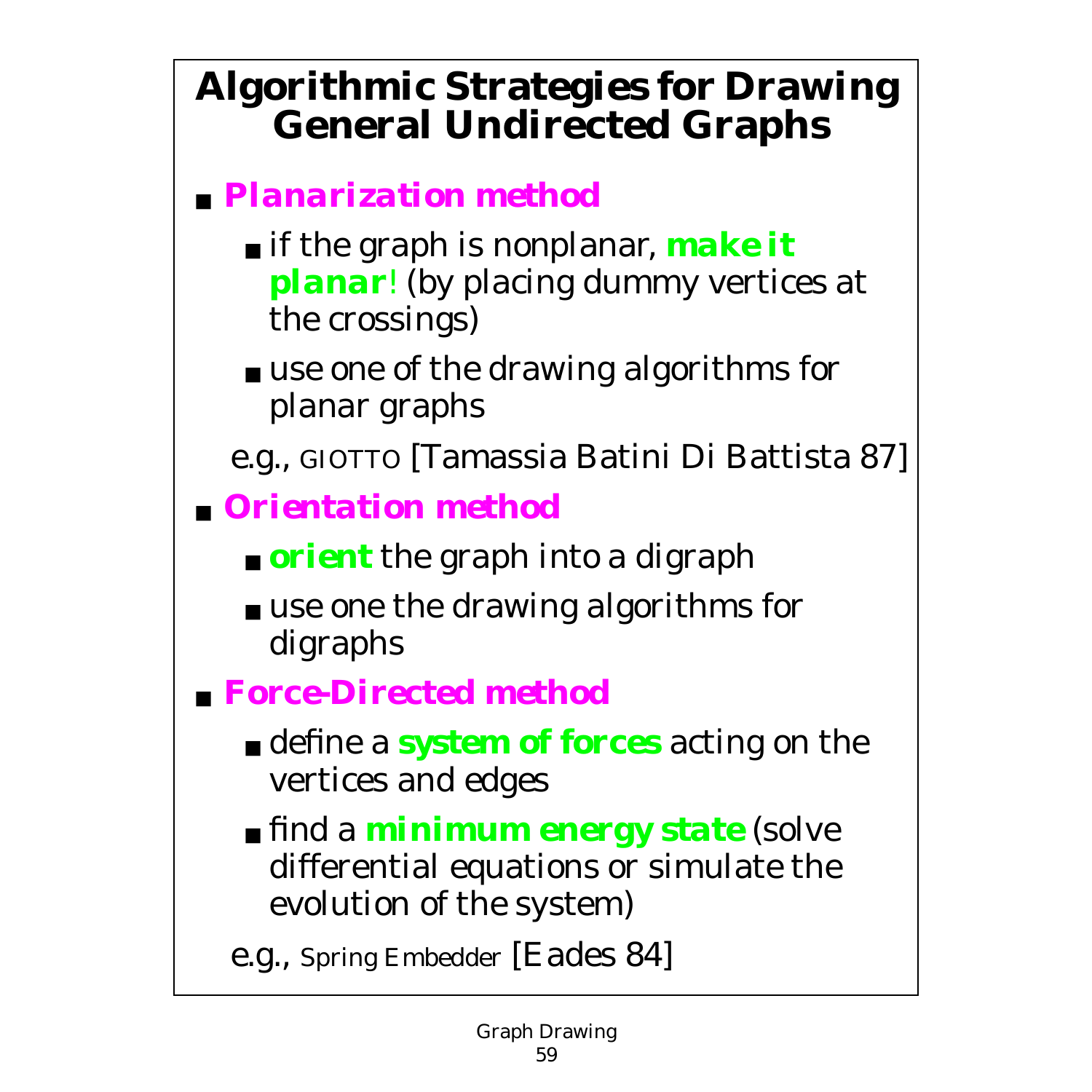# Algorithmic Strategies for Drawing General Undirected Graphs

- ***Planarization method***
  - if the graph is nonplanar, **make it planar**! (by placing dummy vertices at the crossings)
  - use one of the drawing algorithms for planar graphs

  e.g., GIOTTO [Tamassia Batini Di Battista 87]

- ***Orientation method***
  - **orient** the graph into a digraph
  - use one the drawing algorithms for digraphs

- ***Force-Directed method***
  - define a **system of forces** acting on the vertices and edges
  - find a **minimum energy state** (solve differential equations or simulate the evolution of the system)

  e.g., Spring Embedder [Eades 84]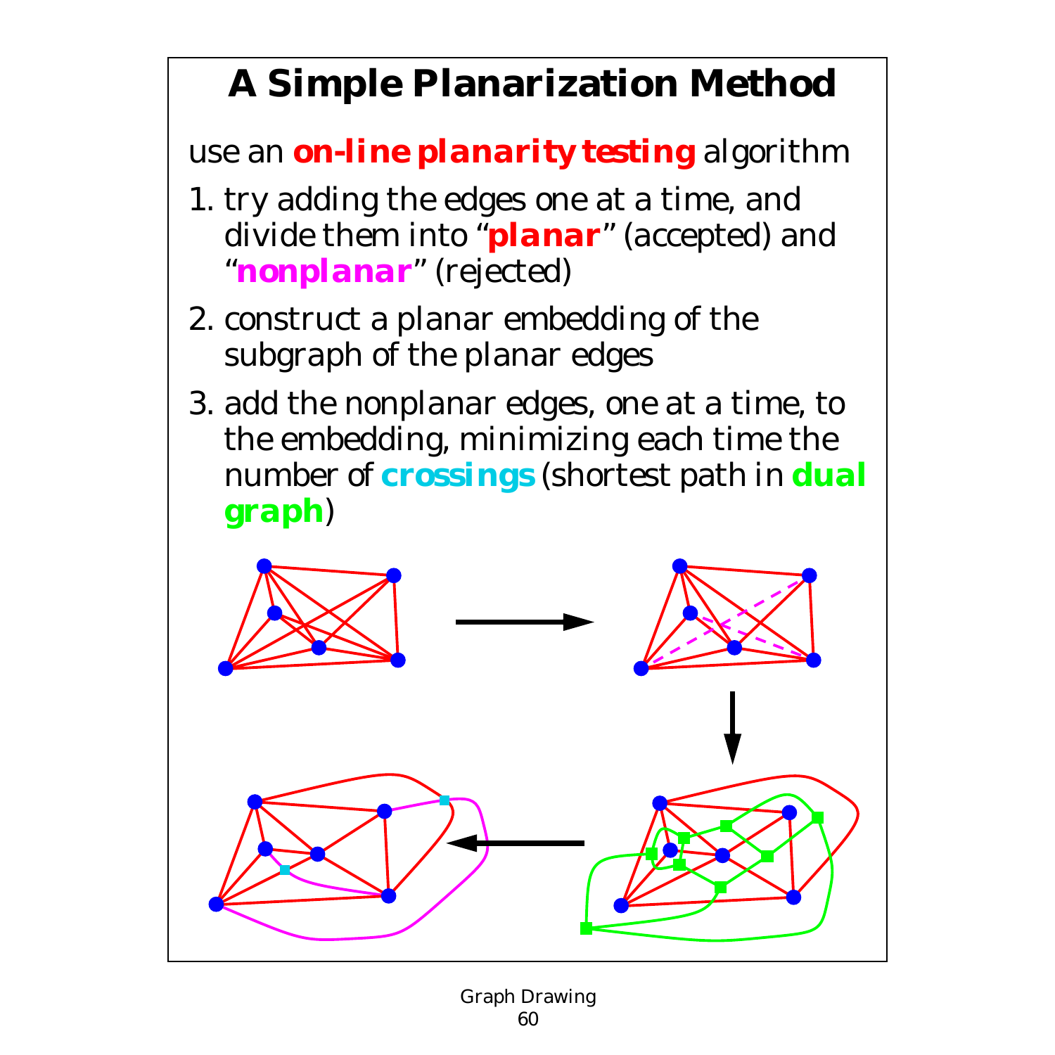# A Simple Planarization Method

use an **on-line planarity testing** algorithm

1. try adding the edges one at a time, and divide them into "**planar**" (accepted) and "**nonplanar**" (rejected)
2. construct a planar embedding of the subgraph of the planar edges
3. add the nonplanar edges, one at a time, to the embedding, minimizing each time the number of **crossings** (shortest path in **dual graph**)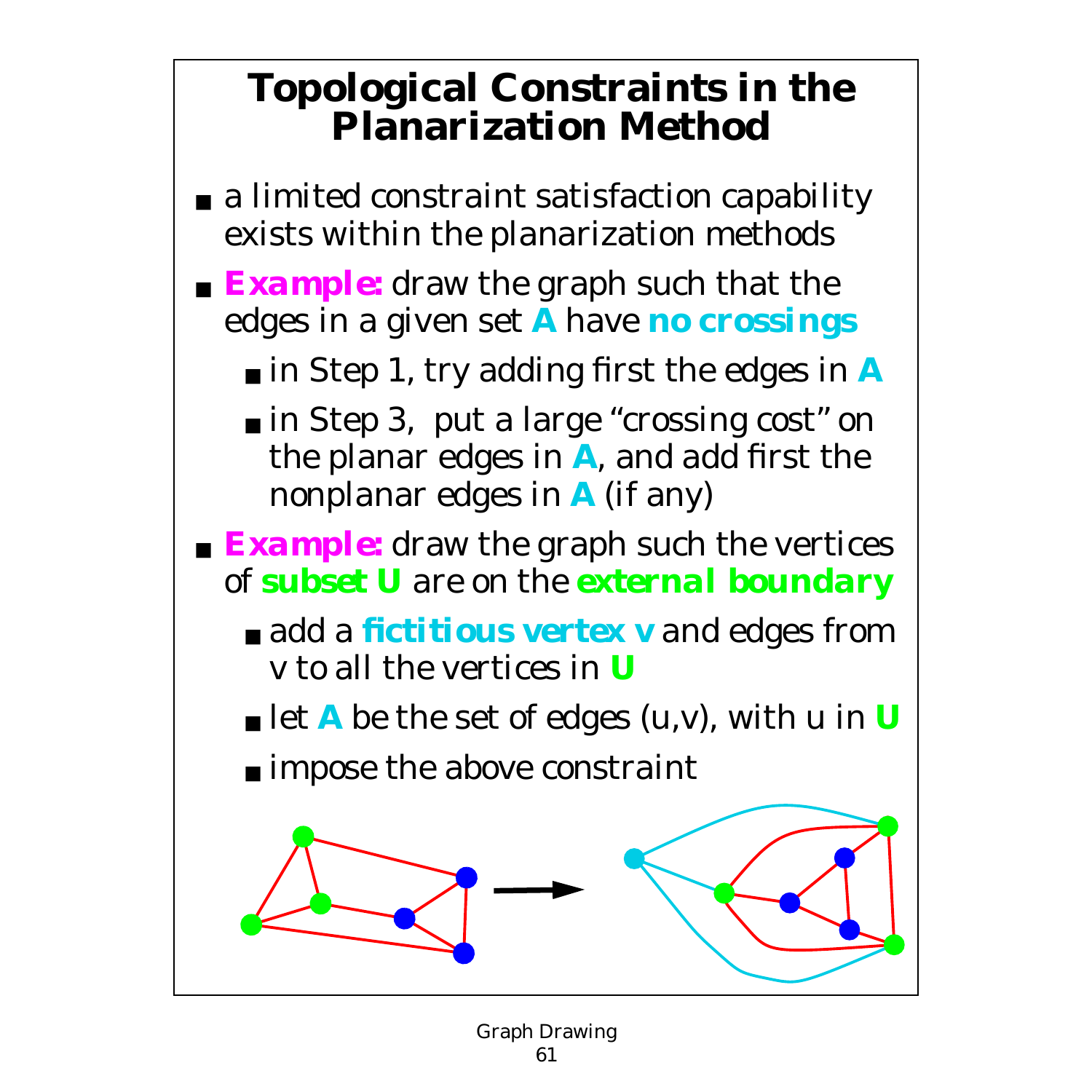# Topological Constraints in the Planarization Method

- a limited constraint satisfaction capability exists within the planarization methods
- **Example:** draw the graph such that the edges in a given set **A** have **no crossings**
  - in Step 1, try adding first the edges in **A**
  - in Step 3, put a large "crossing cost" on the planar edges in **A**, and add first the nonplanar edges in **A** (if any)
- **Example:** draw the graph such the vertices of **subset U** are on the external boundary
  - add a **fictitious vertex v** and edges from v to all the vertices in **U**
  - let **A** be the set of edges (u,v), with u in **U**
  - impose the above constraint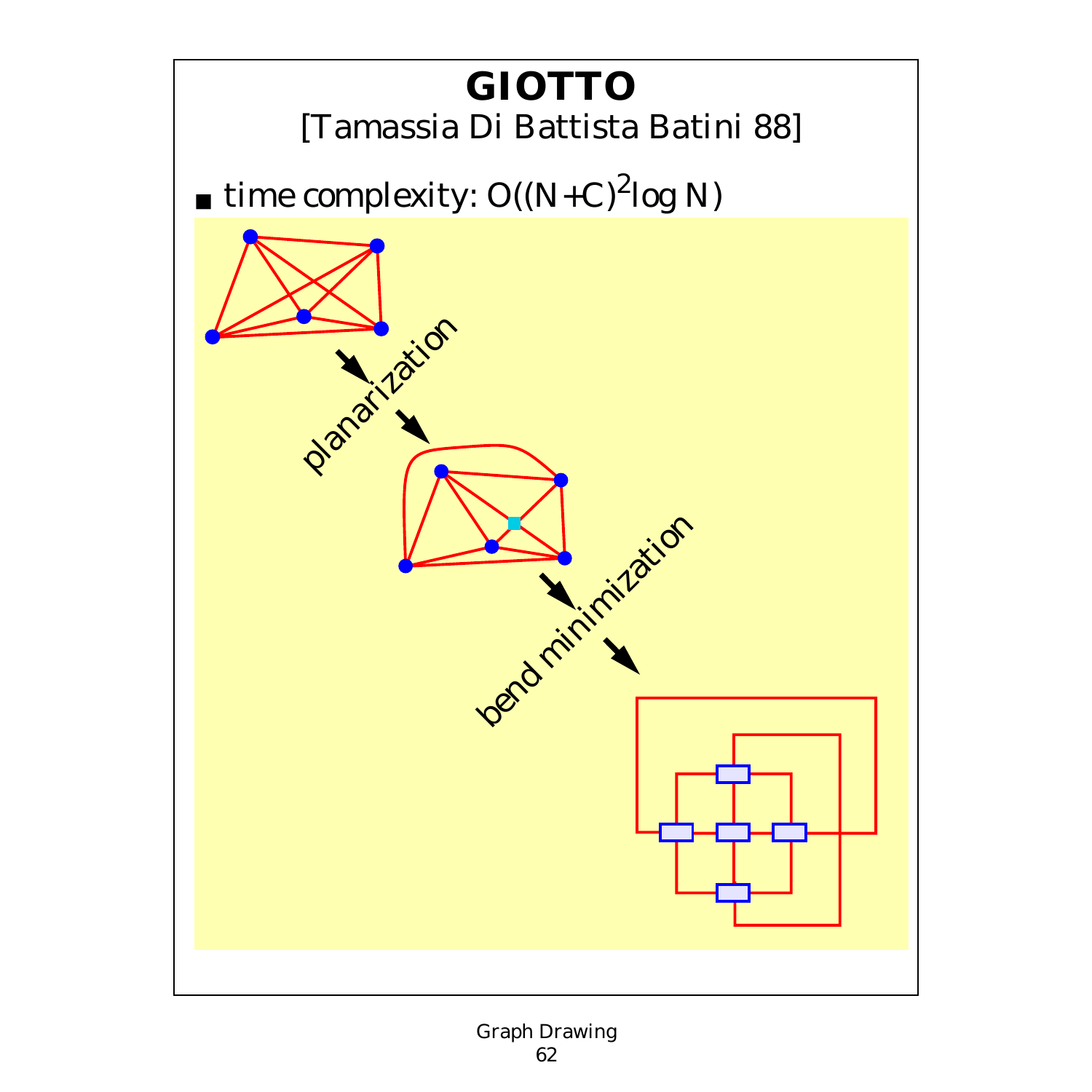# GIOTTO

[Tamassia Di Battista Batini 88]

- time complexity: $O((N+C)^2 \log N)$

planarization

bend minimization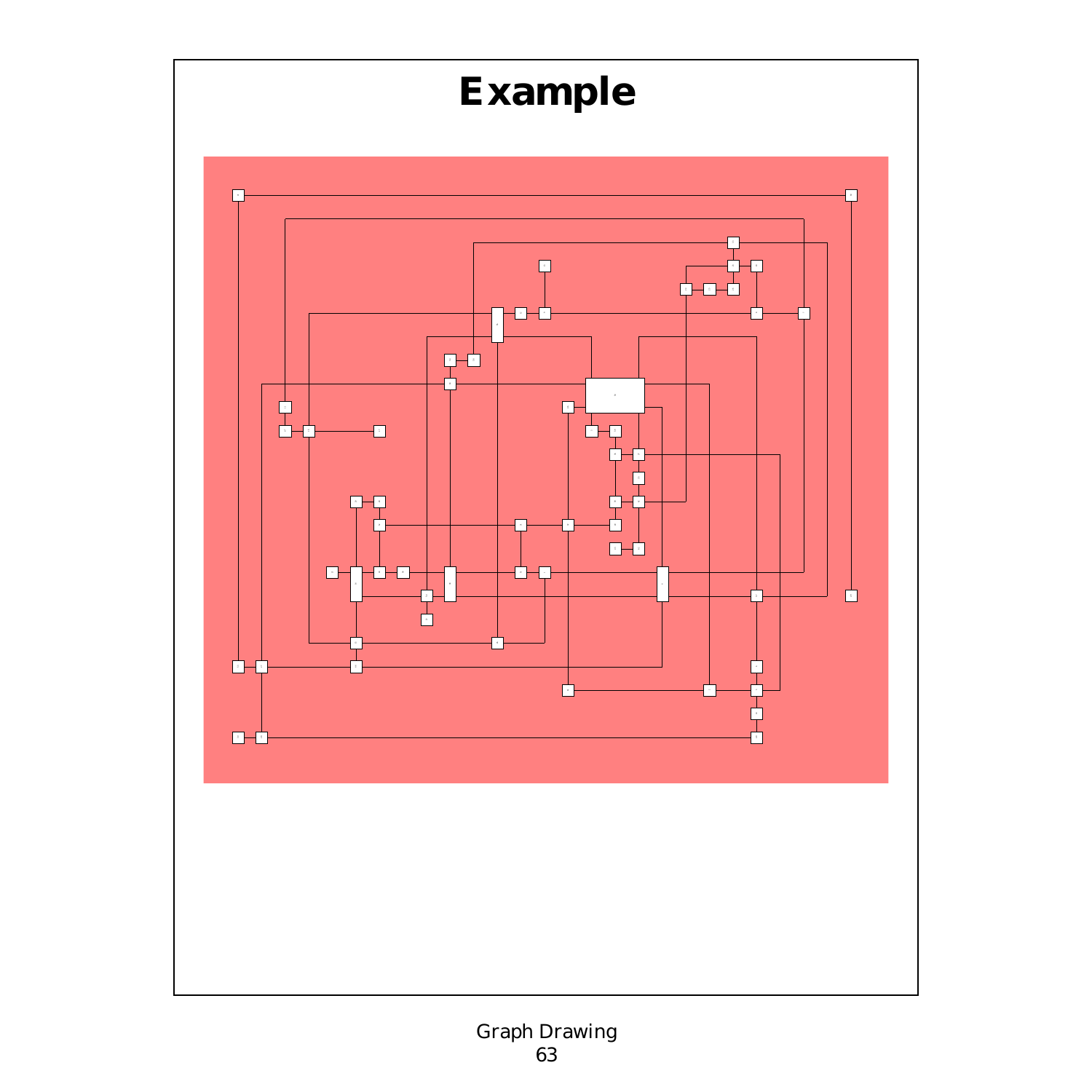# Example

Graph Drawing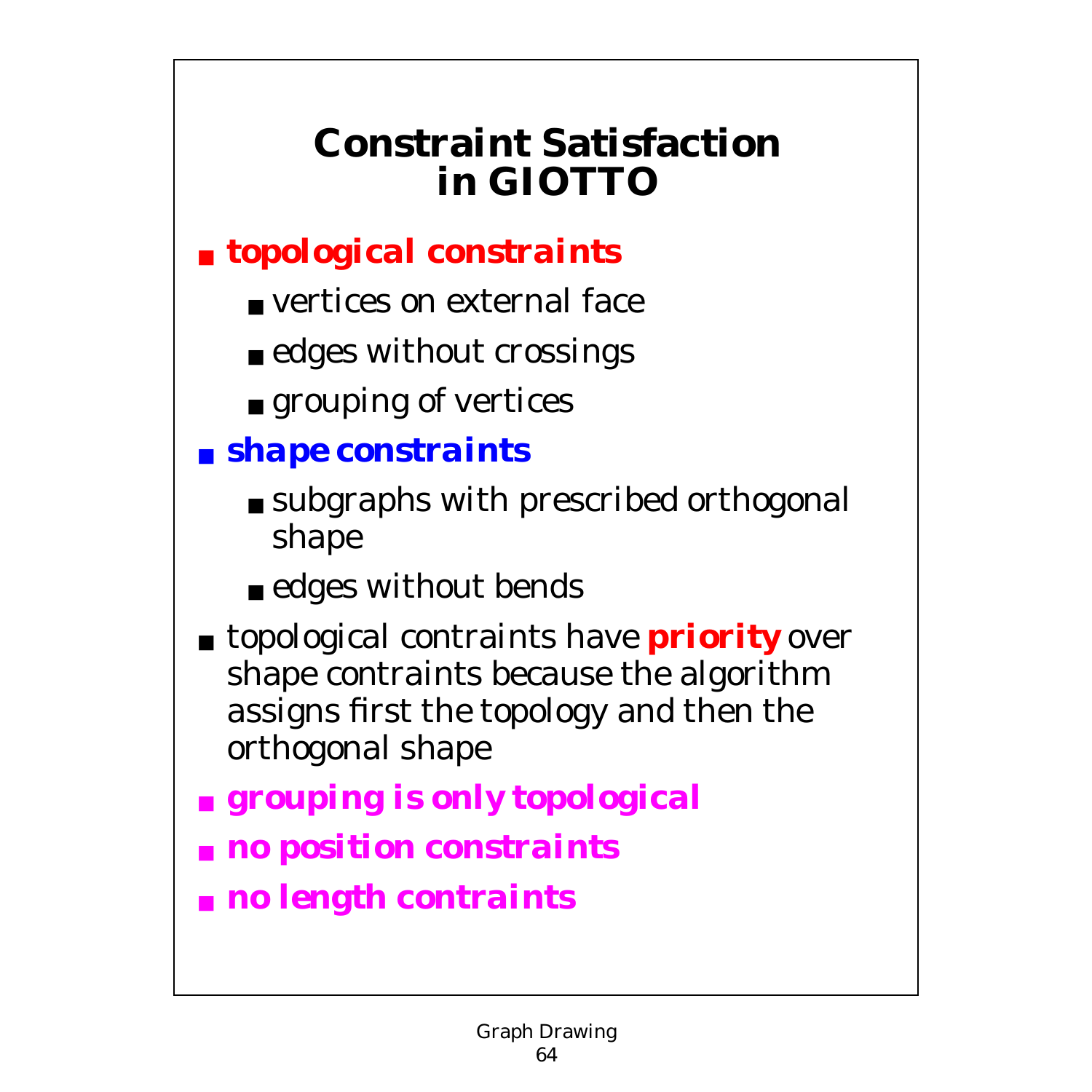# Constraint Satisfaction in GIOTTO

- ***topological constraints***
  - vertices on external face
  - edges without crossings
  - grouping of vertices
- ***shape constraints***
  - subgraphs with prescribed orthogonal shape
  - edges without bends
- topological contraints have ***priority*** over shape contraints because the algorithm assigns first the topology and then the orthogonal shape
- ***grouping is only topological***
- ***no position constraints***
- ***no length contraints***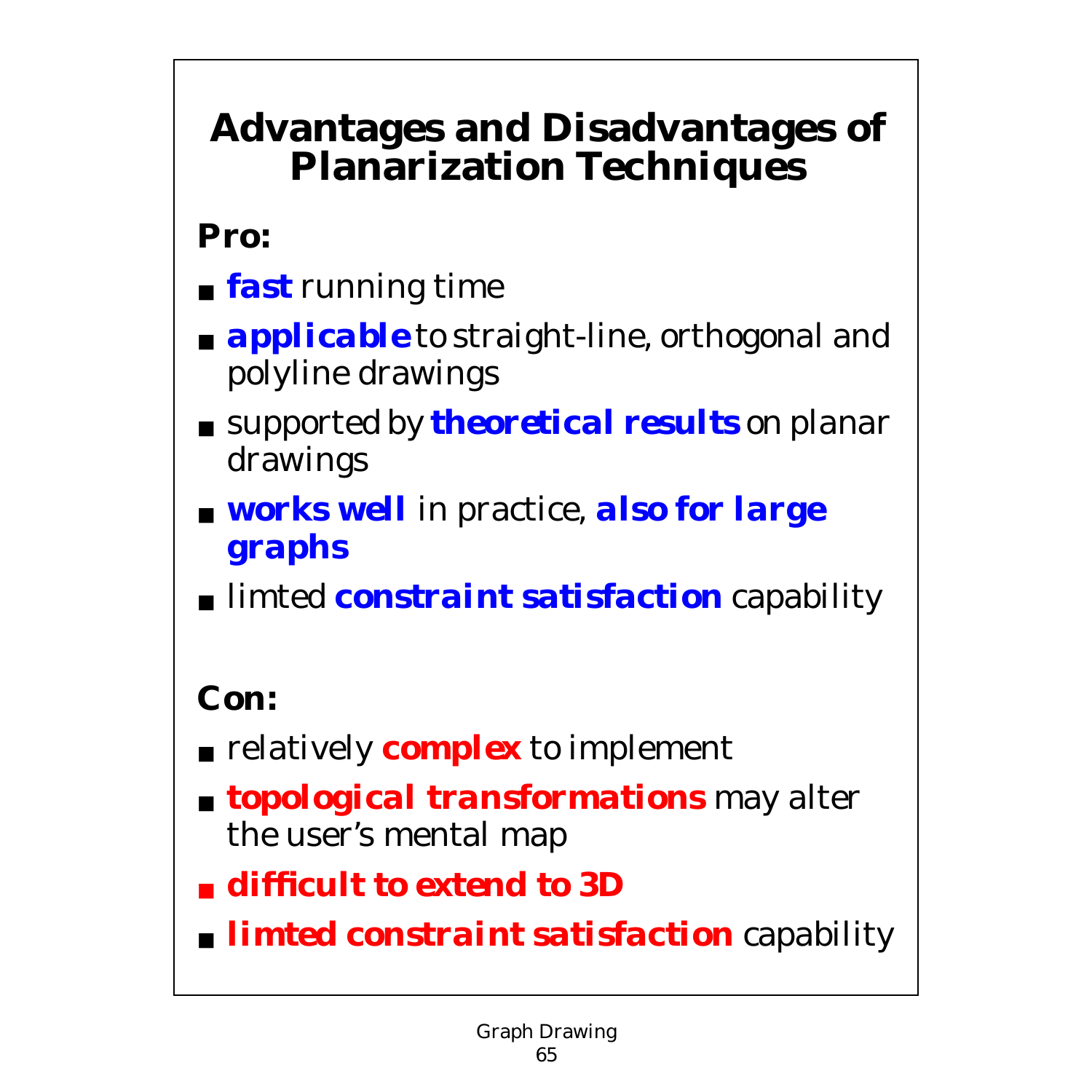# Advantages and Disadvantages of Planarization Techniques

**Pro:**

- ***fast*** running time
- ***applicable*** to straight-line, orthogonal and polyline drawings
- supported by ***theoretical results*** on planar drawings
- ***works well*** in practice, ***also for large graphs***
- limted ***constraint satisfaction*** capability

**Con:**

- relatively ***complex*** to implement
- ***topological transformations*** may alter the user's mental map
- ***difficult to extend to 3D***
- ***limted constraint satisfaction*** capability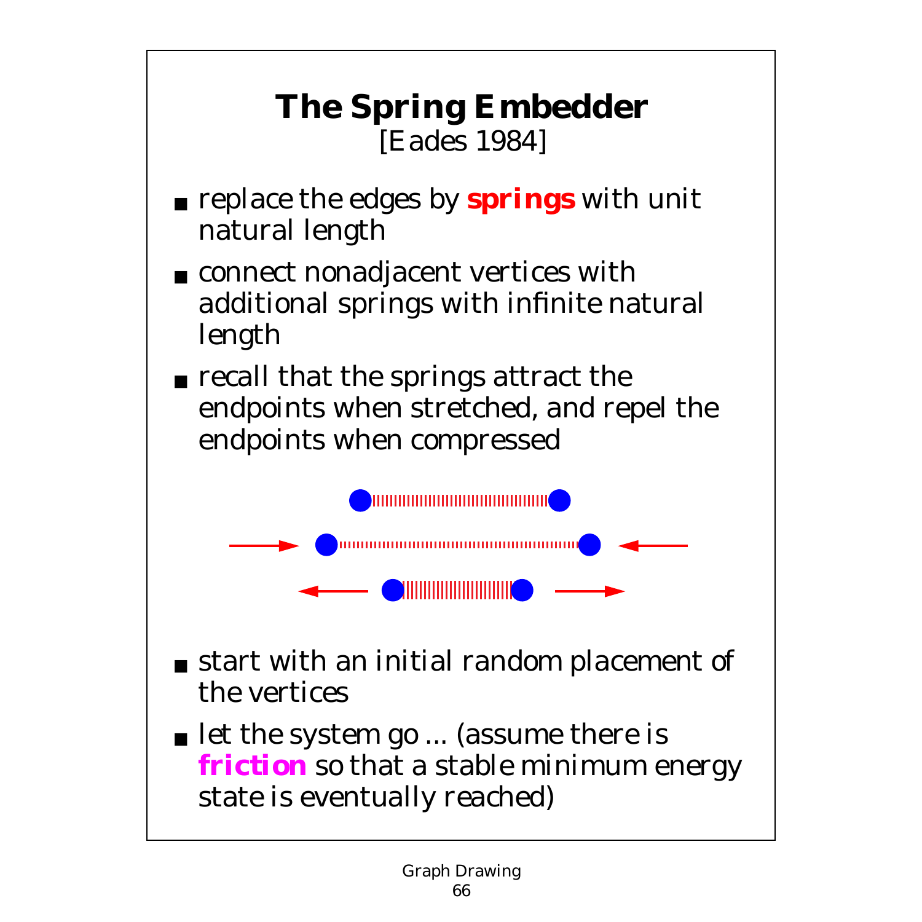# The Spring Embedder

[Eades 1984]

- replace the edges by **springs** with unit natural length
- connect nonadjacent vertices with additional springs with infinite natural length
- recall that the springs attract the endpoints when stretched, and repel the endpoints when compressed

- start with an initial random placement of the vertices
- let the system go ... (assume there is **friction** so that a stable minimum energy state is eventually reached)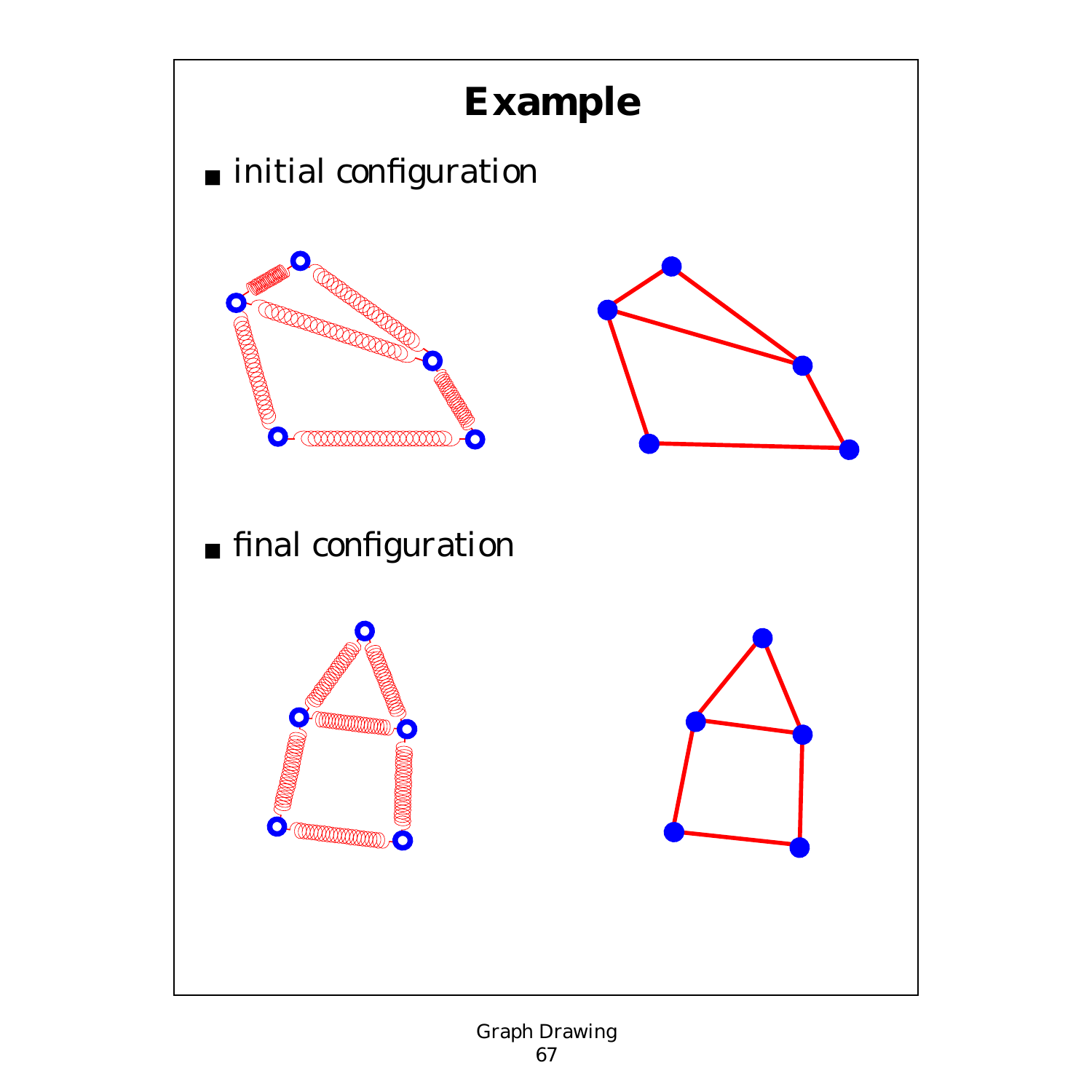# Example

- initial configuration

- final configuration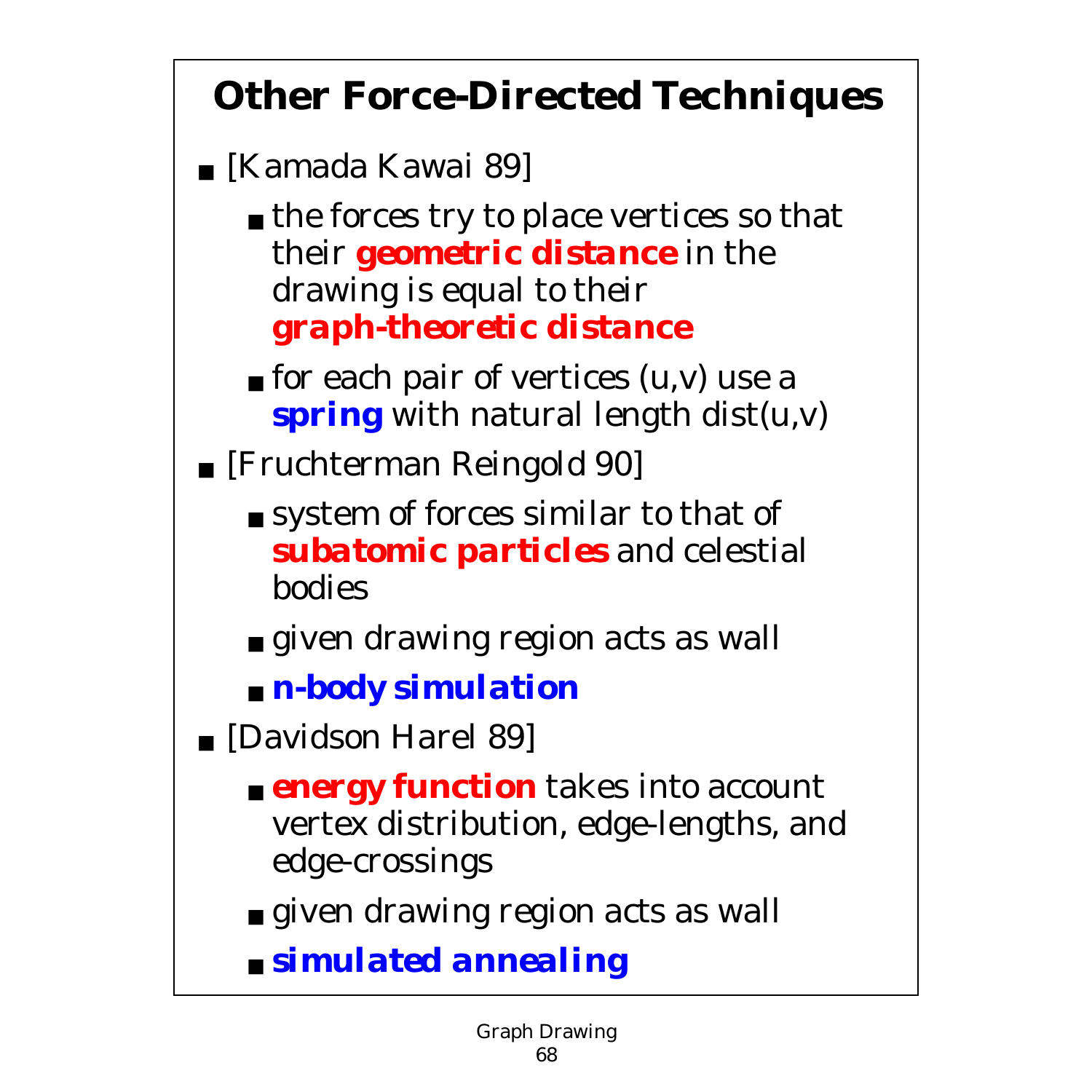# Other Force-Directed Techniques

- [Kamada Kawai 89]
  - the forces try to place vertices so that their ***geometric distance*** in the drawing is equal to their ***graph-theoretic distance***
  - for each pair of vertices (u,v) use a ***spring*** with natural length dist(u,v)
- [Fruchterman Reingold 90]
  - system of forces similar to that of ***subatomic particles*** and celestial bodies
  - given drawing region acts as wall
  - ***n-body simulation***
- [Davidson Harel 89]
  - ***energy function*** takes into account vertex distribution, edge-lengths, and edge-crossings
  - given drawing region acts as wall
  - ***simulated annealing***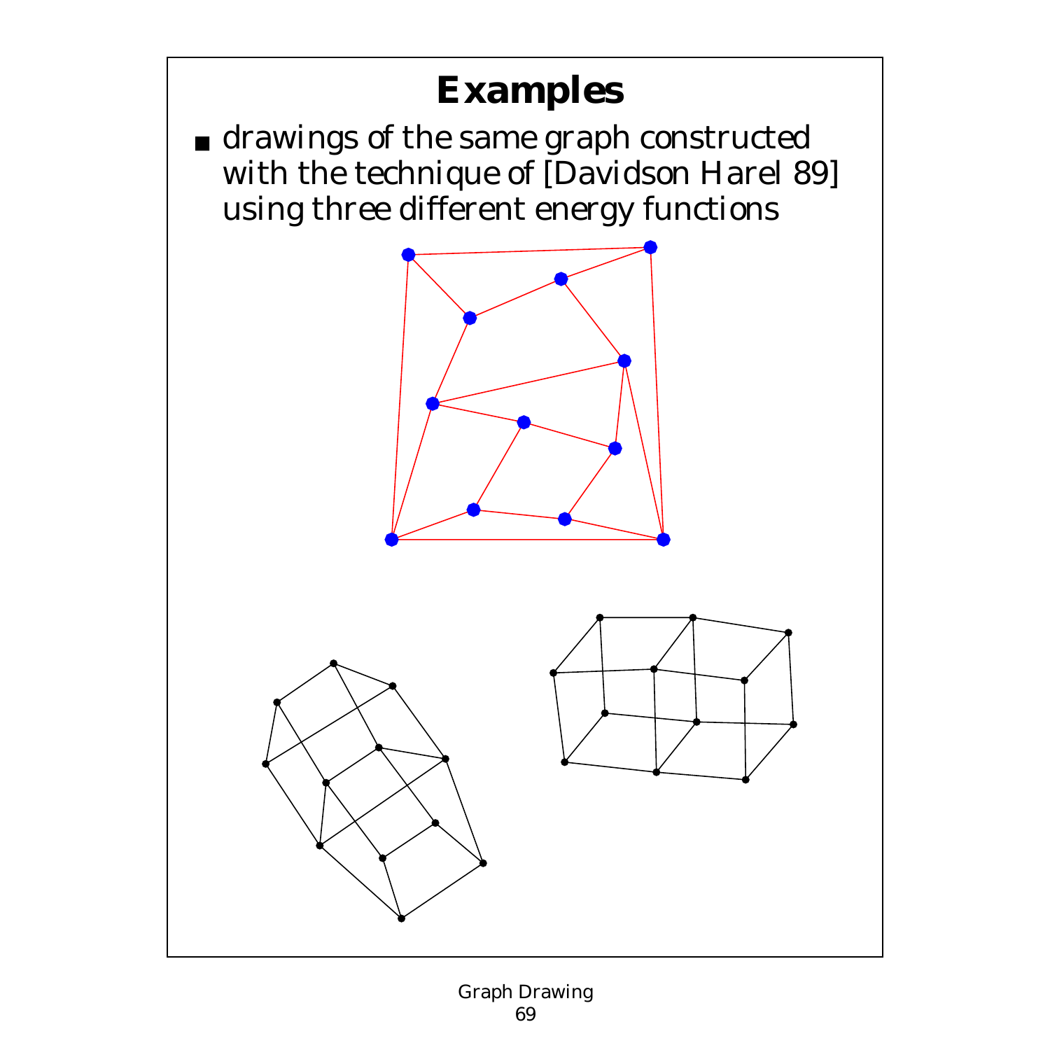# Examples

- drawings of the same graph constructed with the technique of [Davidson Harel 89] using three different energy functions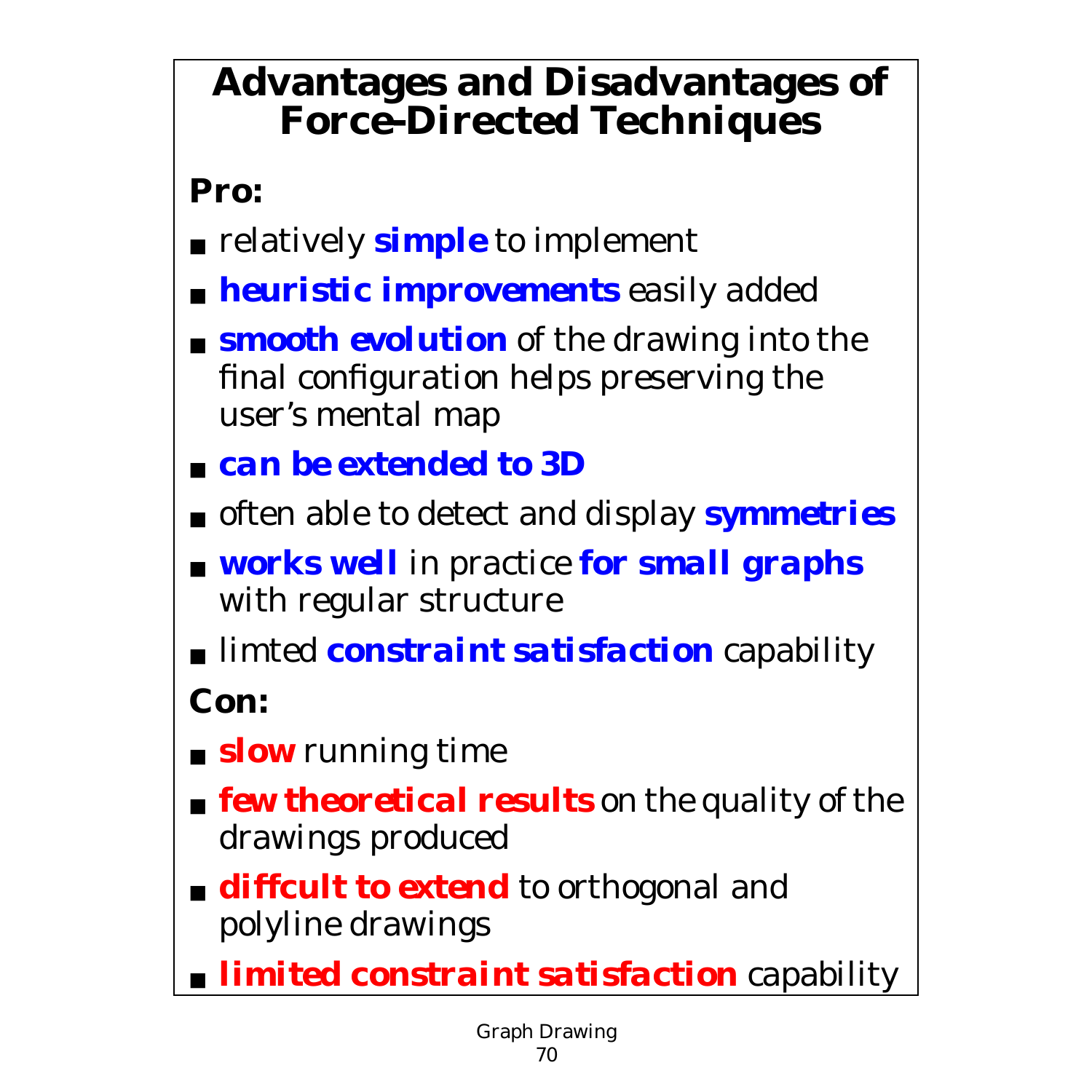# Advantages and Disadvantages of Force-Directed Techniques

**Pro:**

- relatively ***simple*** to implement
- ***heuristic improvements*** easily added
- ***smooth evolution*** of the drawing into the final configuration helps preserving the user's mental map
- ***can be extended to 3D***
- often able to detect and display ***symmetries***
- ***works well*** in practice ***for small graphs*** with regular structure
- limted ***constraint satisfaction*** capability

**Con:**

- ***slow*** running time
- ***few theoretical results*** on the quality of the drawings produced
- ***diffcult to extend*** to orthogonal and polyline drawings
- ***limited constraint satisfaction*** capability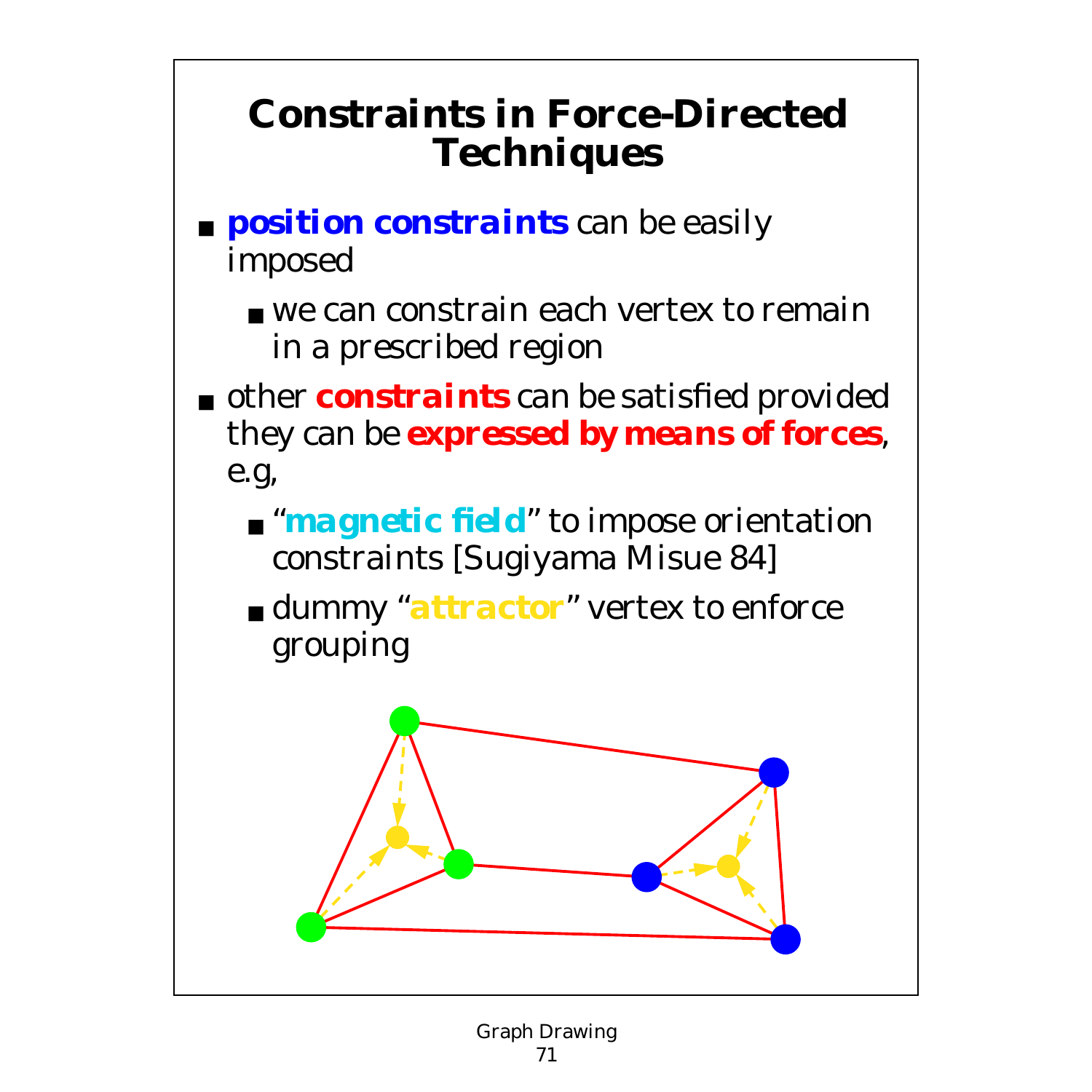# Constraints in Force-Directed Techniques

- **position constraints** can be easily imposed
  - we can constrain each vertex to remain in a prescribed region
- other **constraints** can be satisfied provided they can be **expressed by means of forces**, e.g,
  - "**magnetic field**" to impose orientation constraints [Sugiyama Misue 84]
  - dummy "**attractor**" vertex to enforce grouping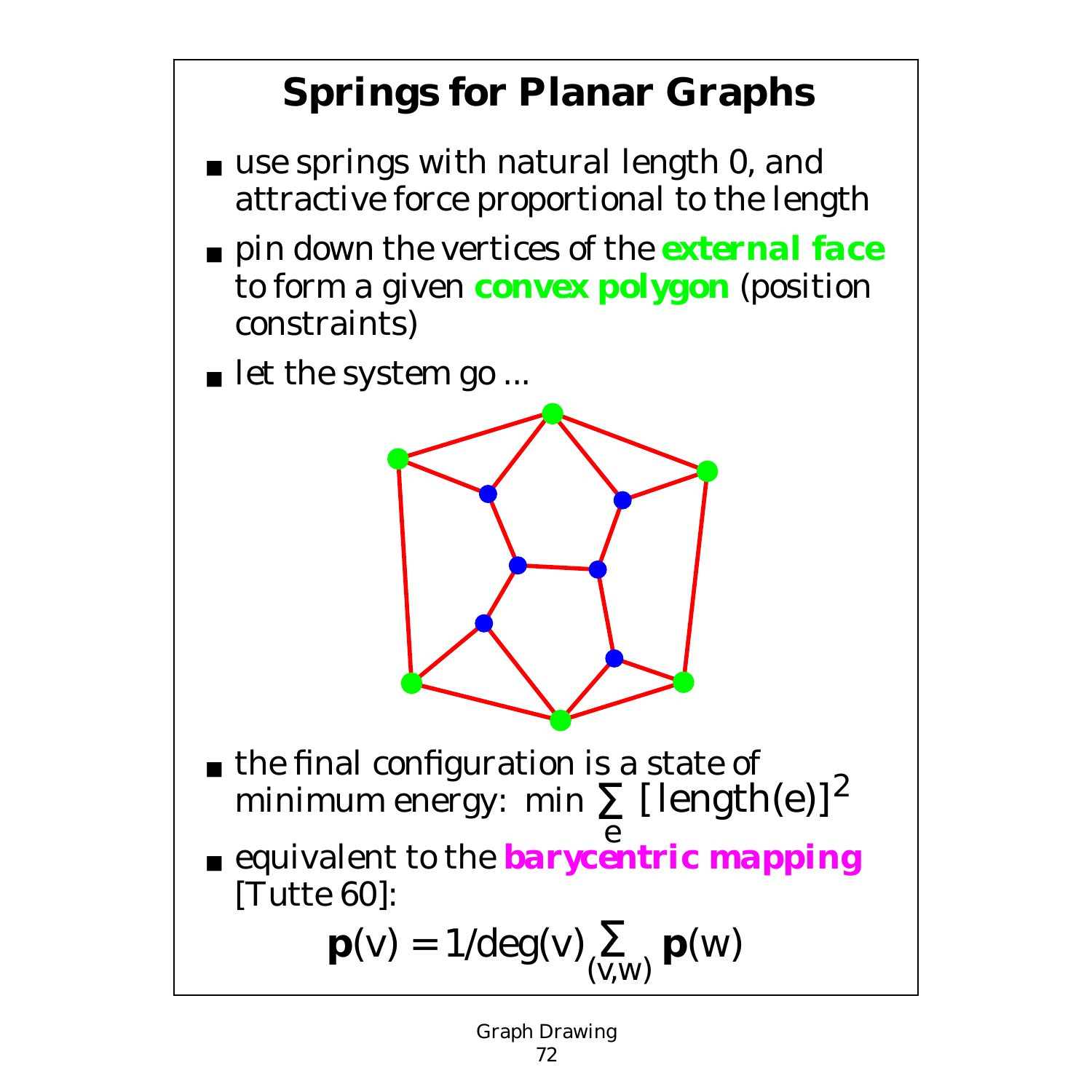# Springs for Planar Graphs

- use springs with natural length 0, and attractive force proportional to the length
- pin down the vertices of the **external face** to form a given **convex polygon** (position constraints)
- let the system go ...
- the final configuration is a state of minimum energy: $\min \sum_e [\text{length}(e)]^2$
- equivalent to the **barycentric mapping** [Tutte 60]:

$$\mathbf{p}(v) = 1/\deg(v) \sum_{(v,w)} \mathbf{p}(w)$$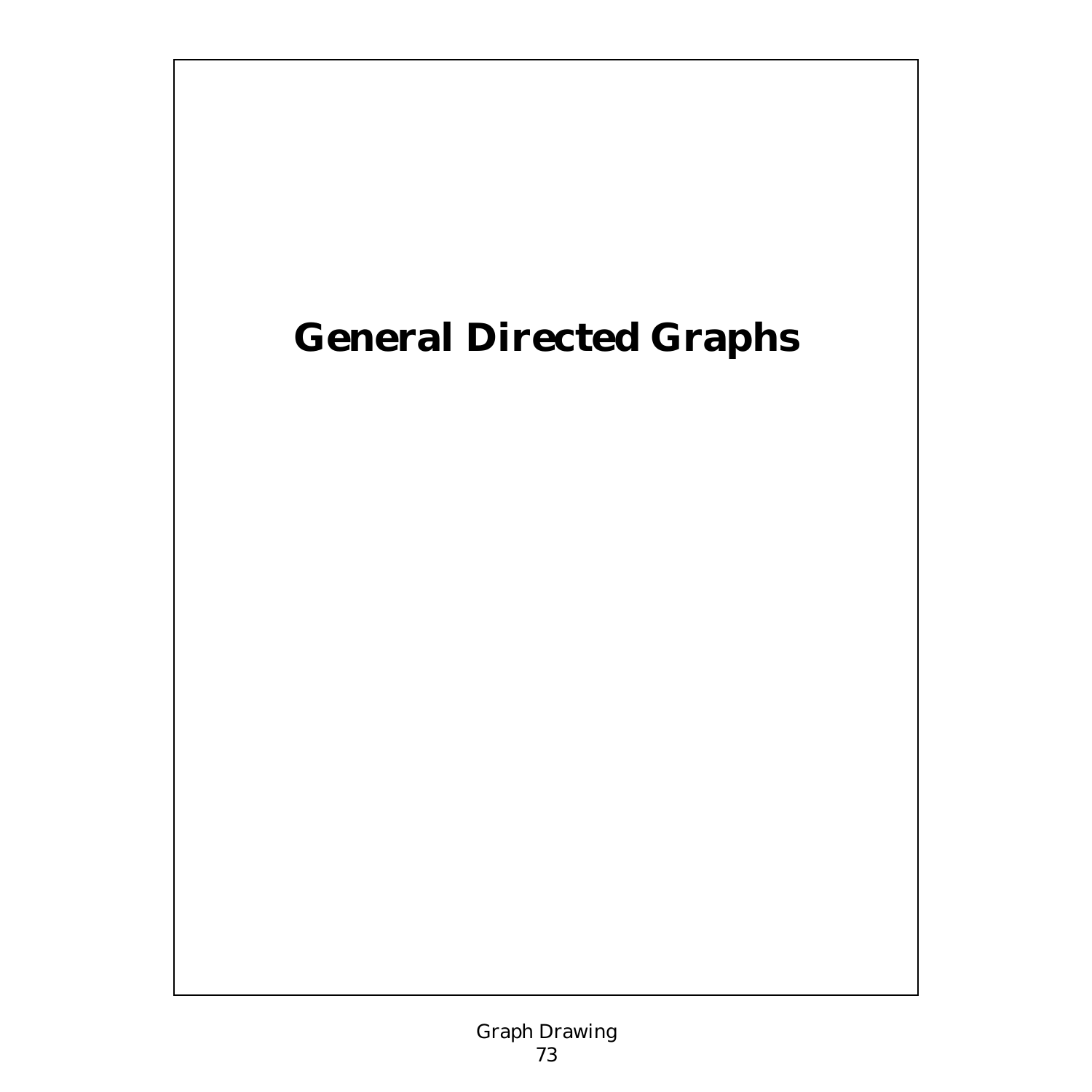# General Directed Graphs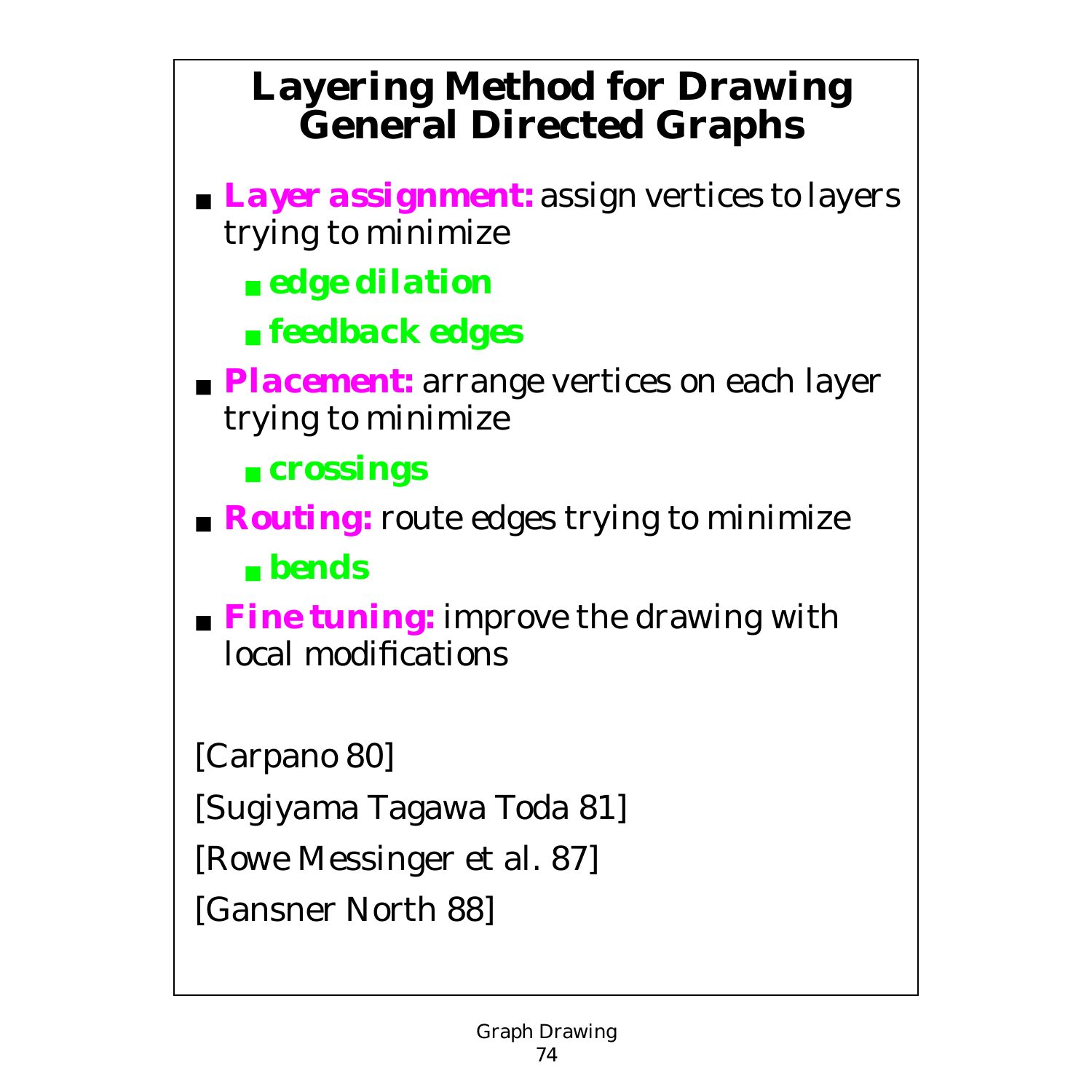# Layering Method for Drawing General Directed Graphs

- **Layer assignment:** assign vertices to layers trying to minimize
  - **edge dilation**
  - **feedback edges**
- **Placement:** arrange vertices on each layer trying to minimize
  - **crossings**
- **Routing:** route edges trying to minimize
  - **bends**
- **Fine tuning:** improve the drawing with local modifications

[Carpano 80]

[Sugiyama Tagawa Toda 81]

[Rowe Messinger et al. 87]

[Gansner North 88]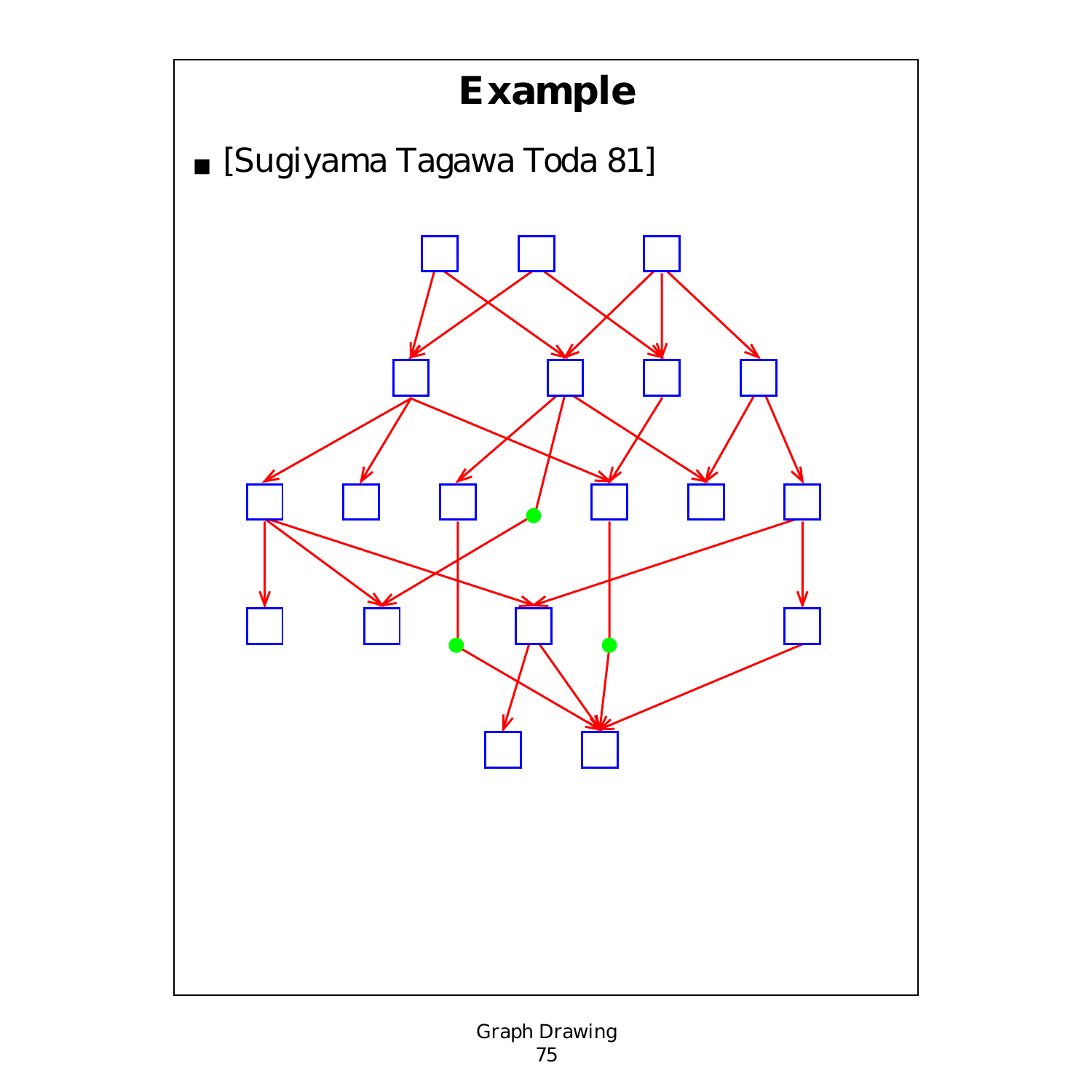# Example

- [Sugiyama Tagawa Toda 81]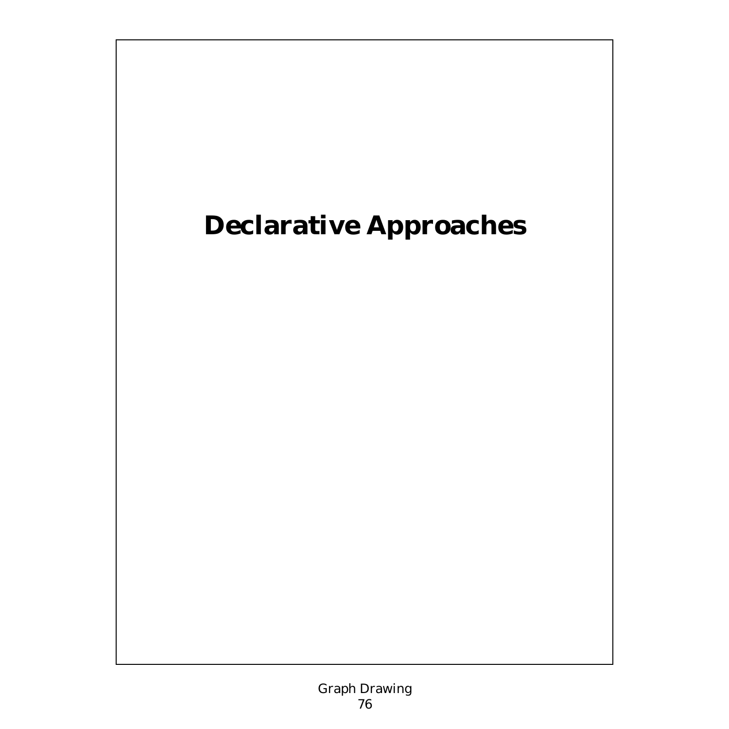# Declarative Approaches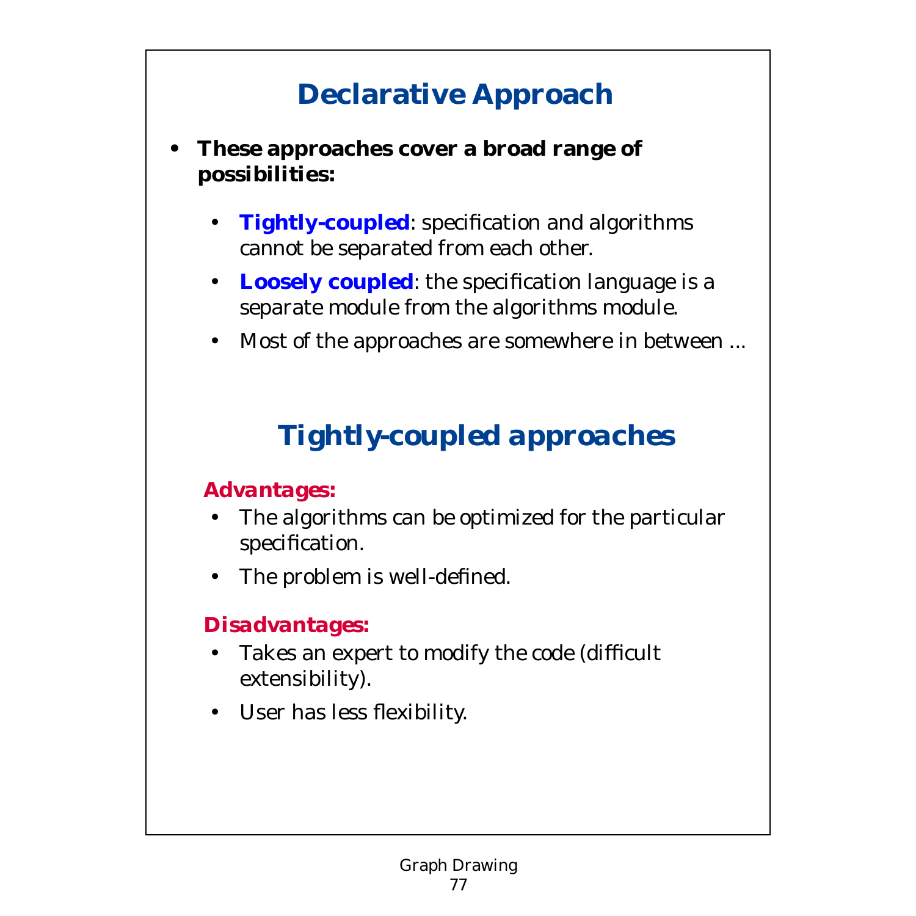# Declarative Approach

- **These approaches cover a broad range of possibilities:**
  - **Tightly-coupled**: specification and algorithms cannot be separated from each other.
  - **Loosely coupled**: the specification language is a separate module from the algorithms module.
  - Most of the approaches are somewhere in between ...

## *Tightly-coupled approaches*

***Advantages:***

- The algorithms can be optimized for the particular specification.
- The problem is well-defined.

***Disadvantages:***

- Takes an expert to modify the code (difficult extensibility).
- User has less flexibility.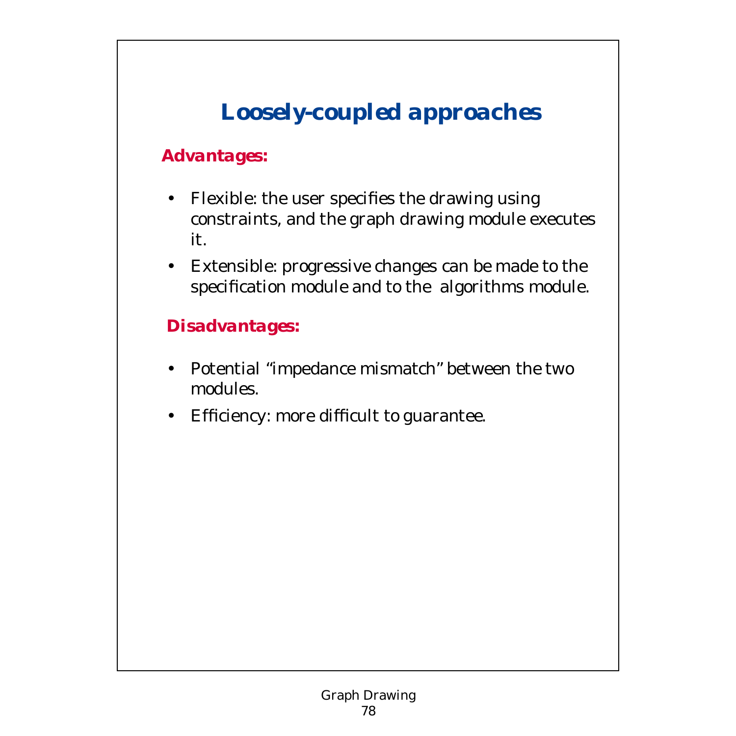# Loosely-coupled approaches

**Advantages:**

- Flexible: the user specifies the drawing using constraints, and the graph drawing module executes it.
- Extensible: progressive changes can be made to the specification module and to the algorithms module.

**Disadvantages:**

- Potential "impedance mismatch" between the two modules.
- Efficiency: more difficult to guarantee.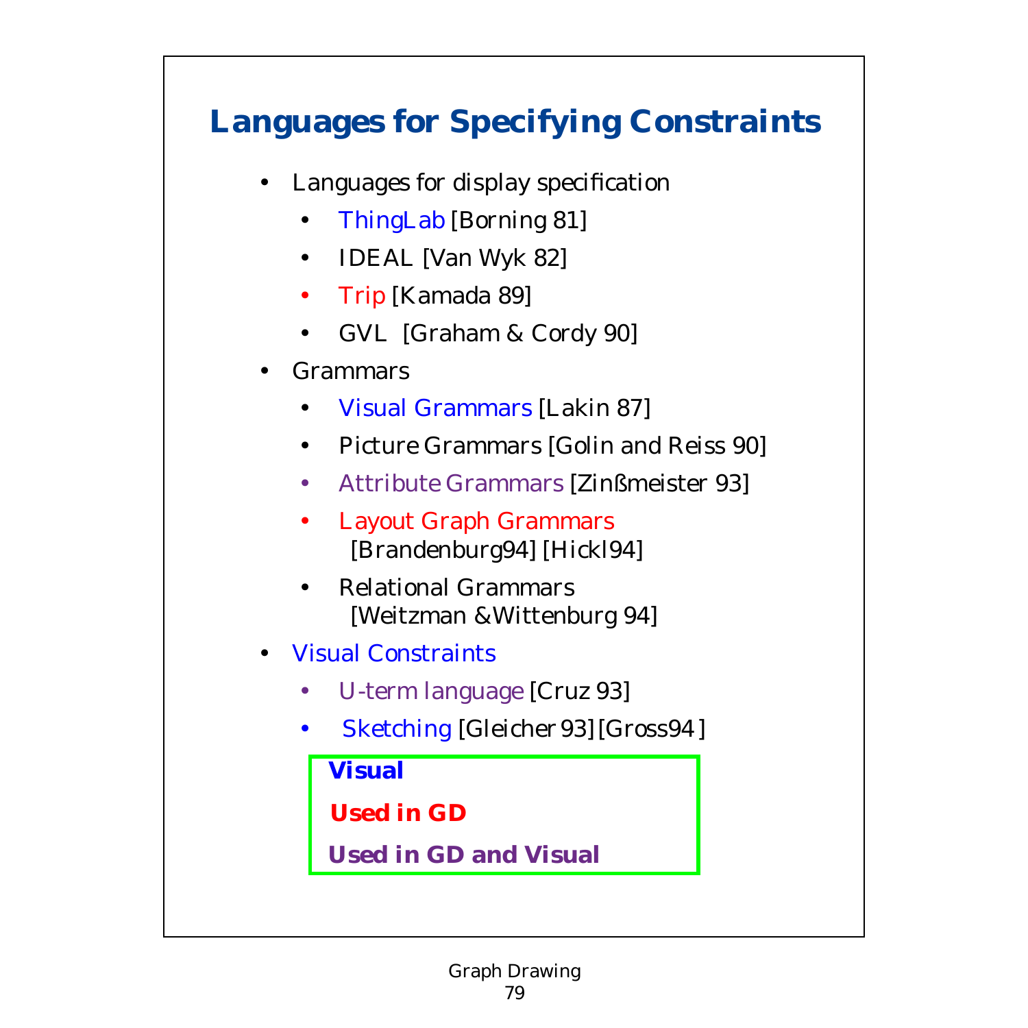# Languages for Specifying Constraints

- Languages for display specification
  - ThingLab [Borning 81]
  - IDEAL [Van Wyk 82]
  - Trip [Kamada 89]
  - GVL [Graham & Cordy 90]
- Grammars
  - Visual Grammars [Lakin 87]
  - Picture Grammars [Golin and Reiss 90]
  - Attribute Grammars [Zinßmeister 93]
  - Layout Graph Grammars [Brandenburg94] [Hickl94]
  - Relational Grammars [Weitzman &Wittenburg 94]
- Visual Constraints
  - U-term language [Cruz 93]
  - Sketching [Gleicher 93] [Gross94 ]

**Visual**

**Used in GD**

**Used in GD and Visual**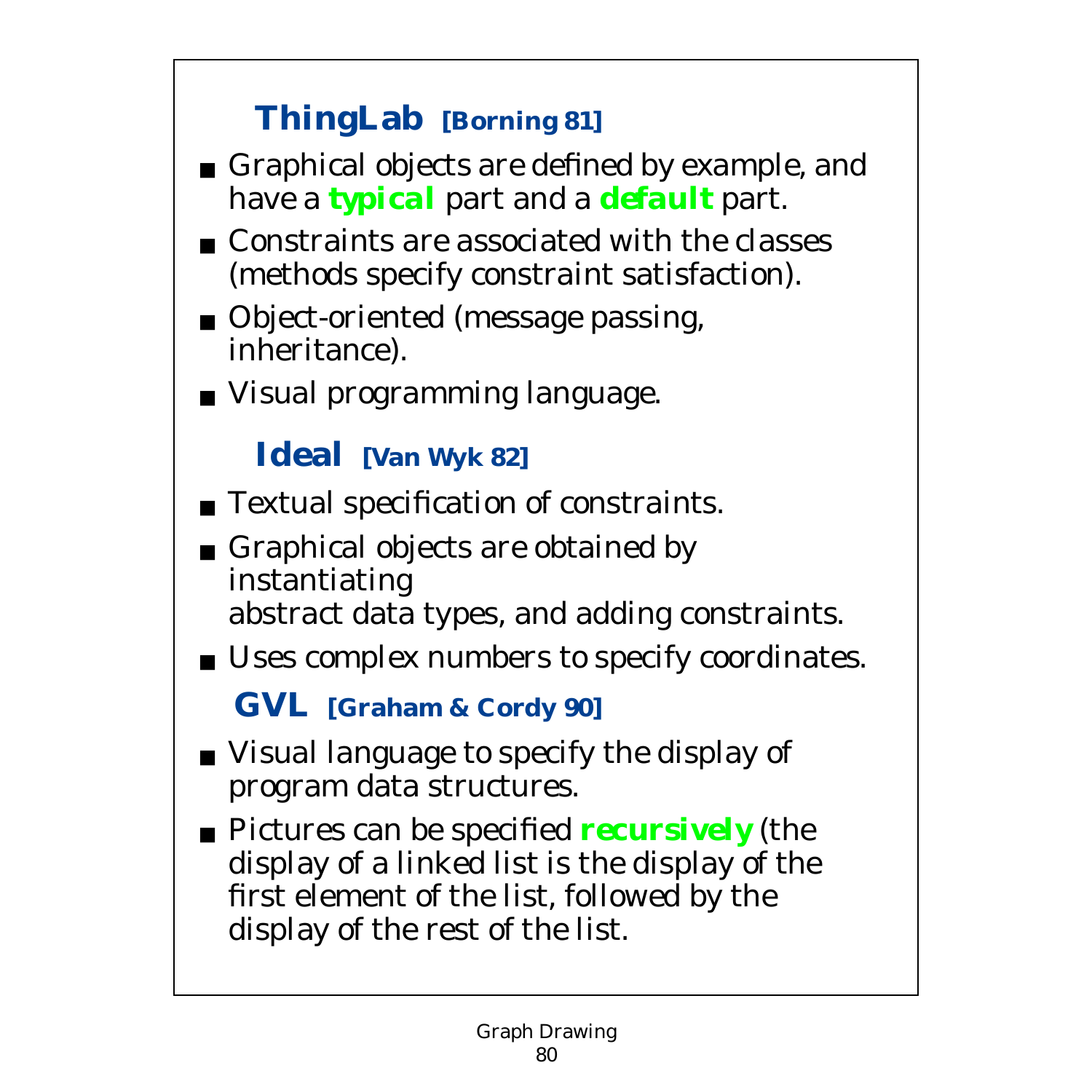## ThingLab [Borning 81]

- Graphical objects are defined by example, and have a **typical** part and a **default** part.
- Constraints are associated with the classes (methods specify constraint satisfaction).
- Object-oriented (message passing, inheritance).
- Visual programming language.

## Ideal [Van Wyk 82]

- Textual specification of constraints.
- Graphical objects are obtained by instantiating abstract data types, and adding constraints.
- Uses complex numbers to specify coordinates.

## GVL [Graham & Cordy 90]

- Visual language to specify the display of program data structures.
- Pictures can be specified **recursively** (the display of a linked list is the display of the first element of the list, followed by the display of the rest of the list.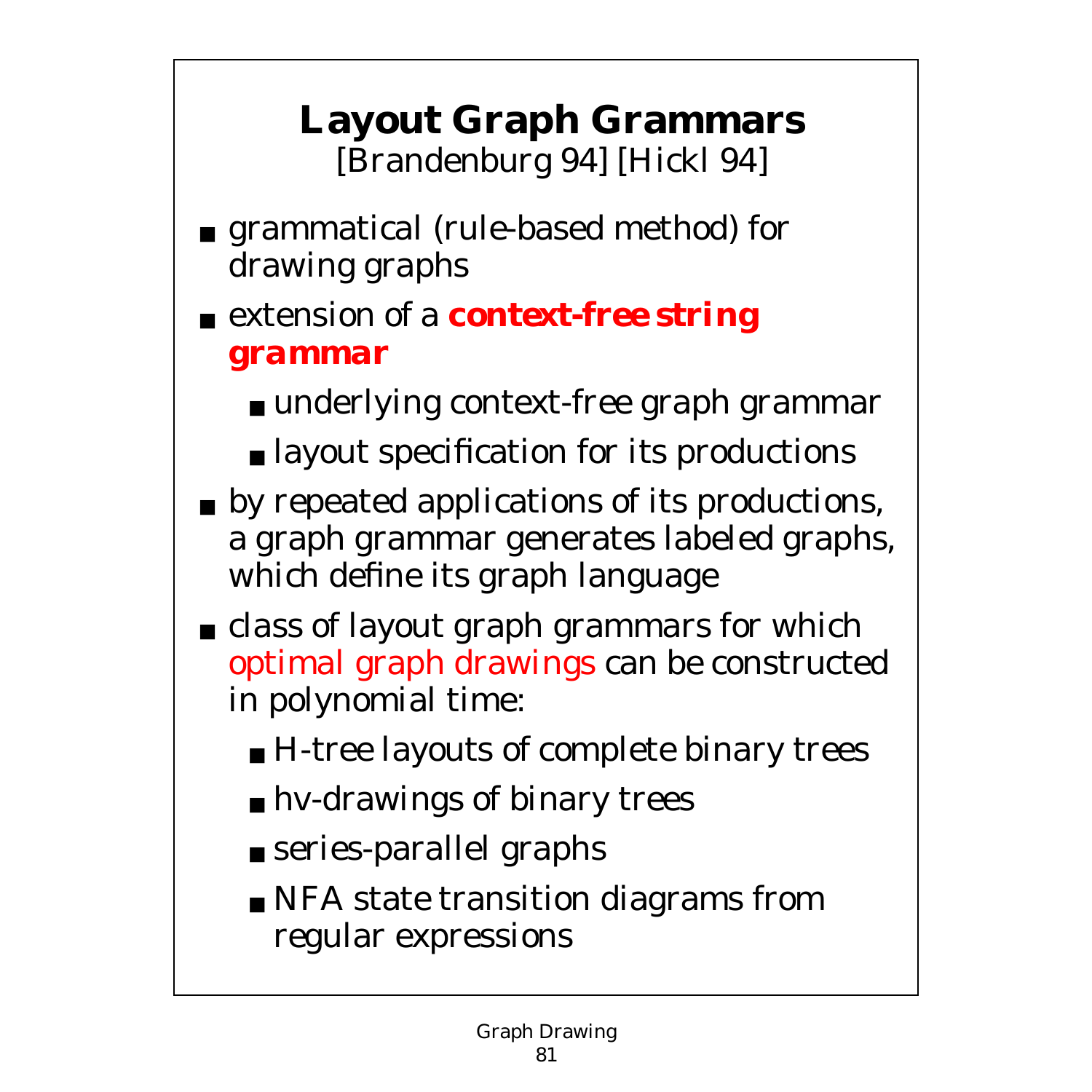# Layout Graph Grammars

[Brandenburg 94] [Hickl 94]

- grammatical (rule-based method) for drawing graphs
- extension of a **context-free string grammar**
  - underlying context-free graph grammar
  - layout specification for its productions
- by repeated applications of its productions, a graph grammar generates labeled graphs, which define its graph language
- class of layout graph grammars for which optimal graph drawings can be constructed in polynomial time:
  - H-tree layouts of complete binary trees
  - hv-drawings of binary trees
  - series-parallel graphs
  - NFA state transition diagrams from regular expressions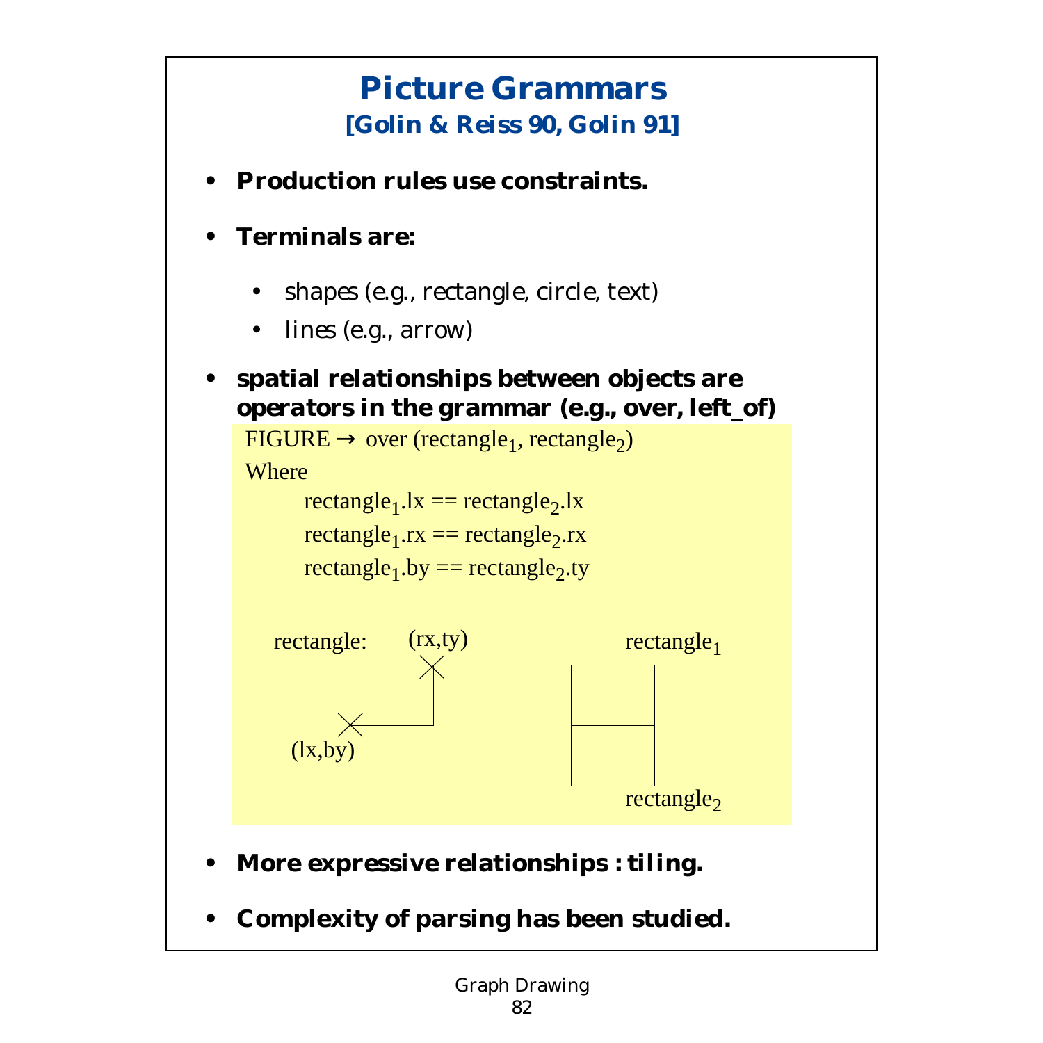# Picture Grammars

### [Golin & Reiss 90, Golin 91]

- **Production rules use constraints.**
- **Terminals are:**
  - *shapes* (e.g., rectangle, circle, text)
  - *lines* (e.g., arrow)
- **spatial relationships between objects are operators in the grammar (e.g., over, left_of)**

FIGURE → over ($rectangle_1$, $rectangle_2$)

Where

$rectangle_1.lx == rectangle_2.lx$

$rectangle_1.rx == rectangle_2.rx$

$rectangle_1.by == rectangle_2.ty$

rectangle: (rx,ty) (lx,by)

$rectangle_1$

$rectangle_2$

- **More expressive relationships : tiling.**
- **Complexity of parsing has been studied.**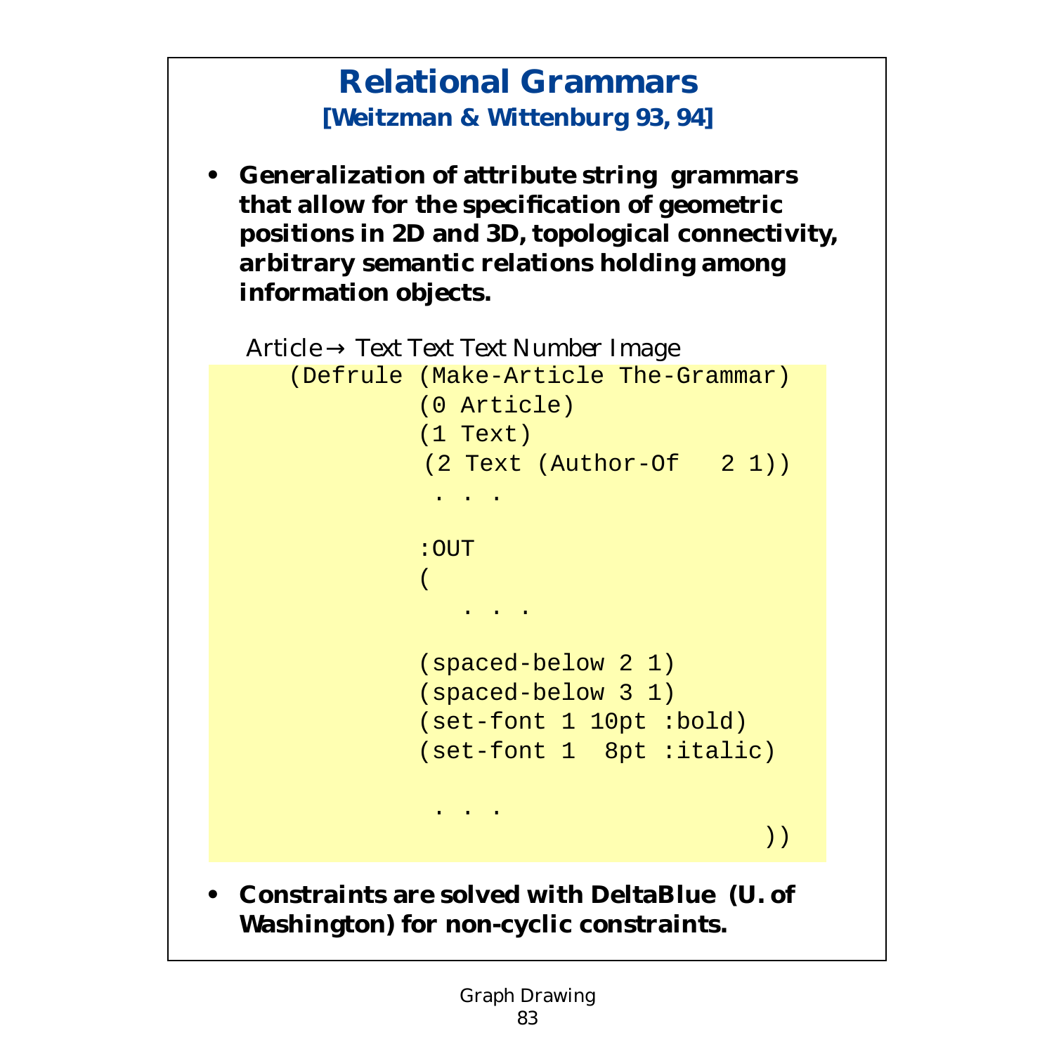# Relational Grammars

**[Weitzman & Wittenburg 93, 94]**

- **Generalization of attribute string grammars that allow for the specification of geometric positions in 2D and 3D, topological connectivity, arbitrary semantic relations holding among information objects.**

*Article* $\rightarrow$ *Text Text Text Number Image*

```
(Defrule (Make-Article The-Grammar)
         (0 Article)
         (1 Text)
         (2 Text (Author-Of   2 1))
          . . .

         :OUT
         (
            . . .

         (spaced-below 2 1)
         (spaced-below 3 1)
         (set-font 1 10pt :bold)
         (set-font 1  8pt :italic)

          . . .
                                  ))
```

- **Constraints are solved with DeltaBlue (U. of Washington) for non-cyclic constraints.**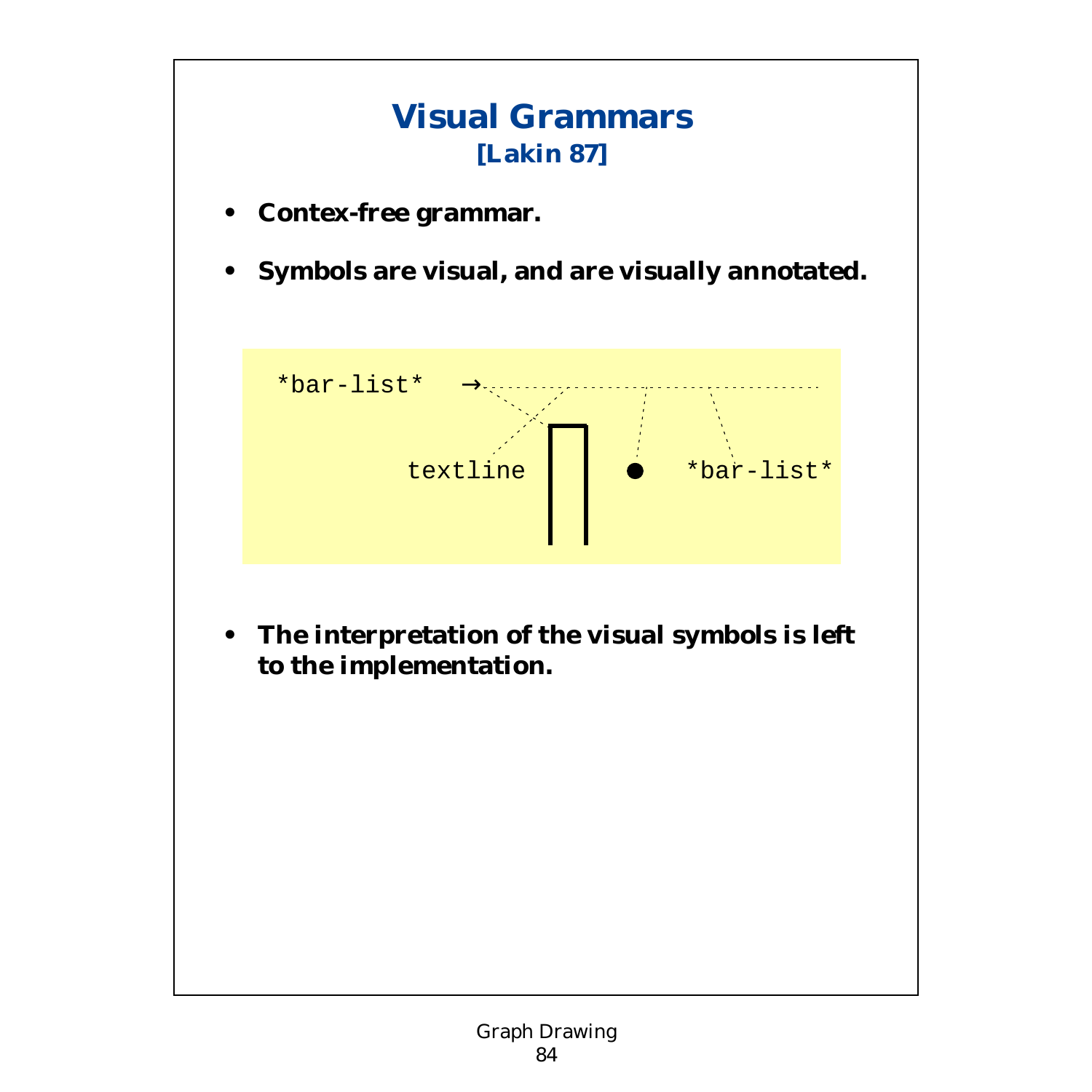# Visual Grammars

**[Lakin 87]**

- **Contex-free grammar.**
- **Symbols are visual, and are visually annotated.**

*bar-list* →

textline ● *bar-list*

- **The interpretation of the visual symbols is left to the implementation.**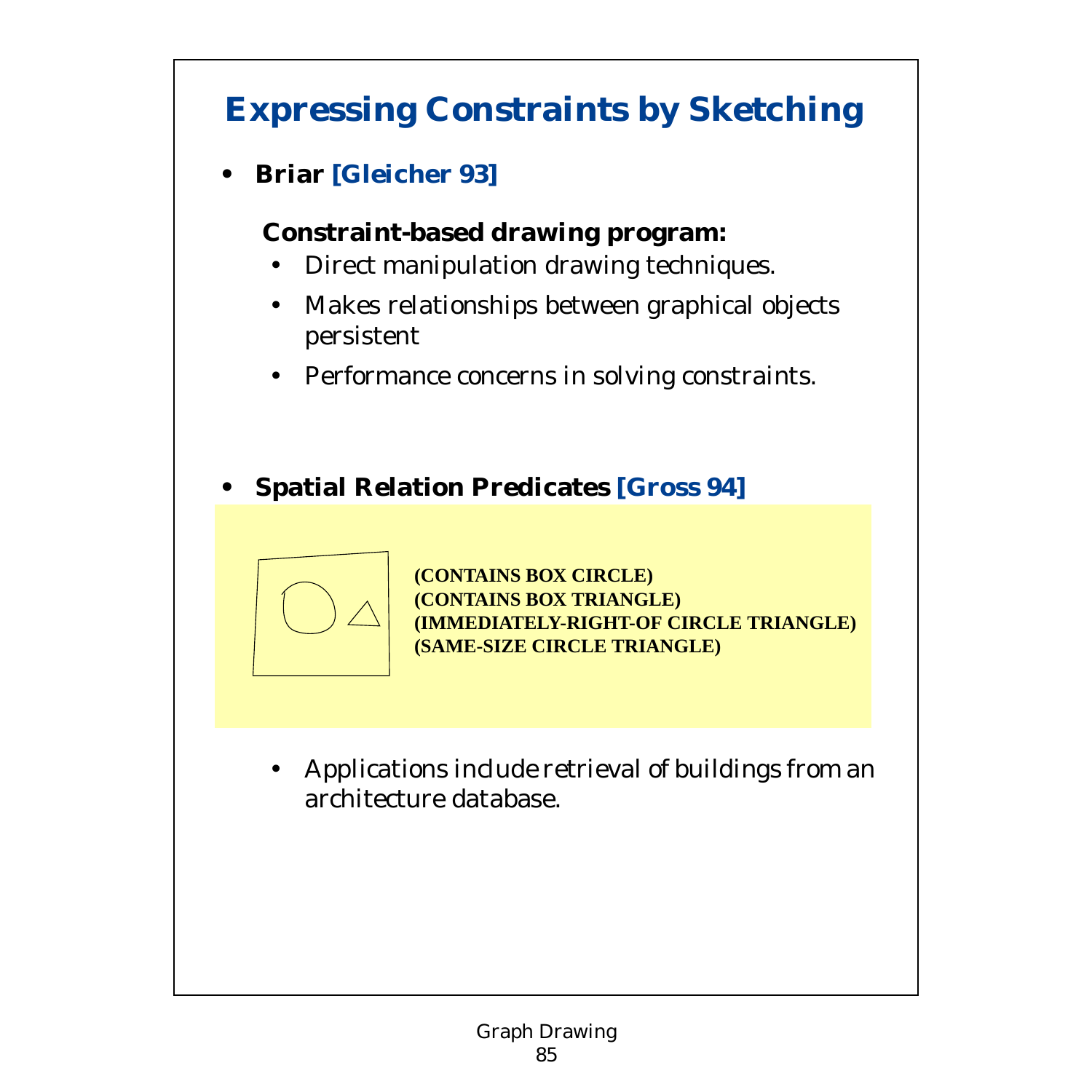# Expressing Constraints by Sketching

- **Briar [Gleicher 93]**

  **Constraint-based drawing program:**
  - Direct manipulation drawing techniques.
  - Makes relationships between graphical objects persistent
  - Performance concerns in solving constraints.

- **Spatial Relation Predicates [Gross 94]**

  **(CONTAINS BOX CIRCLE)**
  **(CONTAINS BOX TRIANGLE)**
  **(IMMEDIATELY-RIGHT-OF CIRCLE TRIANGLE)**
  **(SAME-SIZE CIRCLE TRIANGLE)**

  - Applications include retrieval of buildings from an architecture database.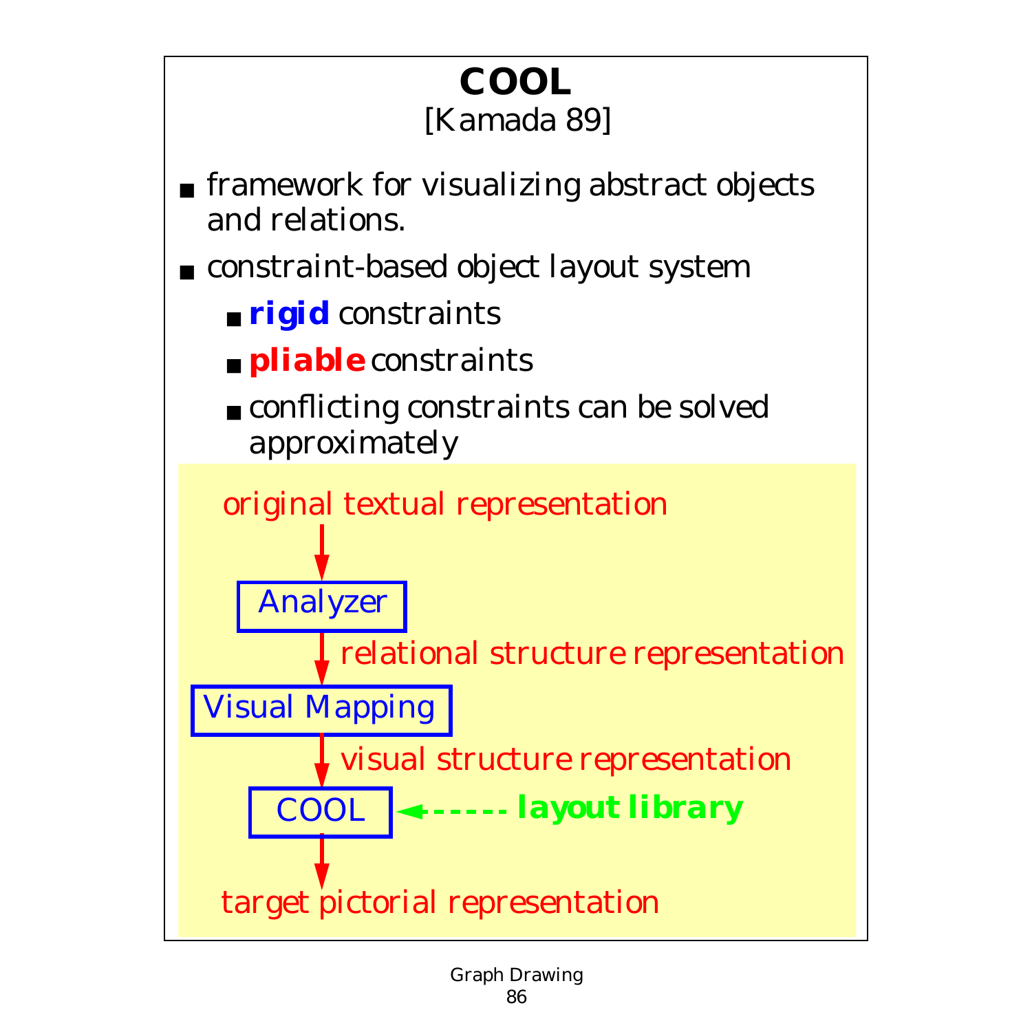# COOL

[Kamada 89]

- framework for visualizing abstract objects and relations.
- constraint-based object layout system
  - **rigid** constraints
  - **pliable** constraints
  - conflicting constraints can be solved approximately

original textual representation

↓

Analyzer

↓ relational structure representation

Visual Mapping

↓ visual structure representation

COOL ← - - - - - **layout library**

↓

target pictorial representation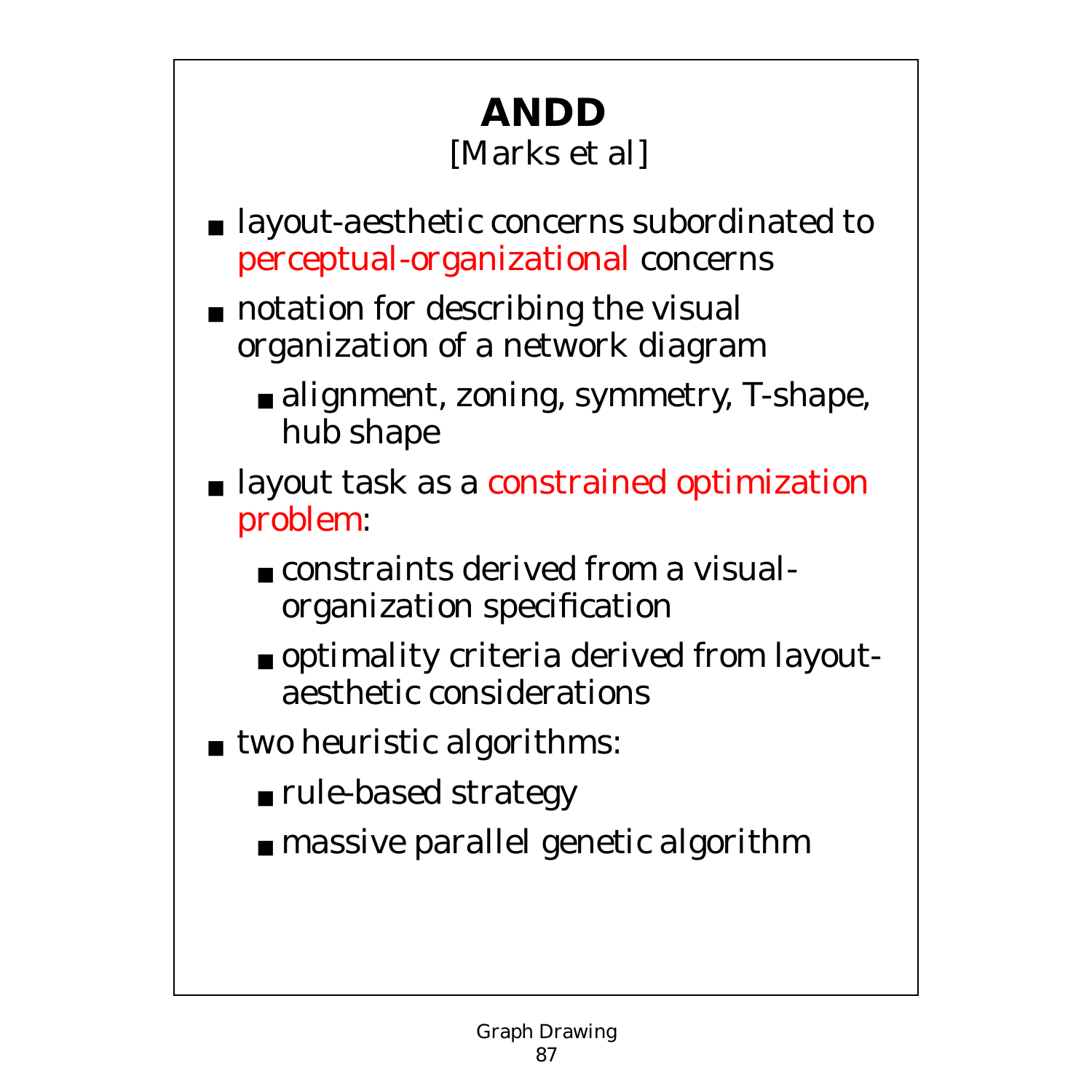# ANDD

[Marks et al]

- layout-aesthetic concerns subordinated to perceptual-organizational concerns
- notation for describing the visual organization of a network diagram
  - alignment, zoning, symmetry, T-shape, hub shape
- layout task as a constrained optimization problem:
  - constraints derived from a visual-organization specification
  - optimality criteria derived from layout-aesthetic considerations
- two heuristic algorithms:
  - rule-based strategy
  - massive parallel genetic algorithm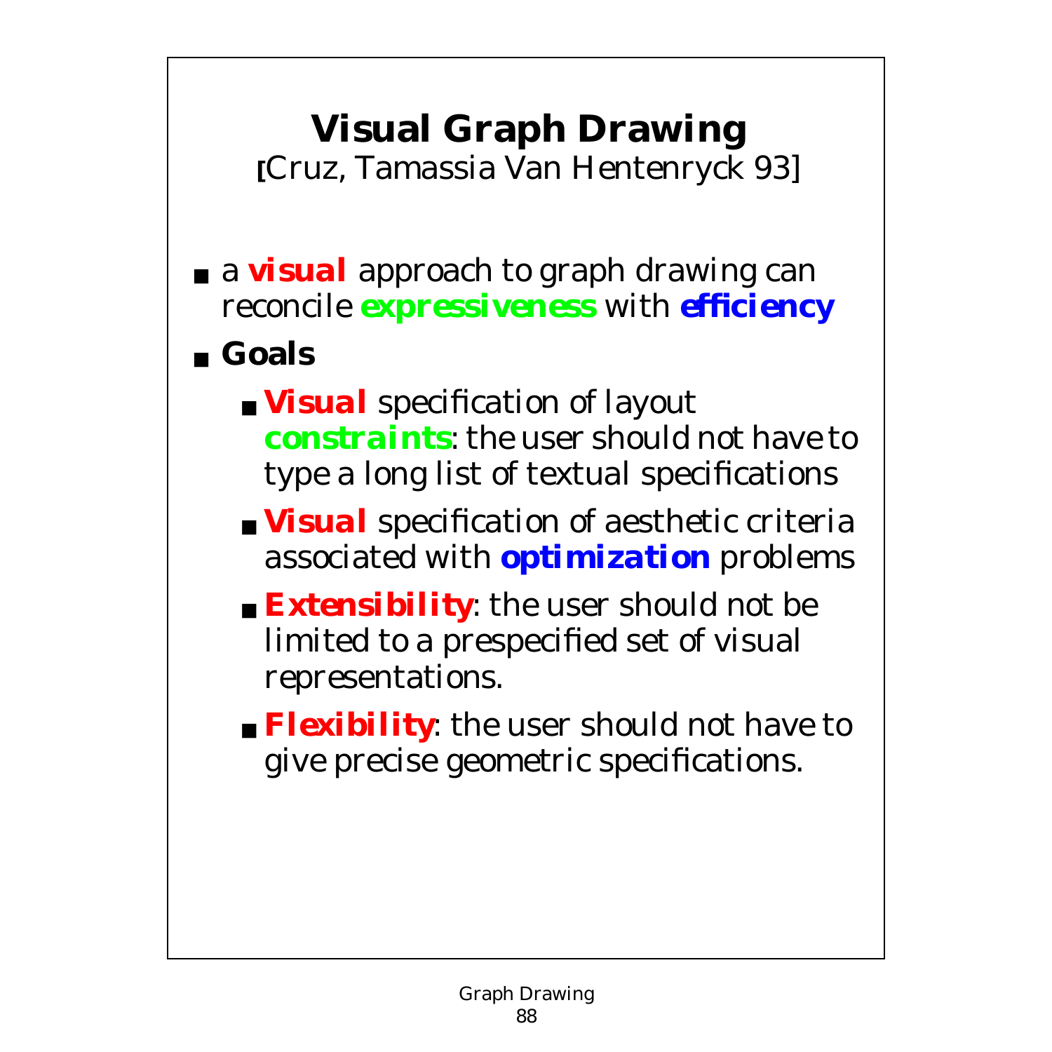# Visual Graph Drawing

[Cruz, Tamassia Van Hentenryck 93]

- a ***visual*** approach to graph drawing can reconcile ***expressiveness*** with ***efficiency***
- **Goals**
  - ***Visual*** specification of layout ***constraints***: the user should not have to type a long list of textual specifications
  - ***Visual*** specification of aesthetic criteria associated with ***optimization*** problems
  - ***Extensibility***: the user should not be limited to a prespecified set of visual representations.
  - ***Flexibility***: the user should not have to give precise geometric specifications.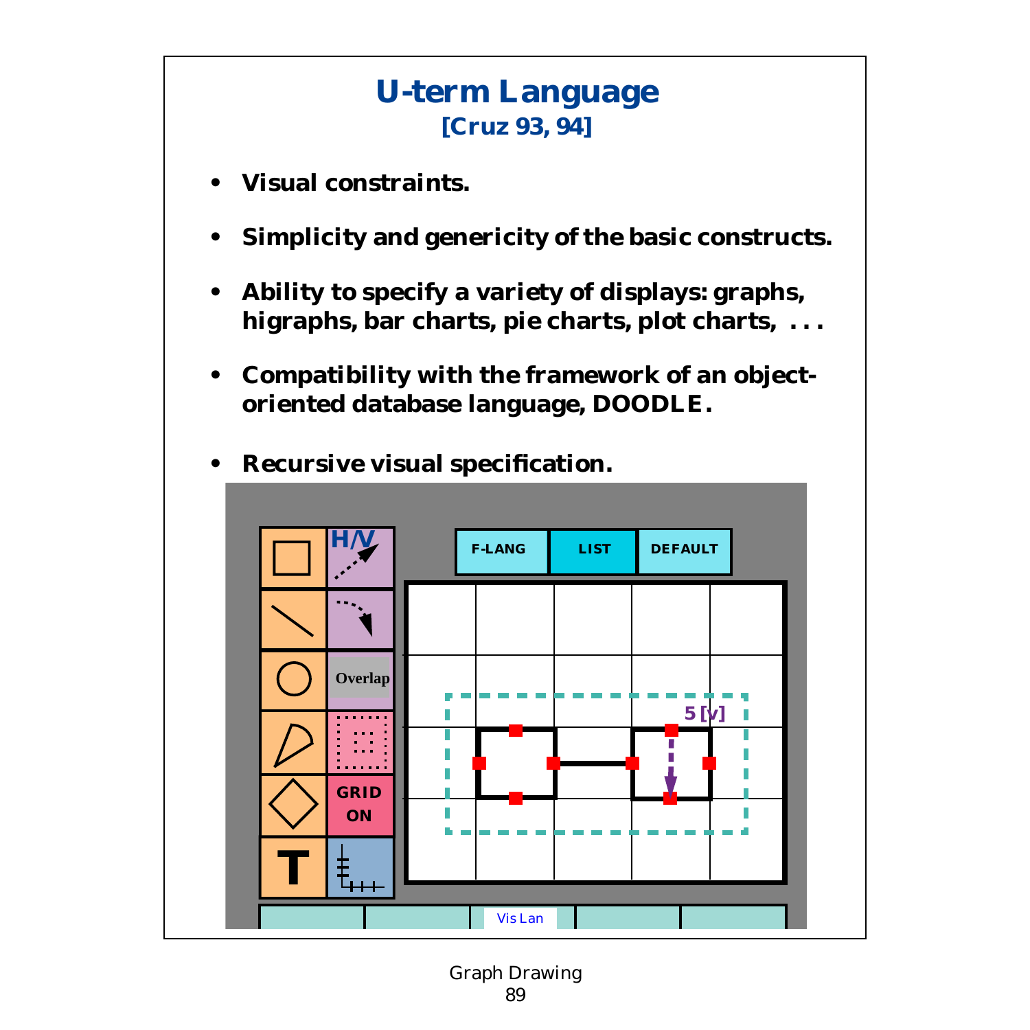# U-term Language

**[Cruz 93, 94]**

- **Visual constraints.**
- **Simplicity and genericity of the basic constructs.**
- **Ability to specify a variety of displays: graphs, higraphs, bar charts, pie charts, plot charts, . . .**
- **Compatibility with the framework of an object-oriented database language, DOODLE.**
- **Recursive visual specification.**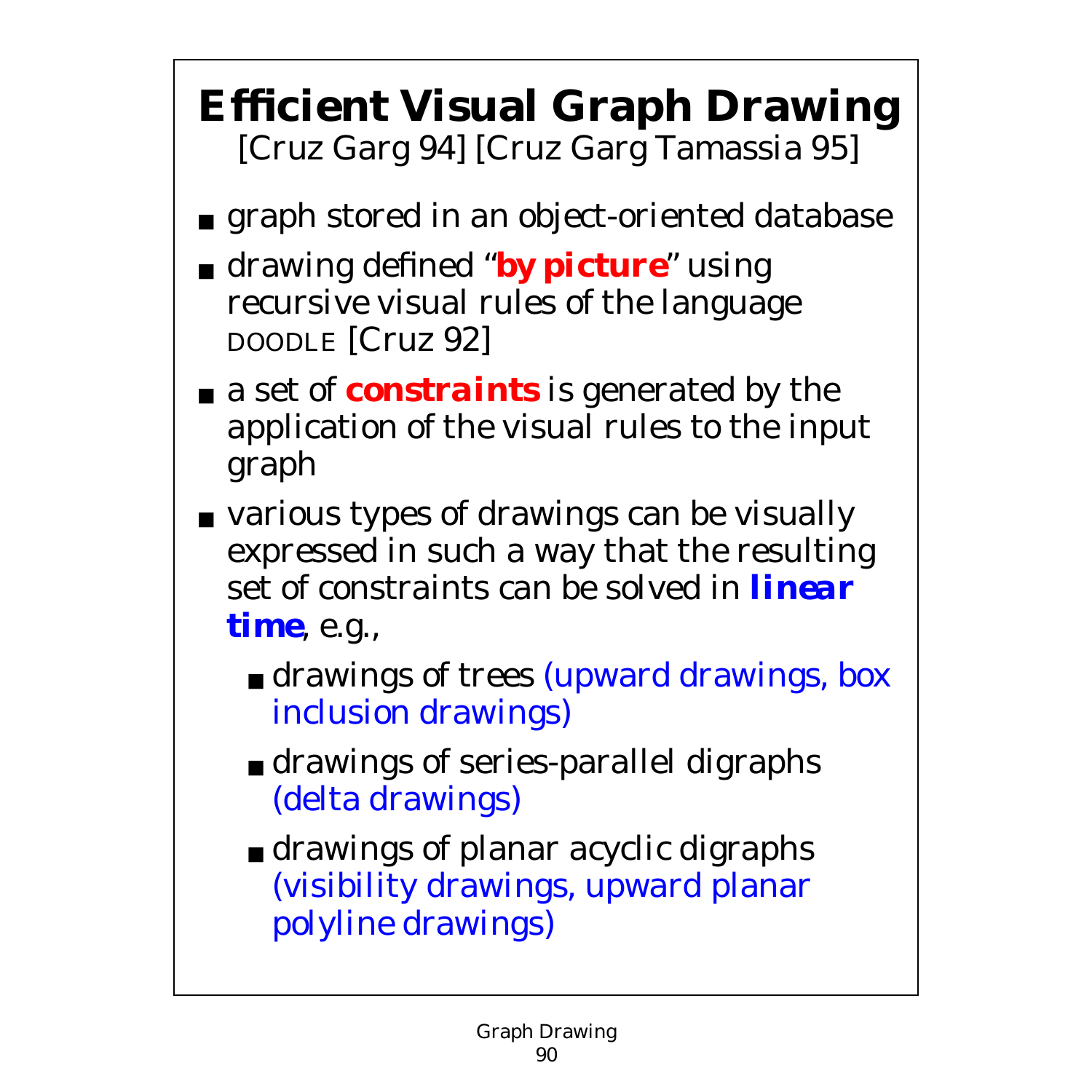# Efficient Visual Graph Drawing

[Cruz Garg 94] [Cruz Garg Tamassia 95]

- graph stored in an object-oriented database
- drawing defined "**by picture**" using recursive visual rules of the language DOODLE [Cruz 92]
- a set of ***constraints*** is generated by the application of the visual rules to the input graph
- various types of drawings can be visually expressed in such a way that the resulting set of constraints can be solved in ***linear time***, e.g.,
  - drawings of trees (upward drawings, box inclusion drawings)
  - drawings of series-parallel digraphs (delta drawings)
  - drawings of planar acyclic digraphs (visibility drawings, upward planar polyline drawings)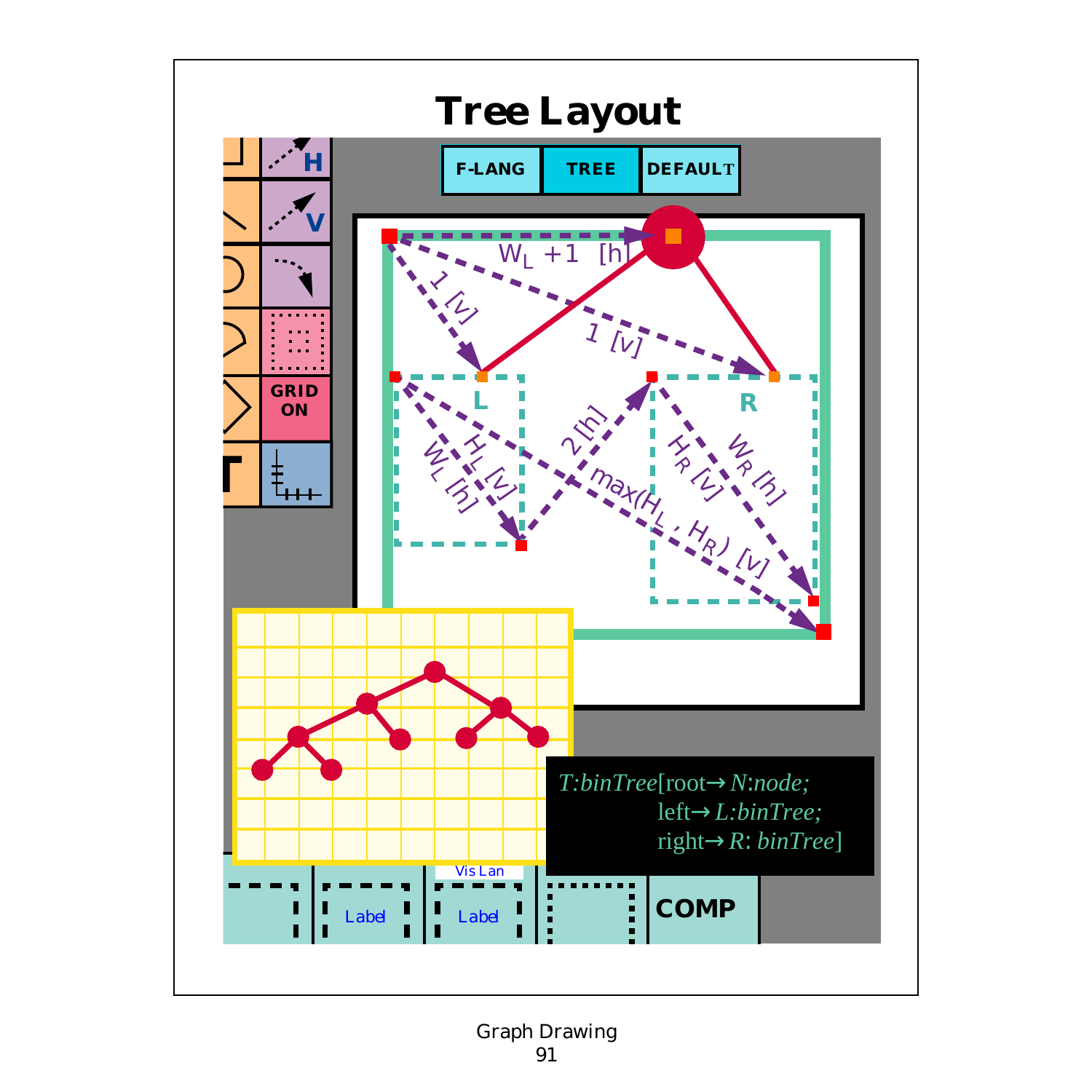# Tree Layout

F-LANG | TREE | DEFAULT

GRID ON

$W_L + 1$ [h]

1 [v]

1 [v]

L

R

$H_L$ [v]

$W_L$ [h]

2 [h]

$H_R$ [v]

$W_R$ [h]

$\max(H_L, H_R)$ [v]

*T*:*binTree*[root→ *N*:*node;*
left→ *L*:*binTree;*
right→ *R*: *binTree*]

Vis Lan

Label

Label

COMP

Graph Drawing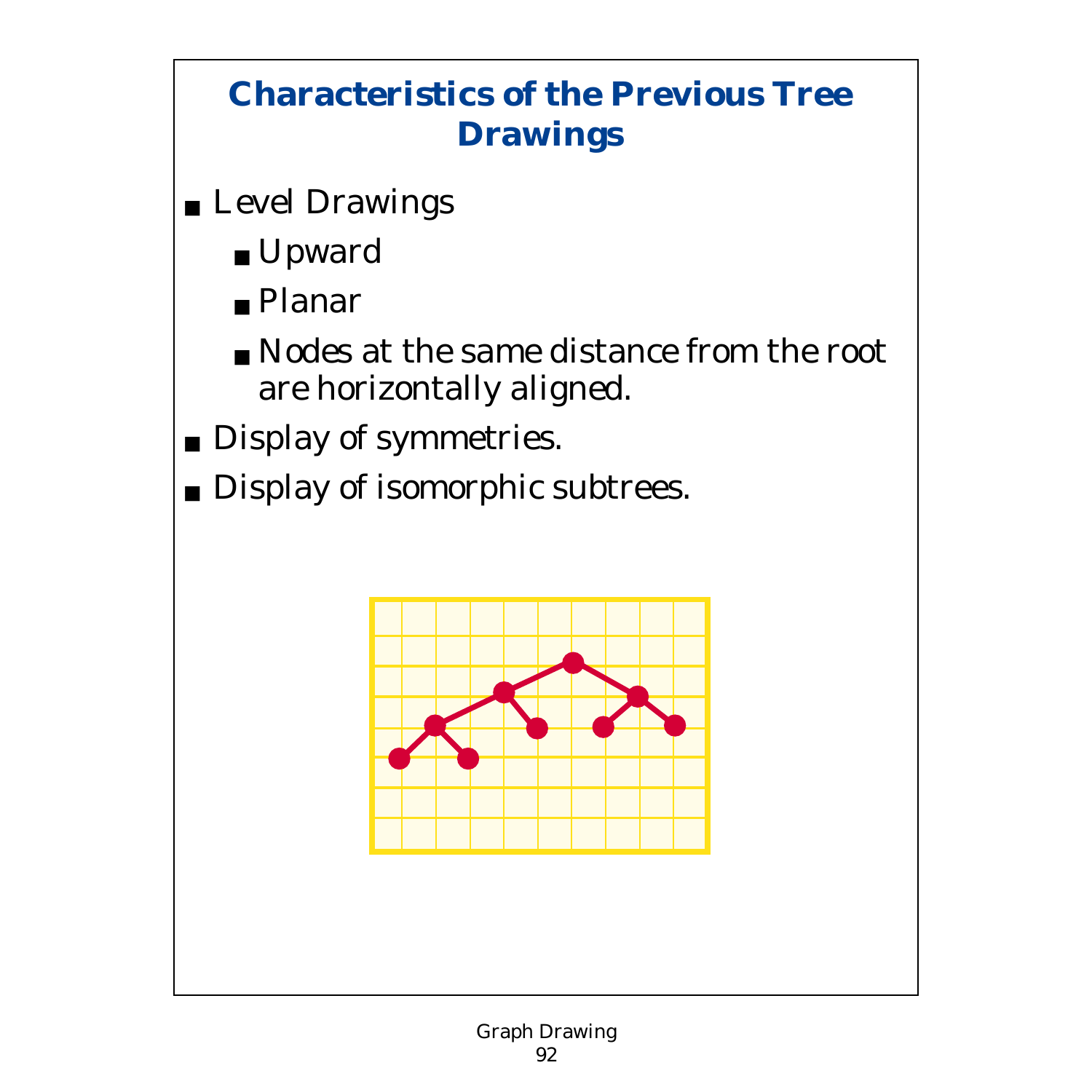## Characteristics of the Previous Tree Drawings

- Level Drawings
  - Upward
  - Planar
  - Nodes at the same distance from the root are horizontally aligned.
- Display of symmetries.
- Display of isomorphic subtrees.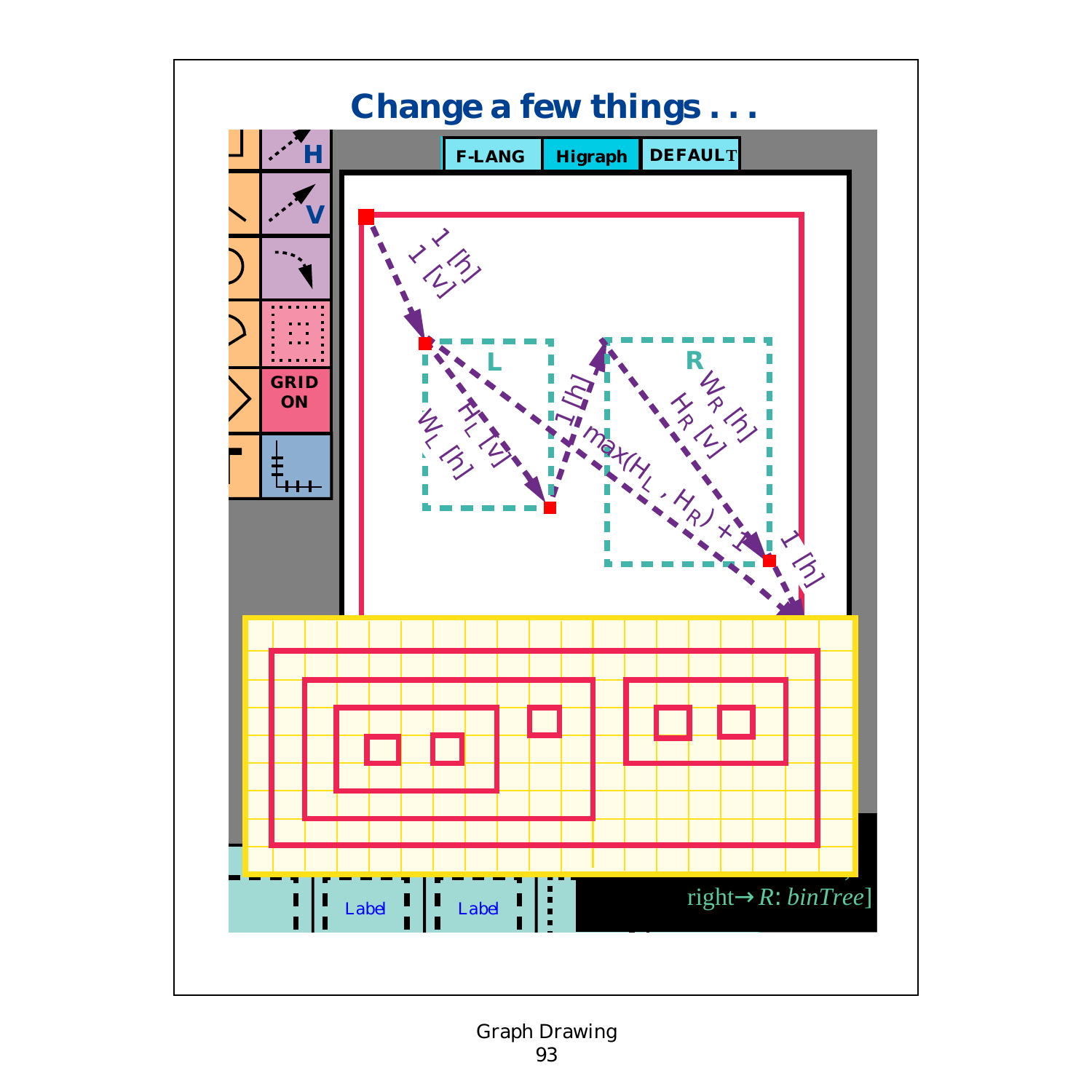# Change a few things . . .

F-LANG Higraph DEFAULT

GRID ON

H

V

L

R

1 [h]
1 [v]

$H_L$ [v]

$W_L$ [h]

1 [h]

max($H_L$, $H_R$) + 1

$W_R$ [h]

$H_R$ [v]

1 [h]

Label Label

right→ $R$: *binTree*]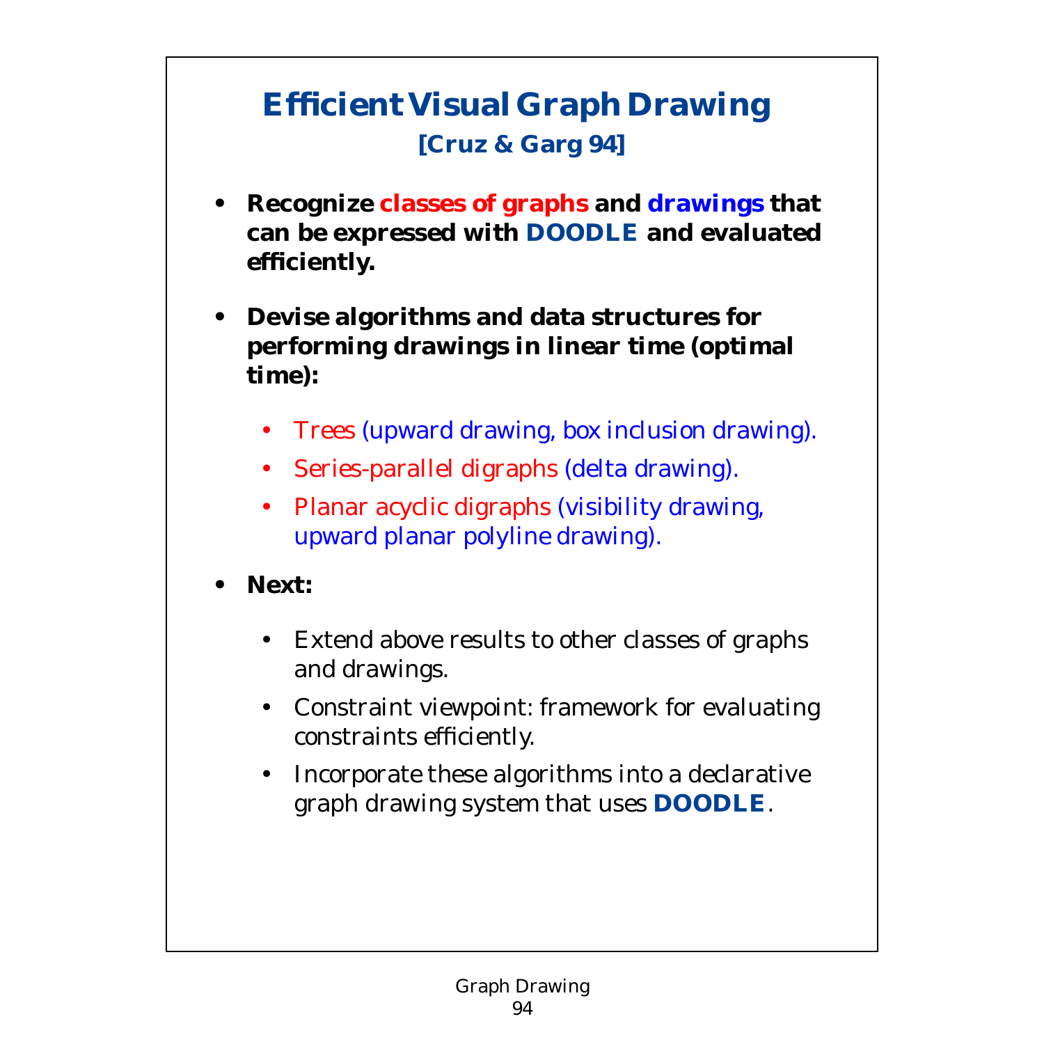# Efficient Visual Graph Drawing

### [Cruz & Garg 94]

- **Recognize classes of graphs and drawings that can be expressed with DOODLE and evaluated efficiently.**

- **Devise algorithms and data structures for performing drawings in linear time (optimal time):**

  - Trees (upward drawing, box inclusion drawing).
  - Series-parallel digraphs (delta drawing).
  - Planar acyclic digraphs (visibility drawing, upward planar polyline drawing).

- **Next:**

  - Extend above results to other classes of graphs and drawings.
  - Constraint viewpoint: framework for evaluating constraints efficiently.
  - Incorporate these algorithms into a declarative graph drawing system that uses **DOODLE**.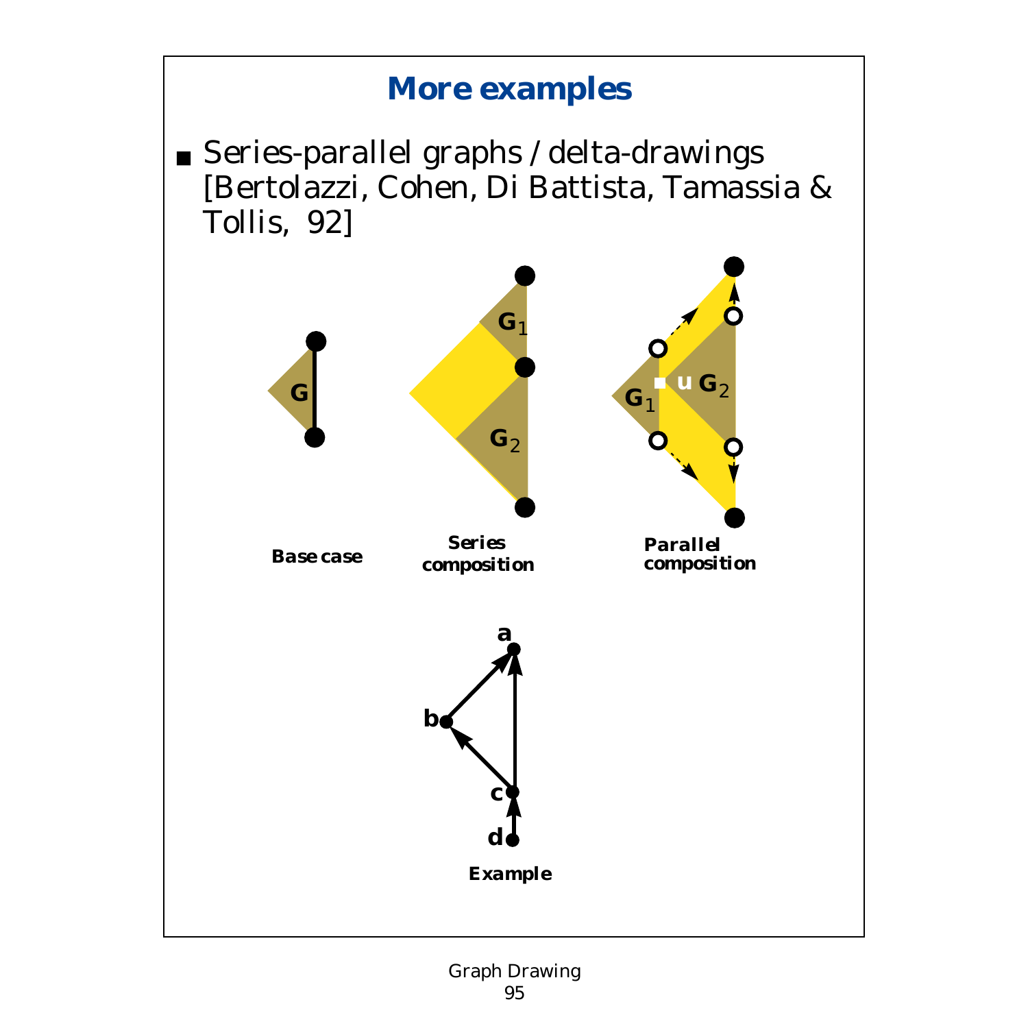# More examples

- Series-parallel graphs / delta-drawings [Bertolazzi, Cohen, Di Battista, Tamassia & Tollis, 92]

G

**Base case**

$G_1$

$G_2$

**Series composition**

$G_1$

u $G_2$

**Parallel composition**

a

b

c

d

**Example**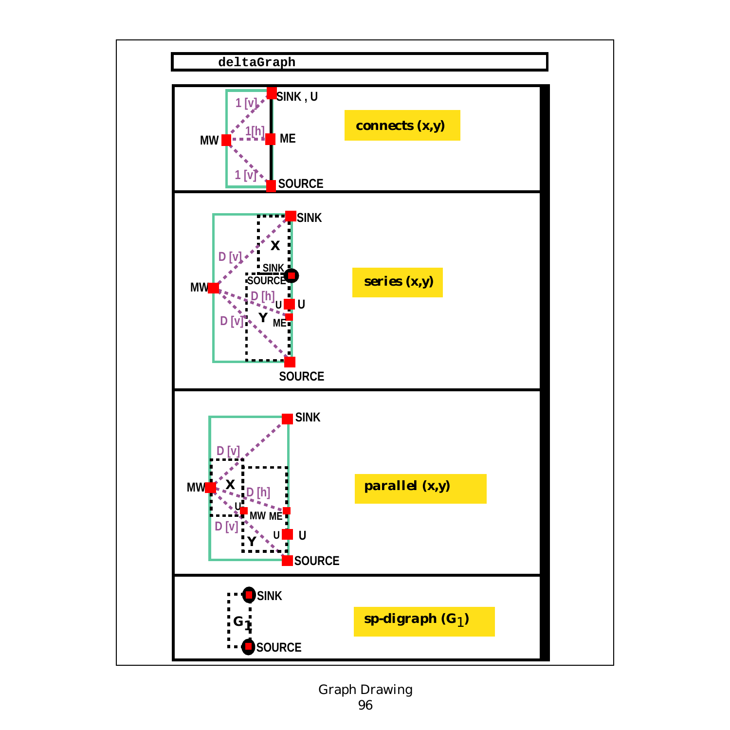deltaGraph

SINK , U

1 [v]

1[h]

MW

ME

1 [v]

SOURCE

connects (x,y)

SINK

X

D [v]

SINK

MW

SOURCE

D [h]

U

U

D [v]

Y

ME

SOURCE

series (x,y)

SINK

D [v]

MW

X

D [h]

U

MW ME

D [v]

U

U

Y

SOURCE

parallel (x,y)

SINK

$G_1$

SOURCE

sp-digraph ($G_1$)

Graph Drawing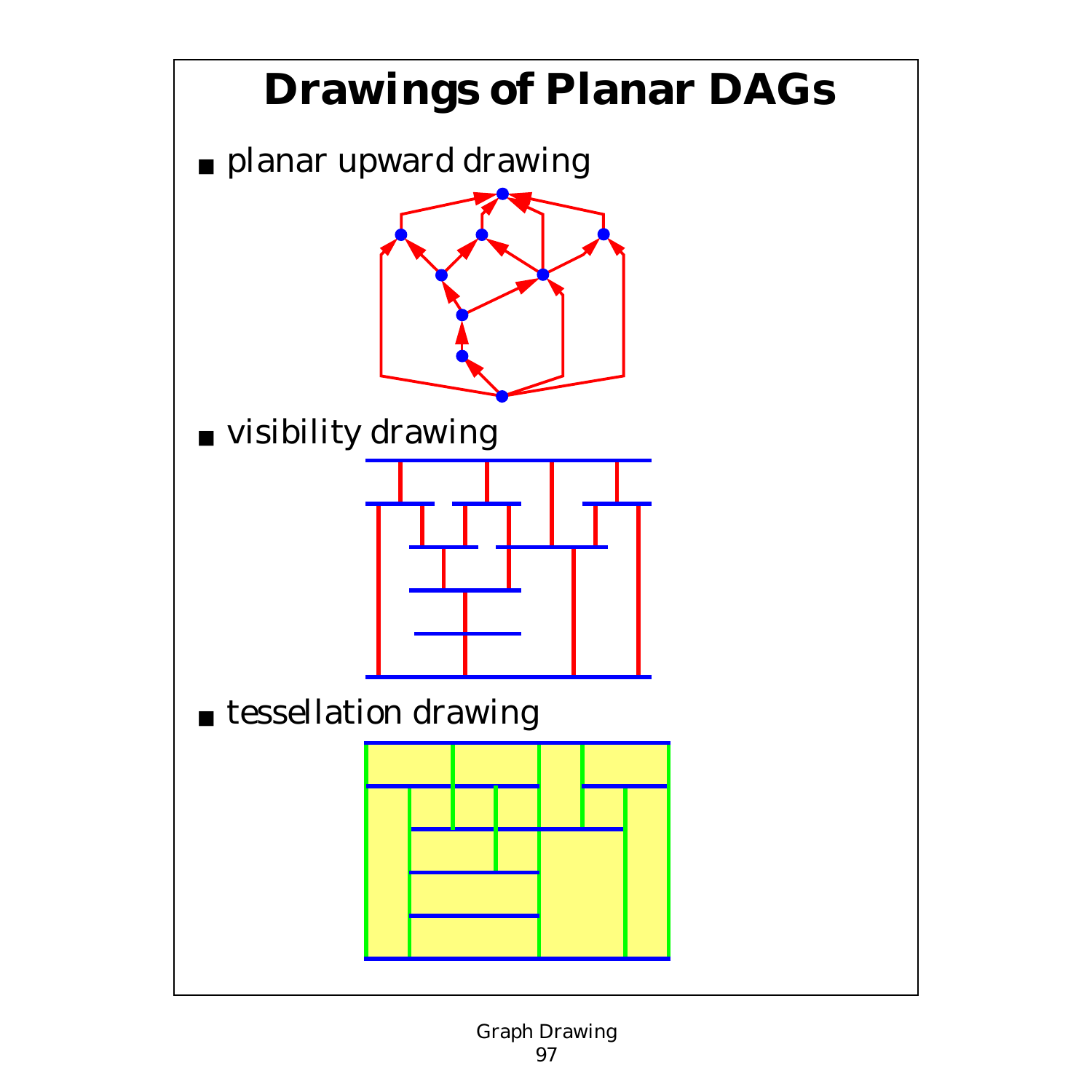# Drawings of Planar DAGs

- planar upward drawing
- visibility drawing
- tessellation drawing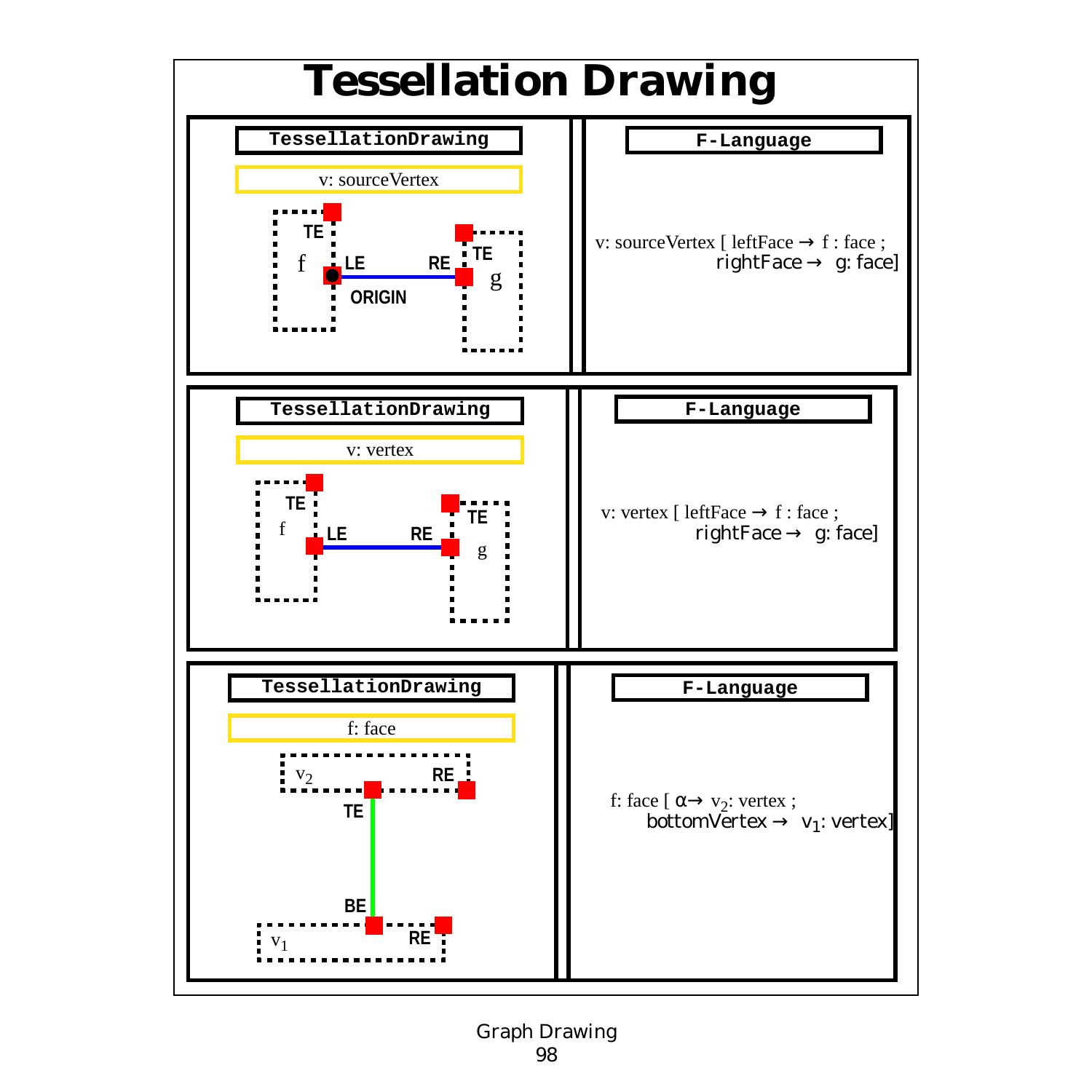# Tessellation Drawing

**TessellationDrawing**

v: sourceVertex

TE, f, LE, RE, TE, g, ORIGIN

**F-Language**

v: sourceVertex [ leftFace → f : face ;
rightFace → g: face]

**TessellationDrawing**

v: vertex

TE, f, LE, RE, TE, g

**F-Language**

v: vertex [ leftFace → f : face ;
rightFace → g: face]

**TessellationDrawing**

f: face

$v_2$, RE, TE, BE, $v_1$, RE

**F-Language**

f: face [ α→ $v_2$: vertex ;
bottomVertex → $v_1$: vertex]

Graph Drawing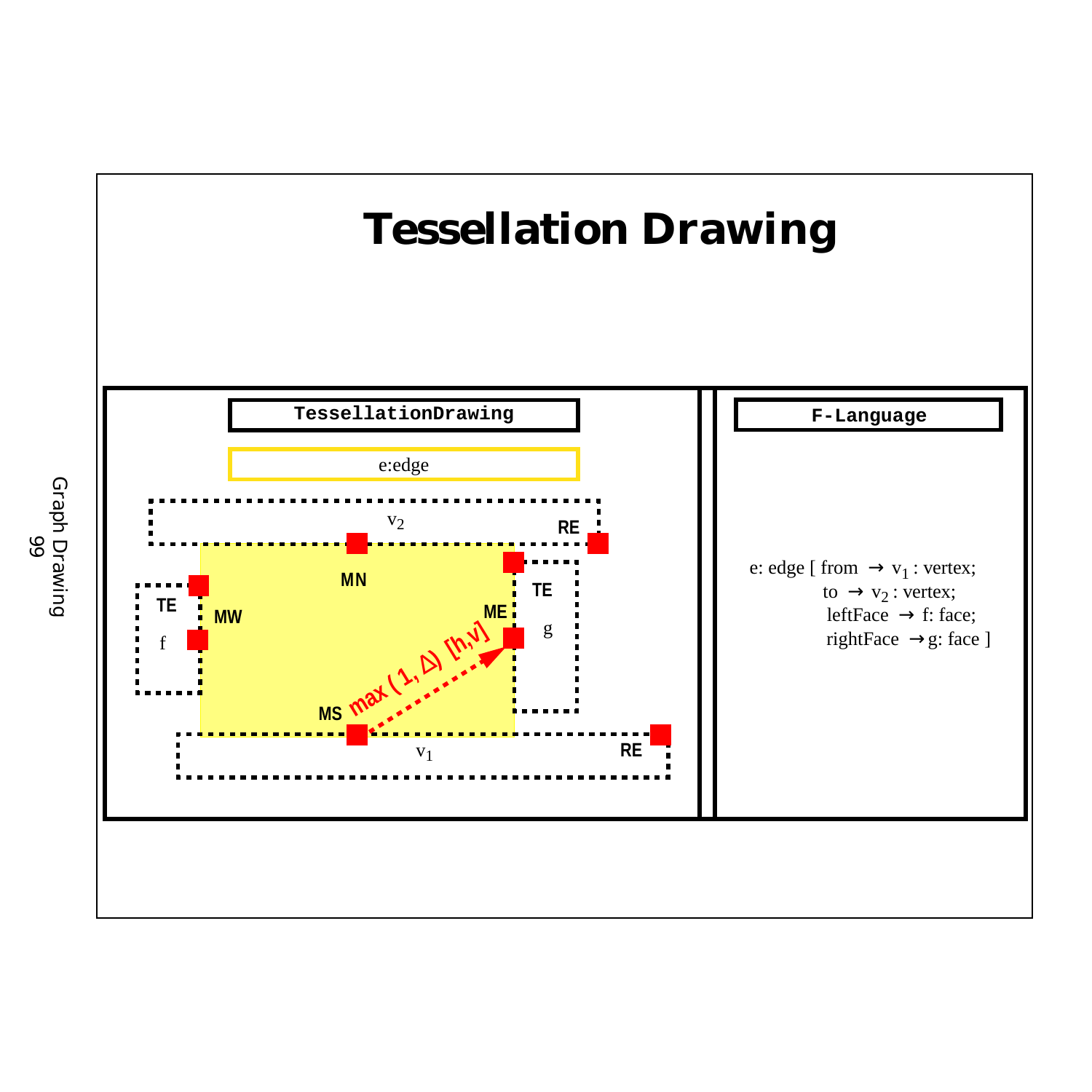# Tessellation Drawing

**TessellationDrawing**

e:edge

$v_2$ RE

MN

MW

TE

f

ME

TE

g

max ( 1, Δ) [h,v]

MS

$v_1$ RE

**F-Language**

e: edge [ from → $v_1$ : vertex;
to → $v_2$ : vertex;
leftFace → f: face;
rightFace → g: face ]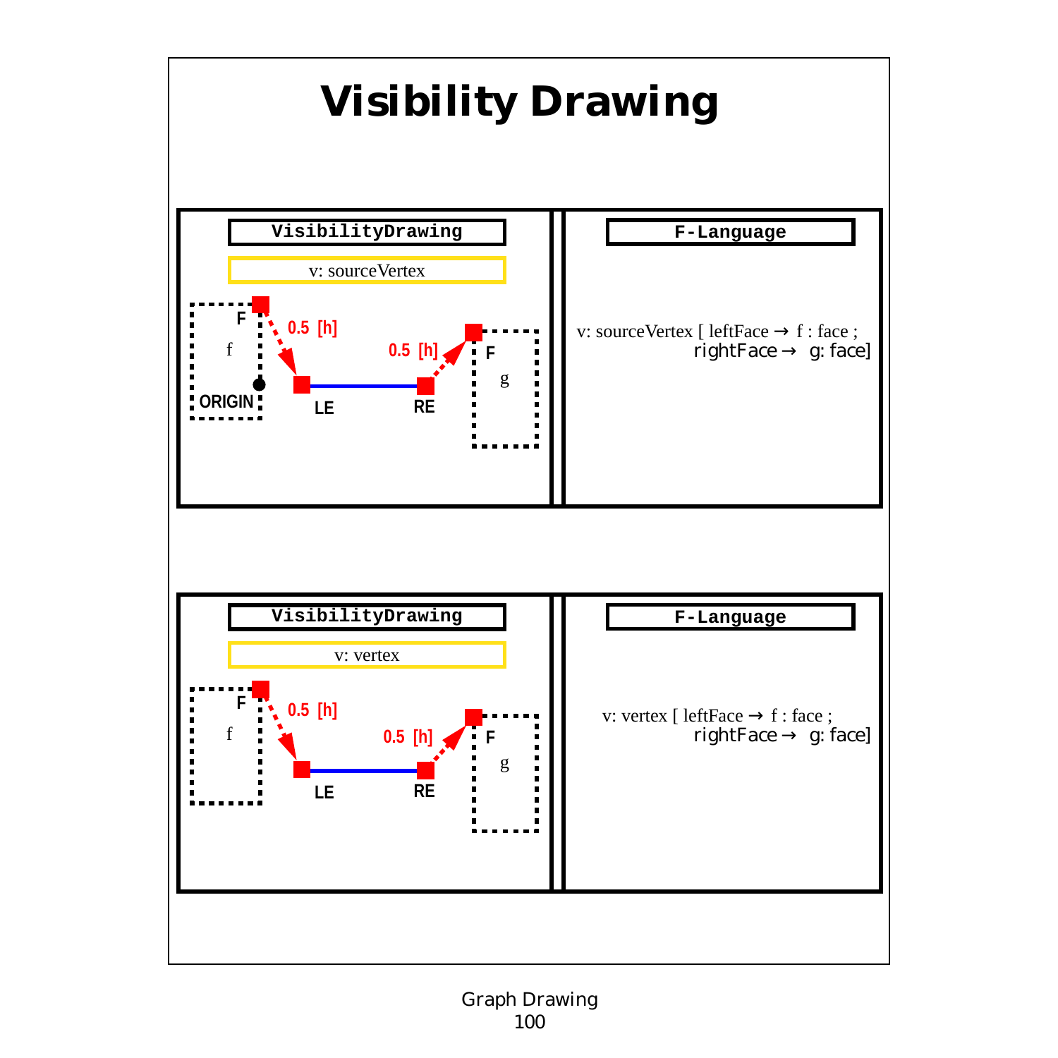# Visibility Drawing

**VisibilityDrawing**

v: sourceVertex

F f ORIGIN 0.5 [h] LE RE 0.5 [h] F g

**F-Language**

v: sourceVertex [ leftFace → f : face ;
rightFace → g: face]

**VisibilityDrawing**

v: vertex

F f 0.5 [h] LE RE 0.5 [h] F g

**F-Language**

v: vertex [ leftFace → f : face ;
rightFace → g: face]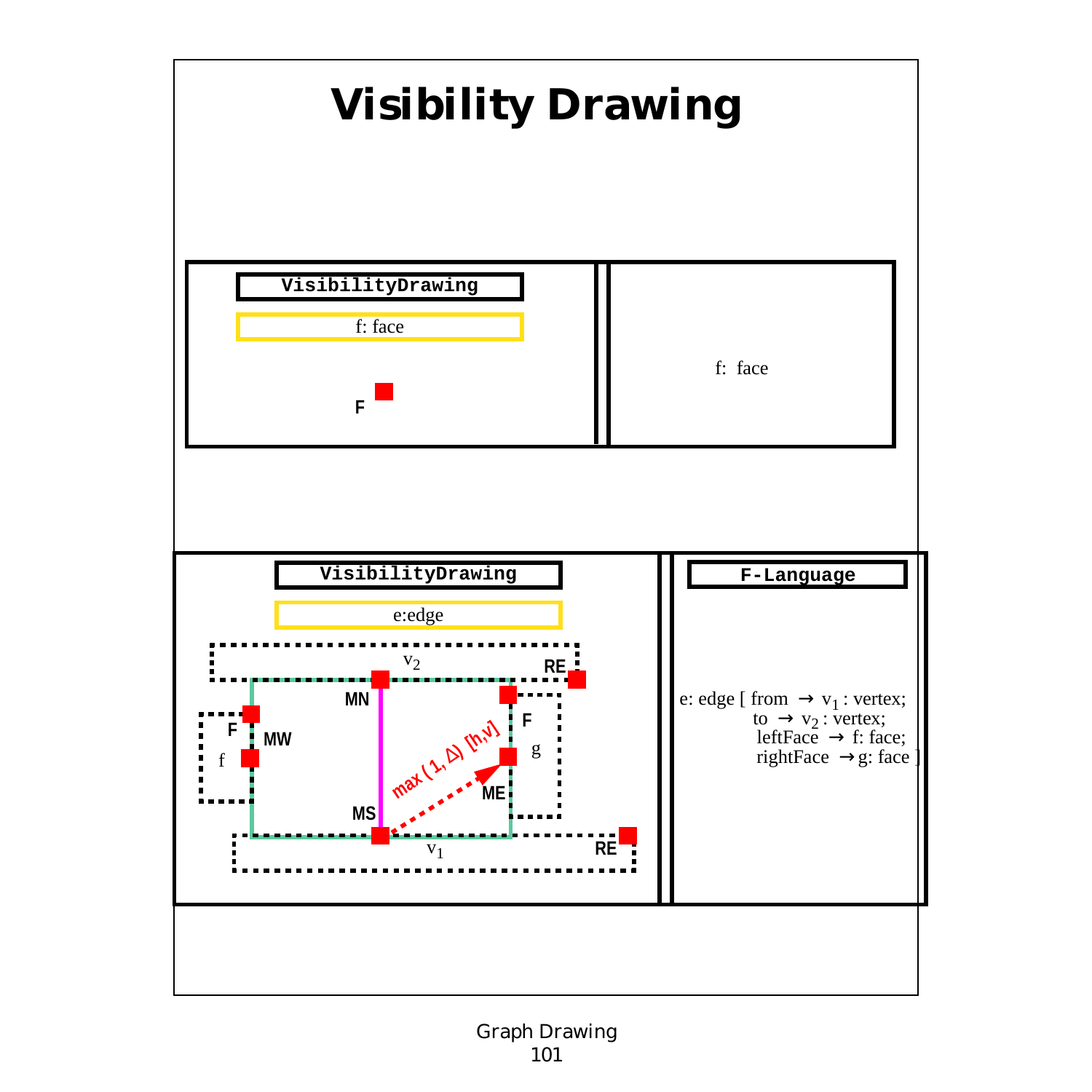# Visibility Drawing

**VisibilityDrawing**

f: face

F

f: face

**VisibilityDrawing**

e:edge

$v_2$ RE MN F MW f F g max (1, Δ) [h,v] ME MS $v_1$ RE

**F-Language**

e: edge [ from $\rightarrow$ $v_1$ : vertex;
to $\rightarrow$ $v_2$ : vertex;
leftFace $\rightarrow$ f: face;
rightFace $\rightarrow$ g: face ]

Graph Drawing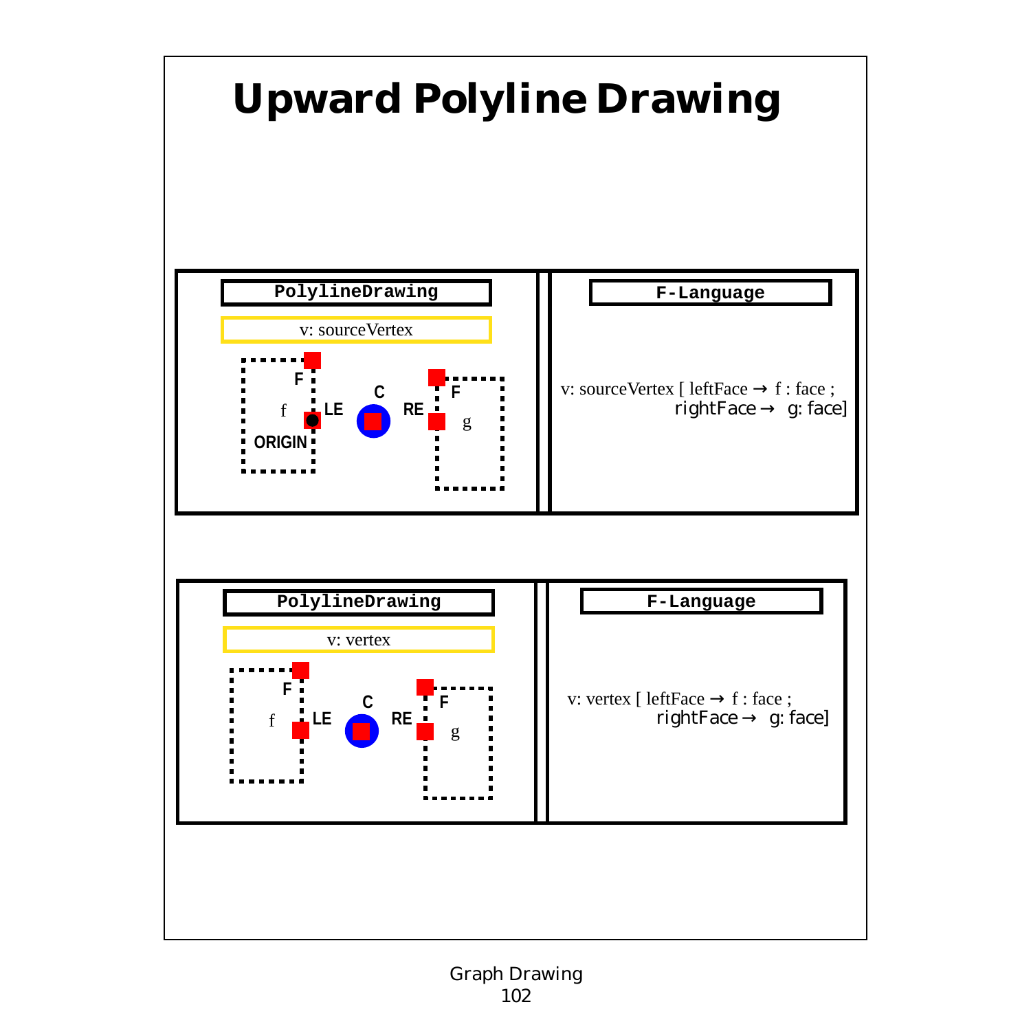# Upward Polyline Drawing

**PolylineDrawing**

v: sourceVertex

F f LE ORIGIN C RE F g

**F-Language**

v: sourceVertex [ leftFace → f : face ;
rightFace → g: face]

**PolylineDrawing**

v: vertex

F f LE C RE F g

**F-Language**

v: vertex [ leftFace → f : face ;
rightFace → g: face]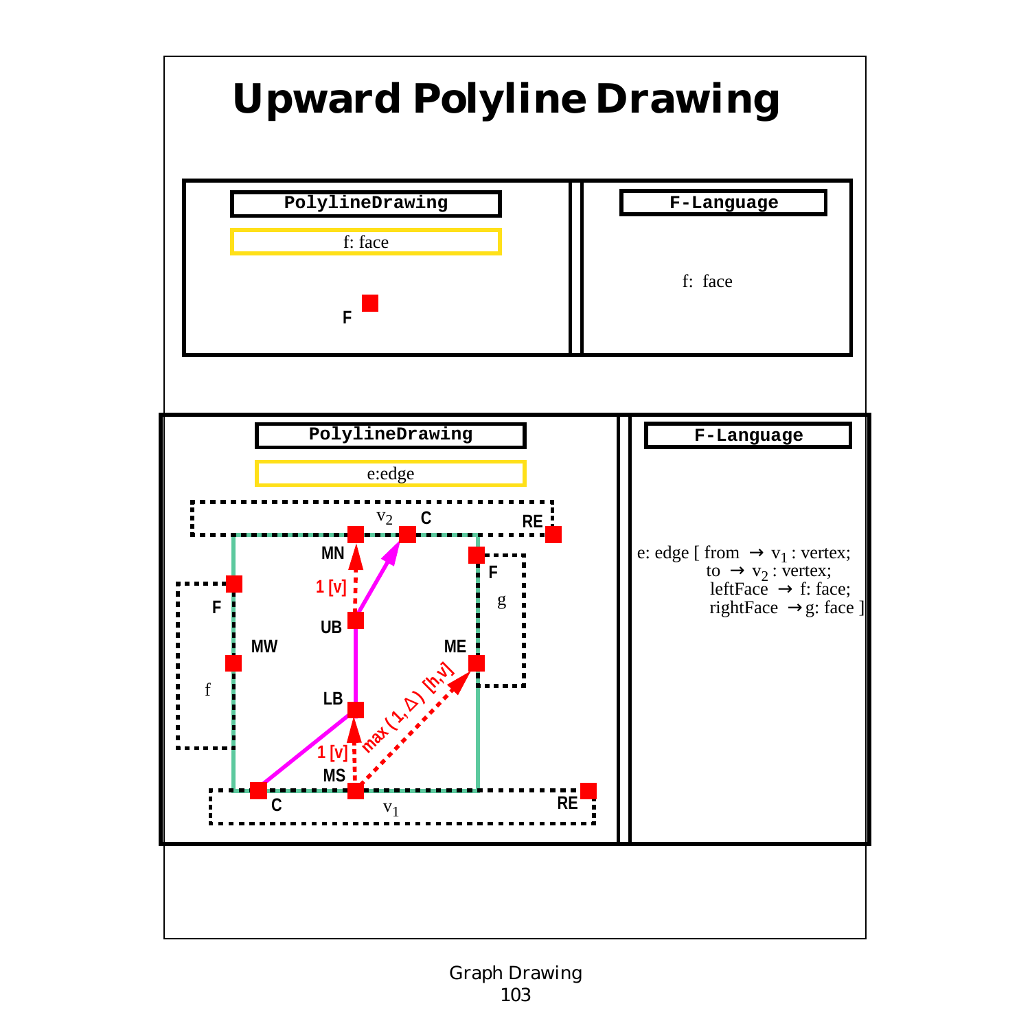# Upward Polyline Drawing

**PolylineDrawing**

f: face

F

**F-Language**

f: face

**PolylineDrawing**

e:edge

$v_2$ C RE

MN

F

1 [v]

g

F

UB

MW

ME

f

max ( 1, Δ) [h,v]

LB

1 [v]

MS

C $v_1$ RE

**F-Language**

e: edge [ from → $v_1$ : vertex;
to → $v_2$ : vertex;
leftFace → f: face;
rightFace → g: face ]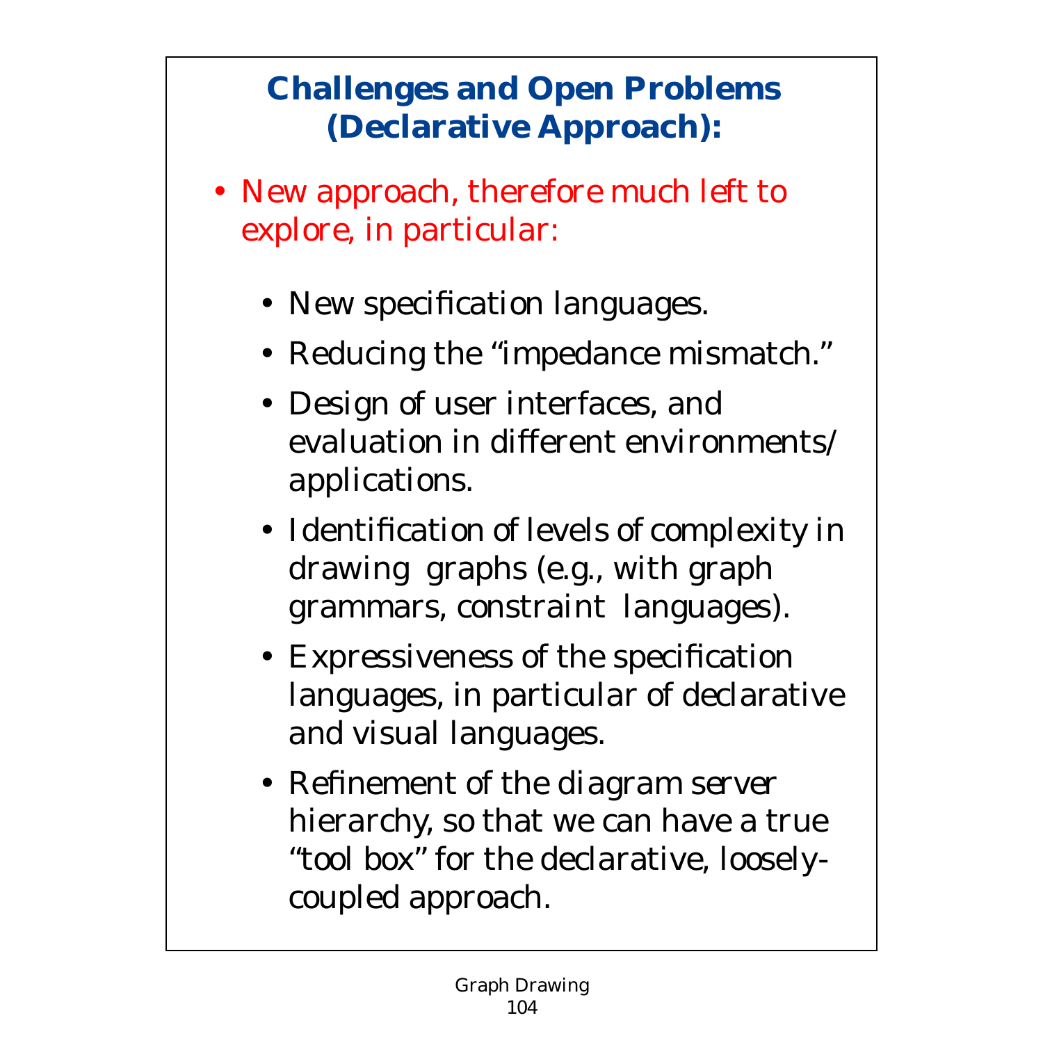## Challenges and Open Problems (Declarative Approach):

- New approach, therefore much left to explore, in particular:
  - New specification languages.
  - Reducing the "impedance mismatch."
  - Design of user interfaces, and evaluation in different environments/ applications.
  - Identification of levels of complexity in drawing graphs (e.g., with graph grammars, constraint languages).
  - Expressiveness of the specification languages, in particular of declarative and visual languages.
  - Refinement of the diagram server hierarchy, so that we can have a true "tool box" for the declarative, loosely-coupled approach.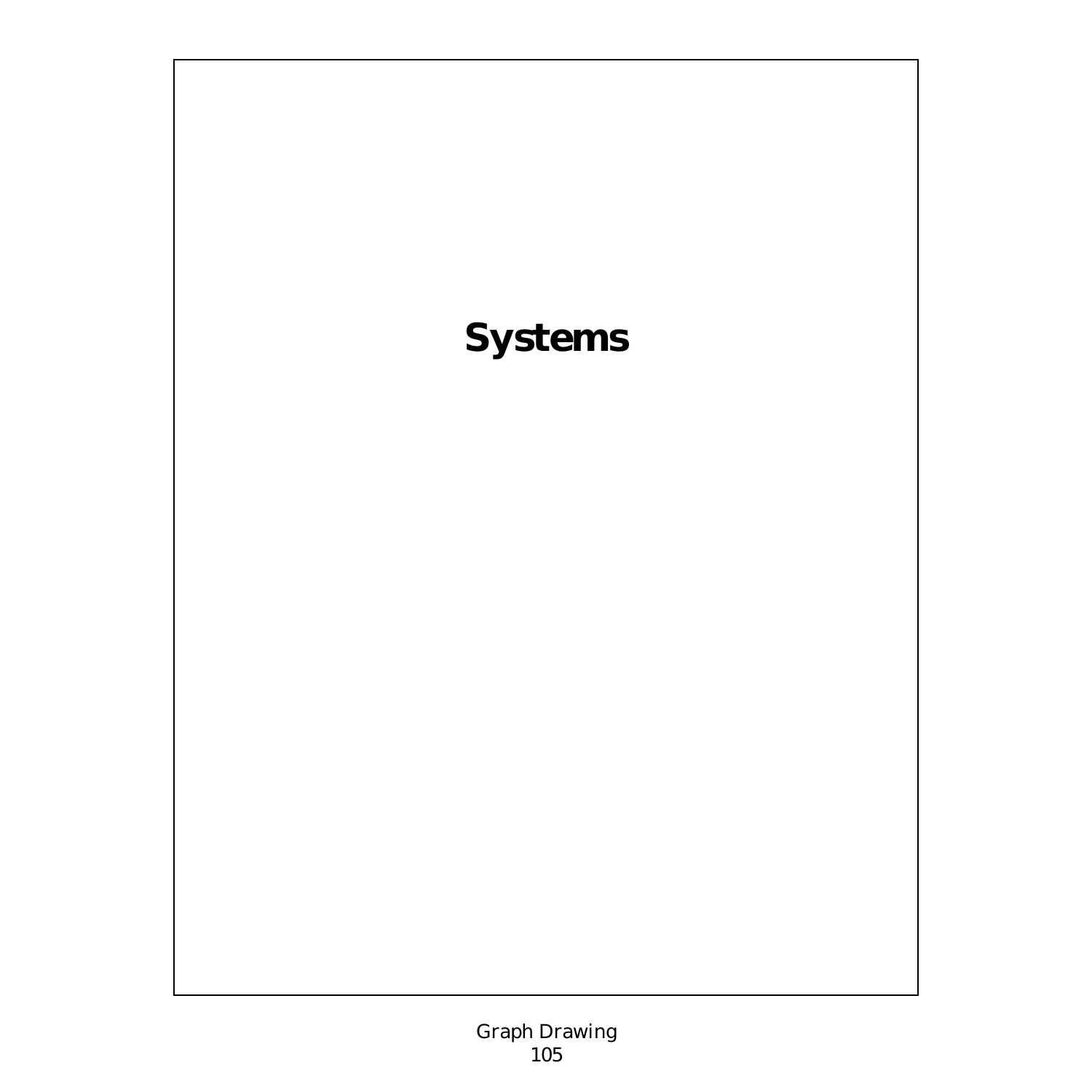# Systems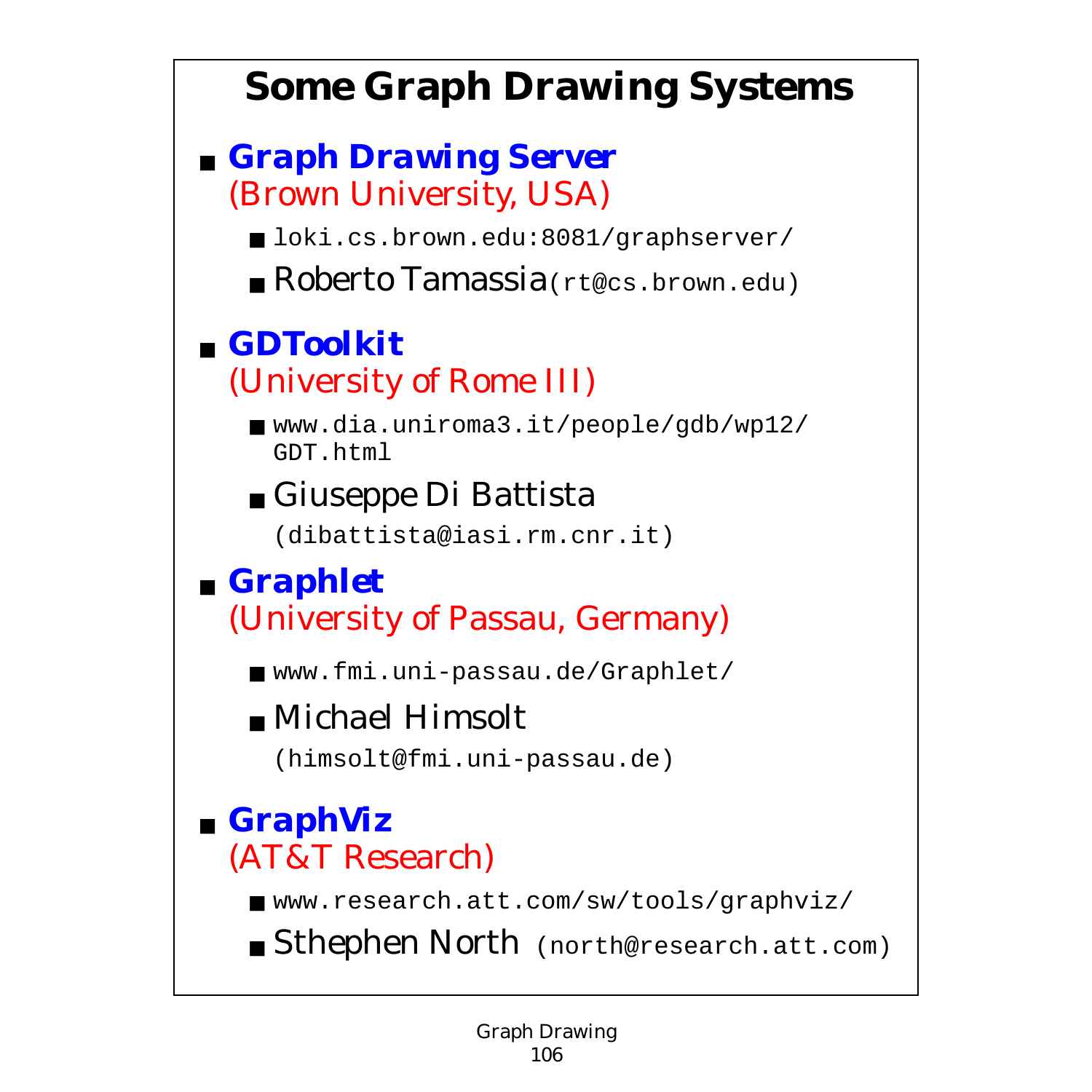# Some Graph Drawing Systems

- **Graph Drawing Server**
  (Brown University, USA)
  - `loki.cs.brown.edu:8081/graphserver/`
  - Roberto Tamassia (rt@cs.brown.edu)
- **GDToolkit**
  (University of Rome III)
  - `www.dia.uniroma3.it/people/gdb/wp12/GDT.html`
  - Giuseppe Di Battista
    (dibattista@iasi.rm.cnr.it)
- **Graphlet**
  (University of Passau, Germany)
  - `www.fmi.uni-passau.de/Graphlet/`
  - Michael Himsolt
    (himsolt@fmi.uni-passau.de)
- **GraphViz**
  (AT&T Research)
  - `www.research.att.com/sw/tools/graphviz/`
  - Sthephen North (north@research.att.com)